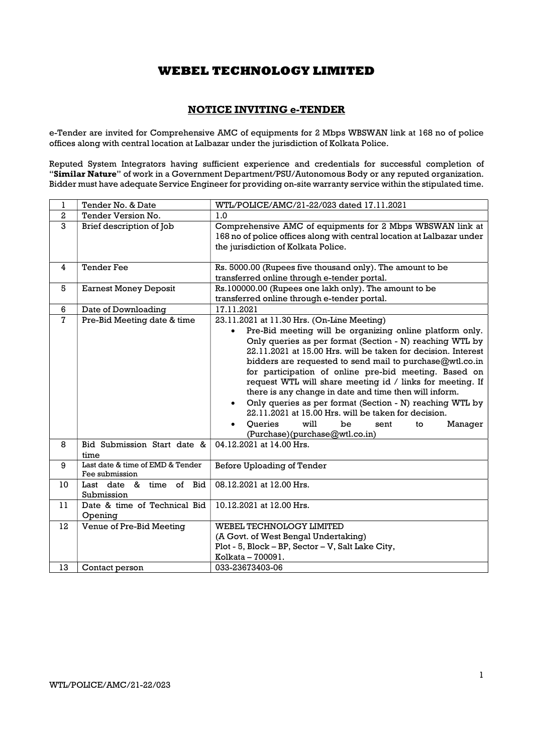# WEBEL TECHNOLOGY LIMITED

## NOTICE INVITING e-TENDER

e-Tender are invited for Comprehensive AMC of equipments for 2 Mbps WBSWAN link at 168 no of police offices along with central location at Lalbazar under the jurisdiction of Kolkata Police.

Reputed System Integrators having sufficient experience and credentials for successful completion of "**Similar Nature**" of work in a Government Department/PSU/Autonomous Body or any reputed organization. Bidder must have adequate Service Engineer for providing on-site warranty service within the stipulated time.

| 1 | Tender No. & Date | WTL/POLICE/AMC/21-22/023 dated 17.11.2021 |
|---|---|---|
| 2 | Tender Version No. | 1.0 |
| 3 | Brief description of Job | Comprehensive AMC of equipments for 2 Mbps WBSWAN link at 168 no of police offices along with central location at Lalbazar under the jurisdiction of Kolkata Police. |
| 4 | Tender Fee | Rs. 5000.00 (Rupees five thousand only). The amount to be transferred online through e-tender portal. |
| 5 | Earnest Money Deposit | Rs.100000.00 (Rupees one lakh only). The amount to be transferred online through e-tender portal. |
| 6 | Date of Downloading | 17.11.2021 |
| 7 | Pre-Bid Meeting date & time | 23.11.2021 at 11.30 Hrs. (On-Line Meeting)<br>• Pre-Bid meeting will be organizing online platform only. Only queries as per format (Section - N) reaching WTL by 22.11.2021 at 15.00 Hrs. will be taken for decision. Interest bidders are requested to send mail to purchase@wtl.co.in for participation of online pre-bid meeting. Based on request WTL will share meeting id / links for meeting. If there is any change in date and time then will inform.<br>• Only queries as per format (Section - N) reaching WTL by 22.11.2021 at 15.00 Hrs. will be taken for decision.<br>• Queries will be sent to Manager (Purchase)(purchase@wtl.co.in) |
| 8 | Bid Submission Start date & time | 04.12.2021 at 14.00 Hrs. |
| 9 | Last date & time of EMD & Tender Fee submission | Before Uploading of Tender |
| 10 | Last date & time of Bid Submission | 08.12.2021 at 12.00 Hrs. |
| 11 | Date & time of Technical Bid Opening | 10.12.2021 at 12.00 Hrs. |
| 12 | Venue of Pre-Bid Meeting | WEBEL TECHNOLOGY LIMITED<br>(A Govt. of West Bengal Undertaking)<br>Plot - 5, Block – BP, Sector – V, Salt Lake City,<br>Kolkata – 700091. |
| 13 | Contact person | 033-23673403-06 |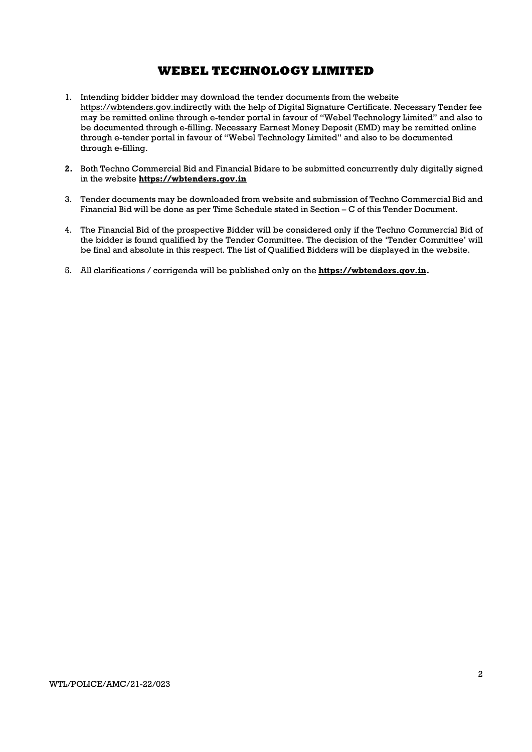# WEBEL TECHNOLOGY LIMITED

1. Intending bidder bidder may download the tender documents from the website https://wbtenders.gov.indirectly with the help of Digital Signature Certificate. Necessary Tender fee may be remitted online through e-tender portal in favour of "Webel Technology Limited" and also to be documented through e-filling. Necessary Earnest Money Deposit (EMD) may be remitted online through e-tender portal in favour of "Webel Technology Limited" and also to be documented through e-filling.

2. Both Techno Commercial Bid and Financial Bidare to be submitted concurrently duly digitally signed in the website **https://wbtenders.gov.in**

3. Tender documents may be downloaded from website and submission of Techno Commercial Bid and Financial Bid will be done as per Time Schedule stated in Section – C of this Tender Document.

4. The Financial Bid of the prospective Bidder will be considered only if the Techno Commercial Bid of the bidder is found qualified by the Tender Committee. The decision of the 'Tender Committee' will be final and absolute in this respect. The list of Qualified Bidders will be displayed in the website.

5. All clarifications / corrigenda will be published only on the **https://wbtenders.gov.in.**

WTL/POLICE/AMC/21-22/023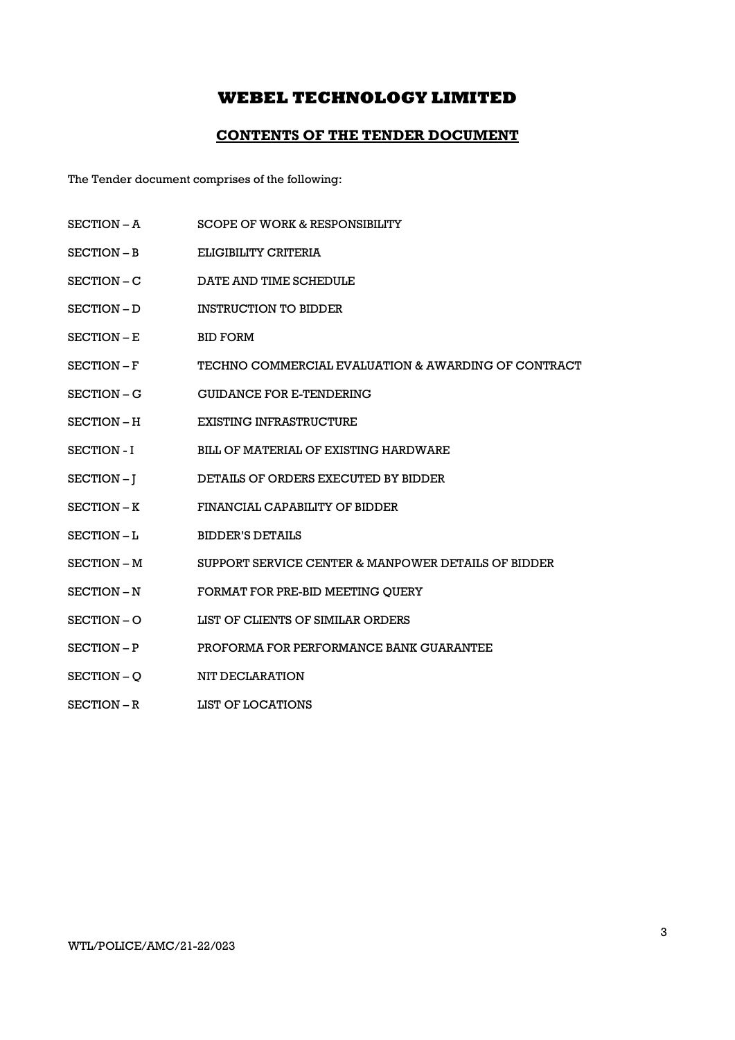# WEBEL TECHNOLOGY LIMITED

## CONTENTS OF THE TENDER DOCUMENT

The Tender document comprises of the following:

| | |
|---|---|
| SECTION – A | SCOPE OF WORK & RESPONSIBILITY |
| SECTION – B | ELIGIBILITY CRITERIA |
| SECTION – C | DATE AND TIME SCHEDULE |
| SECTION – D | INSTRUCTION TO BIDDER |
| SECTION – E | BID FORM |
| SECTION – F | TECHNO COMMERCIAL EVALUATION & AWARDING OF CONTRACT |
| SECTION – G | GUIDANCE FOR E-TENDERING |
| SECTION – H | EXISTING INFRASTRUCTURE |
| SECTION - I | BILL OF MATERIAL OF EXISTING HARDWARE |
| SECTION – J | DETAILS OF ORDERS EXECUTED BY BIDDER |
| SECTION – K | FINANCIAL CAPABILITY OF BIDDER |
| SECTION – L | BIDDER'S DETAILS |
| SECTION – M | SUPPORT SERVICE CENTER & MANPOWER DETAILS OF BIDDER |
| SECTION – N | FORMAT FOR PRE-BID MEETING QUERY |
| SECTION – O | LIST OF CLIENTS OF SIMILAR ORDERS |
| SECTION – P | PROFORMA FOR PERFORMANCE BANK GUARANTEE |
| SECTION – Q | NIT DECLARATION |
| SECTION – R | LIST OF LOCATIONS |

WTL/POLICE/AMC/21-22/023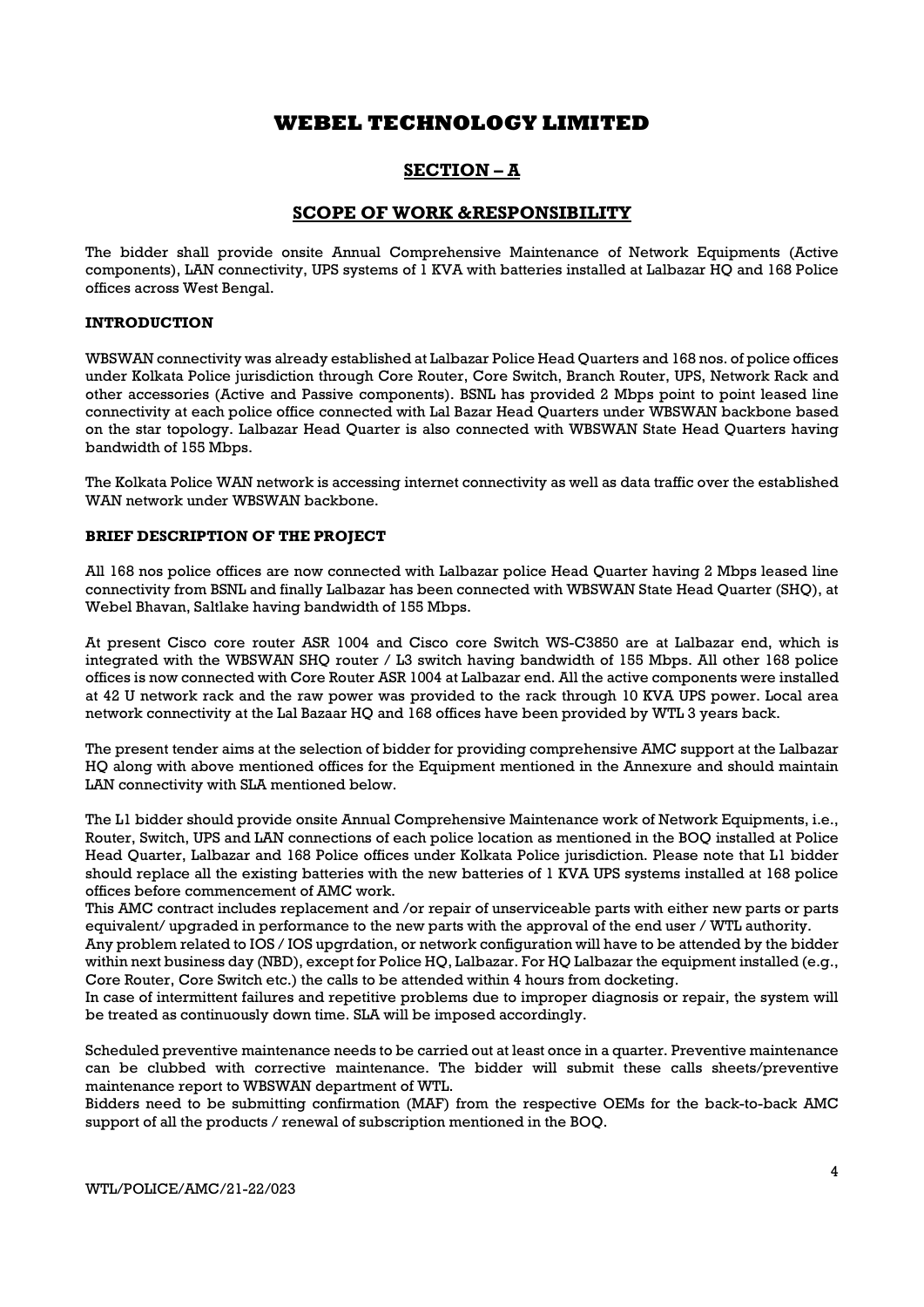# WEBEL TECHNOLOGY LIMITED

## SECTION – A

## SCOPE OF WORK &RESPONSIBILITY

The bidder shall provide onsite Annual Comprehensive Maintenance of Network Equipments (Active components), LAN connectivity, UPS systems of 1 KVA with batteries installed at Lalbazar HQ and 168 Police offices across West Bengal.

**INTRODUCTION**

WBSWAN connectivity was already established at Lalbazar Police Head Quarters and 168 nos. of police offices under Kolkata Police jurisdiction through Core Router, Core Switch, Branch Router, UPS, Network Rack and other accessories (Active and Passive components). BSNL has provided 2 Mbps point to point leased line connectivity at each police office connected with Lal Bazar Head Quarters under WBSWAN backbone based on the star topology. Lalbazar Head Quarter is also connected with WBSWAN State Head Quarters having bandwidth of 155 Mbps.

The Kolkata Police WAN network is accessing internet connectivity as well as data traffic over the established WAN network under WBSWAN backbone.

**BRIEF DESCRIPTION OF THE PROJECT**

All 168 nos police offices are now connected with Lalbazar police Head Quarter having 2 Mbps leased line connectivity from BSNL and finally Lalbazar has been connected with WBSWAN State Head Quarter (SHQ), at Webel Bhavan, Saltlake having bandwidth of 155 Mbps.

At present Cisco core router ASR 1004 and Cisco core Switch WS-C3850 are at Lalbazar end, which is integrated with the WBSWAN SHQ router / L3 switch having bandwidth of 155 Mbps. All other 168 police offices is now connected with Core Router ASR 1004 at Lalbazar end. All the active components were installed at 42 U network rack and the raw power was provided to the rack through 10 KVA UPS power. Local area network connectivity at the Lal Bazaar HQ and 168 offices have been provided by WTL 3 years back.

The present tender aims at the selection of bidder for providing comprehensive AMC support at the Lalbazar HQ along with above mentioned offices for the Equipment mentioned in the Annexure and should maintain LAN connectivity with SLA mentioned below.

The L1 bidder should provide onsite Annual Comprehensive Maintenance work of Network Equipments, i.e., Router, Switch, UPS and LAN connections of each police location as mentioned in the BOQ installed at Police Head Quarter, Lalbazar and 168 Police offices under Kolkata Police jurisdiction. Please note that L1 bidder should replace all the existing batteries with the new batteries of 1 KVA UPS systems installed at 168 police offices before commencement of AMC work.

This AMC contract includes replacement and /or repair of unserviceable parts with either new parts or parts equivalent/ upgraded in performance to the new parts with the approval of the end user / WTL authority.

Any problem related to IOS / IOS upgrdation, or network configuration will have to be attended by the bidder within next business day (NBD), except for Police HQ, Lalbazar. For HQ Lalbazar the equipment installed (e.g., Core Router, Core Switch etc.) the calls to be attended within 4 hours from docketing.

In case of intermittent failures and repetitive problems due to improper diagnosis or repair, the system will be treated as continuously down time. SLA will be imposed accordingly.

Scheduled preventive maintenance needs to be carried out at least once in a quarter. Preventive maintenance can be clubbed with corrective maintenance. The bidder will submit these calls sheets/preventive maintenance report to WBSWAN department of WTL.

Bidders need to be submitting confirmation (MAF) from the respective OEMs for the back-to-back AMC support of all the products / renewal of subscription mentioned in the BOQ.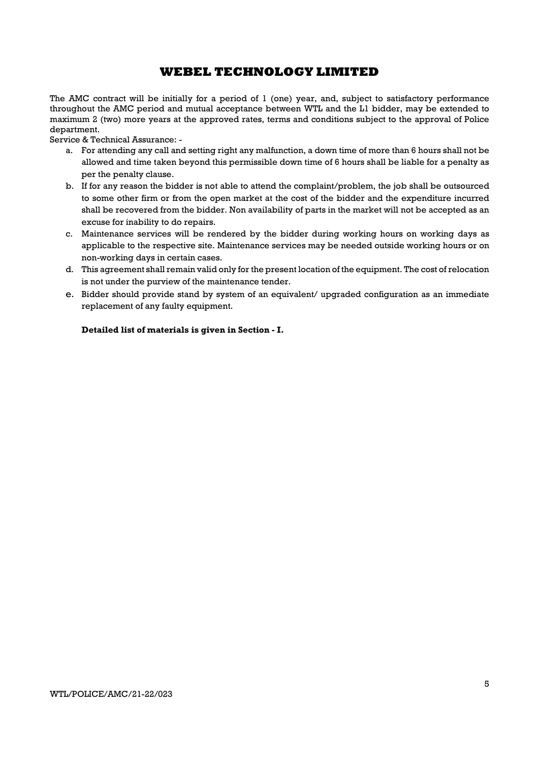The AMC contract will be initially for a period of 1 (one) year, and, subject to satisfactory performance throughout the AMC period and mutual acceptance between WTL and the L1 bidder, may be extended to maximum 2 (two) more years at the approved rates, terms and conditions subject to the approval of Police department.

Service & Technical Assurance: -

a. For attending any call and setting right any malfunction, a down time of more than 6 hours shall not be allowed and time taken beyond this permissible down time of 6 hours shall be liable for a penalty as per the penalty clause.
b. If for any reason the bidder is not able to attend the complaint/problem, the job shall be outsourced to some other firm or from the open market at the cost of the bidder and the expenditure incurred shall be recovered from the bidder. Non availability of parts in the market will not be accepted as an excuse for inability to do repairs.
c. Maintenance services will be rendered by the bidder during working hours on working days as applicable to the respective site. Maintenance services may be needed outside working hours or on non-working days in certain cases.
d. This agreement shall remain valid only for the present location of the equipment. The cost of relocation is not under the purview of the maintenance tender.
e. Bidder should provide stand by system of an equivalent/ upgraded configuration as an immediate replacement of any faulty equipment.

**Detailed list of materials is given in Section - I.**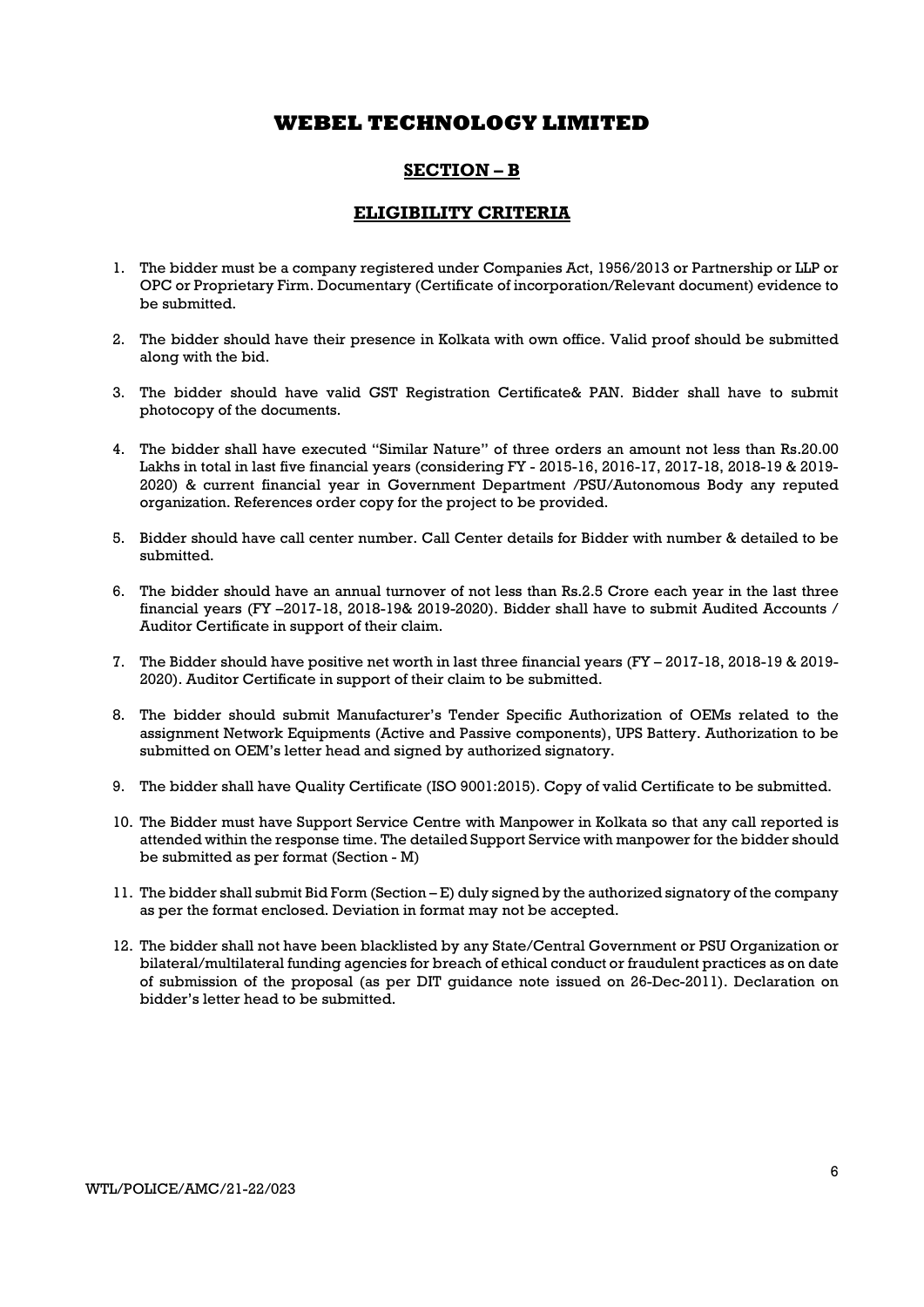# WEBEL TECHNOLOGY LIMITED

## SECTION – B

## ELIGIBILITY CRITERIA

1. The bidder must be a company registered under Companies Act, 1956/2013 or Partnership or LLP or OPC or Proprietary Firm. Documentary (Certificate of incorporation/Relevant document) evidence to be submitted.

2. The bidder should have their presence in Kolkata with own office. Valid proof should be submitted along with the bid.

3. The bidder should have valid GST Registration Certificate& PAN. Bidder shall have to submit photocopy of the documents.

4. The bidder shall have executed "Similar Nature" of three orders an amount not less than Rs.20.00 Lakhs in total in last five financial years (considering FY - 2015-16, 2016-17, 2017-18, 2018-19 & 2019-2020) & current financial year in Government Department /PSU/Autonomous Body any reputed organization. References order copy for the project to be provided.

5. Bidder should have call center number. Call Center details for Bidder with number & detailed to be submitted.

6. The bidder should have an annual turnover of not less than Rs.2.5 Crore each year in the last three financial years (FY –2017-18, 2018-19& 2019-2020). Bidder shall have to submit Audited Accounts / Auditor Certificate in support of their claim.

7. The Bidder should have positive net worth in last three financial years (FY – 2017-18, 2018-19 & 2019-2020). Auditor Certificate in support of their claim to be submitted.

8. The bidder should submit Manufacturer's Tender Specific Authorization of OEMs related to the assignment Network Equipments (Active and Passive components), UPS Battery. Authorization to be submitted on OEM's letter head and signed by authorized signatory.

9. The bidder shall have Quality Certificate (ISO 9001:2015). Copy of valid Certificate to be submitted.

10. The Bidder must have Support Service Centre with Manpower in Kolkata so that any call reported is attended within the response time. The detailed Support Service with manpower for the bidder should be submitted as per format (Section - M)

11. The bidder shall submit Bid Form (Section – E) duly signed by the authorized signatory of the company as per the format enclosed. Deviation in format may not be accepted.

12. The bidder shall not have been blacklisted by any State/Central Government or PSU Organization or bilateral/multilateral funding agencies for breach of ethical conduct or fraudulent practices as on date of submission of the proposal (as per DIT guidance note issued on 26-Dec-2011). Declaration on bidder's letter head to be submitted.

WTL/POLICE/AMC/21-22/023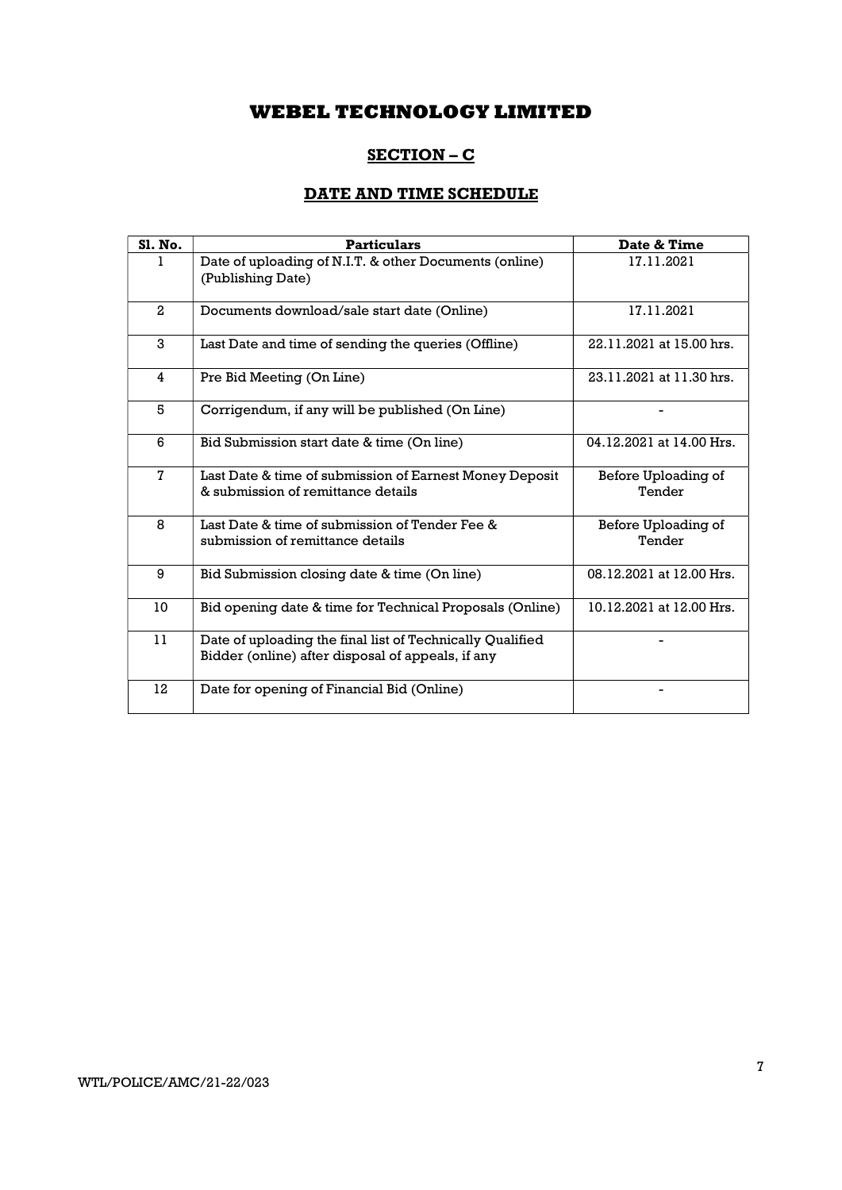# WEBEL TECHNOLOGY LIMITED

## SECTION – C

## DATE AND TIME SCHEDULE

| Sl. No. | Particulars | Date & Time |
|---|---|---|
| 1 | Date of uploading of N.I.T. & other Documents (online) (Publishing Date) | 17.11.2021 |
| 2 | Documents download/sale start date (Online) | 17.11.2021 |
| 3 | Last Date and time of sending the queries (Offline) | 22.11.2021 at 15.00 hrs. |
| 4 | Pre Bid Meeting (On Line) | 23.11.2021 at 11.30 hrs. |
| 5 | Corrigendum, if any will be published (On Line) | - |
| 6 | Bid Submission start date & time (On line) | 04.12.2021 at 14.00 Hrs. |
| 7 | Last Date & time of submission of Earnest Money Deposit & submission of remittance details | Before Uploading of Tender |
| 8 | Last Date & time of submission of Tender Fee & submission of remittance details | Before Uploading of Tender |
| 9 | Bid Submission closing date & time (On line) | 08.12.2021 at 12.00 Hrs. |
| 10 | Bid opening date & time for Technical Proposals (Online) | 10.12.2021 at 12.00 Hrs. |
| 11 | Date of uploading the final list of Technically Qualified Bidder (online) after disposal of appeals, if any | - |
| 12 | Date for opening of Financial Bid (Online) | - |

WTL/POLICE/AMC/21-22/023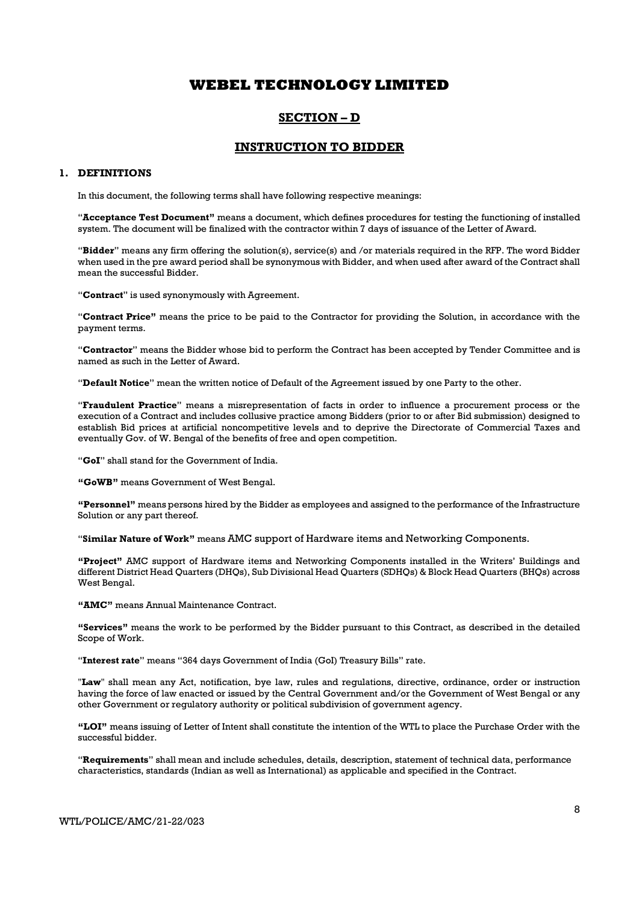# WEBEL TECHNOLOGY LIMITED

## SECTION – D

## INSTRUCTION TO BIDDER

### 1. DEFINITIONS

In this document, the following terms shall have following respective meanings:

"**Acceptance Test Document"** means a document, which defines procedures for testing the functioning of installed system. The document will be finalized with the contractor within 7 days of issuance of the Letter of Award.

"**Bidder**" means any firm offering the solution(s), service(s) and /or materials required in the RFP. The word Bidder when used in the pre award period shall be synonymous with Bidder, and when used after award of the Contract shall mean the successful Bidder.

"**Contract**" is used synonymously with Agreement.

"**Contract Price"** means the price to be paid to the Contractor for providing the Solution, in accordance with the payment terms.

"**Contractor**" means the Bidder whose bid to perform the Contract has been accepted by Tender Committee and is named as such in the Letter of Award.

"**Default Notice**" mean the written notice of Default of the Agreement issued by one Party to the other.

"**Fraudulent Practice**" means a misrepresentation of facts in order to influence a procurement process or the execution of a Contract and includes collusive practice among Bidders (prior to or after Bid submission) designed to establish Bid prices at artificial noncompetitive levels and to deprive the Directorate of Commercial Taxes and eventually Gov. of W. Bengal of the benefits of free and open competition.

"**GoI**" shall stand for the Government of India.

**"GoWB"** means Government of West Bengal.

**"Personnel"** means persons hired by the Bidder as employees and assigned to the performance of the Infrastructure Solution or any part thereof.

"**Similar Nature of Work"** means AMC support of Hardware items and Networking Components.

**"Project"** AMC support of Hardware items and Networking Components installed in the Writers' Buildings and different District Head Quarters (DHQs), Sub Divisional Head Quarters (SDHQs) & Block Head Quarters (BHQs) across West Bengal.

**"AMC"** means Annual Maintenance Contract.

**"Services"** means the work to be performed by the Bidder pursuant to this Contract, as described in the detailed Scope of Work.

"**Interest rate**" means "364 days Government of India (GoI) Treasury Bills" rate.

"**Law**" shall mean any Act, notification, bye law, rules and regulations, directive, ordinance, order or instruction having the force of law enacted or issued by the Central Government and/or the Government of West Bengal or any other Government or regulatory authority or political subdivision of government agency.

**"LOI"** means issuing of Letter of Intent shall constitute the intention of the WTL to place the Purchase Order with the successful bidder.

"**Requirements**" shall mean and include schedules, details, description, statement of technical data, performance characteristics, standards (Indian as well as International) as applicable and specified in the Contract.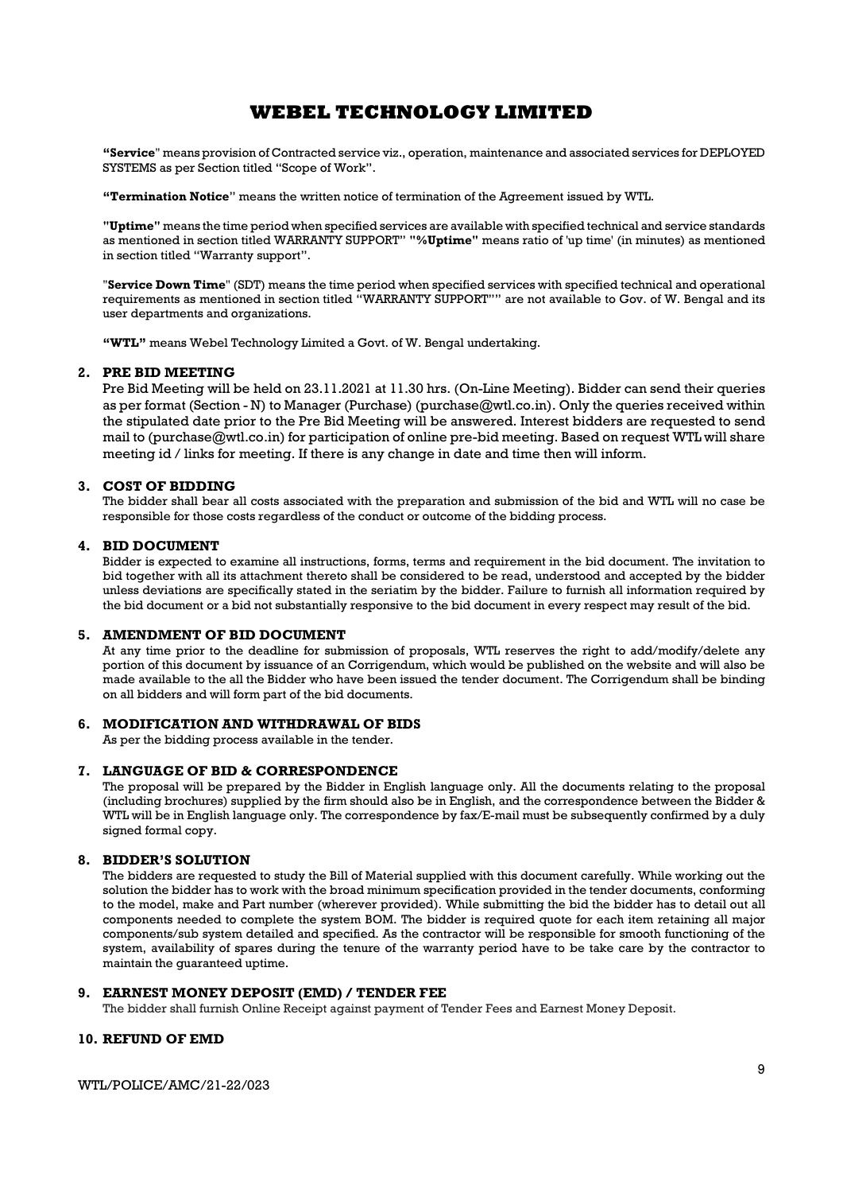**"Service**" means provision of Contracted service viz., operation, maintenance and associated services for DEPLOYED SYSTEMS as per Section titled "Scope of Work".

**"Termination Notice**" means the written notice of termination of the Agreement issued by WTL.

**"Uptime"** means the time period when specified services are available with specified technical and service standards as mentioned in section titled WARRANTY SUPPORT" **"%Uptime"** means ratio of 'up time' (in minutes) as mentioned in section titled "Warranty support".

"**Service Down Time**" (SDT) means the time period when specified services with specified technical and operational requirements as mentioned in section titled "WARRANTY SUPPORT"" are not available to Gov. of W. Bengal and its user departments and organizations.

**"WTL"** means Webel Technology Limited a Govt. of W. Bengal undertaking.

## 2. PRE BID MEETING

Pre Bid Meeting will be held on 23.11.2021 at 11.30 hrs. (On-Line Meeting). Bidder can send their queries as per format (Section - N) to Manager (Purchase) (purchase@wtl.co.in). Only the queries received within the stipulated date prior to the Pre Bid Meeting will be answered. Interest bidders are requested to send mail to (purchase@wtl.co.in) for participation of online pre-bid meeting. Based on request WTL will share meeting id / links for meeting. If there is any change in date and time then will inform.

## 3. COST OF BIDDING

The bidder shall bear all costs associated with the preparation and submission of the bid and WTL will no case be responsible for those costs regardless of the conduct or outcome of the bidding process.

## 4. BID DOCUMENT

Bidder is expected to examine all instructions, forms, terms and requirement in the bid document. The invitation to bid together with all its attachment thereto shall be considered to be read, understood and accepted by the bidder unless deviations are specifically stated in the seriatim by the bidder. Failure to furnish all information required by the bid document or a bid not substantially responsive to the bid document in every respect may result of the bid.

## 5. AMENDMENT OF BID DOCUMENT

At any time prior to the deadline for submission of proposals, WTL reserves the right to add/modify/delete any portion of this document by issuance of an Corrigendum, which would be published on the website and will also be made available to the all the Bidder who have been issued the tender document. The Corrigendum shall be binding on all bidders and will form part of the bid documents.

## 6. MODIFICATION AND WITHDRAWAL OF BIDS

As per the bidding process available in the tender.

## 7. LANGUAGE OF BID & CORRESPONDENCE

The proposal will be prepared by the Bidder in English language only. All the documents relating to the proposal (including brochures) supplied by the firm should also be in English, and the correspondence between the Bidder & WTL will be in English language only. The correspondence by fax/E-mail must be subsequently confirmed by a duly signed formal copy.

## 8. BIDDER'S SOLUTION

The bidders are requested to study the Bill of Material supplied with this document carefully. While working out the solution the bidder has to work with the broad minimum specification provided in the tender documents, conforming to the model, make and Part number (wherever provided). While submitting the bid the bidder has to detail out all components needed to complete the system BOM. The bidder is required quote for each item retaining all major components/sub system detailed and specified. As the contractor will be responsible for smooth functioning of the system, availability of spares during the tenure of the warranty period have to be take care by the contractor to maintain the guaranteed uptime.

## 9. EARNEST MONEY DEPOSIT (EMD) / TENDER FEE

The bidder shall furnish Online Receipt against payment of Tender Fees and Earnest Money Deposit.

## 10. REFUND OF EMD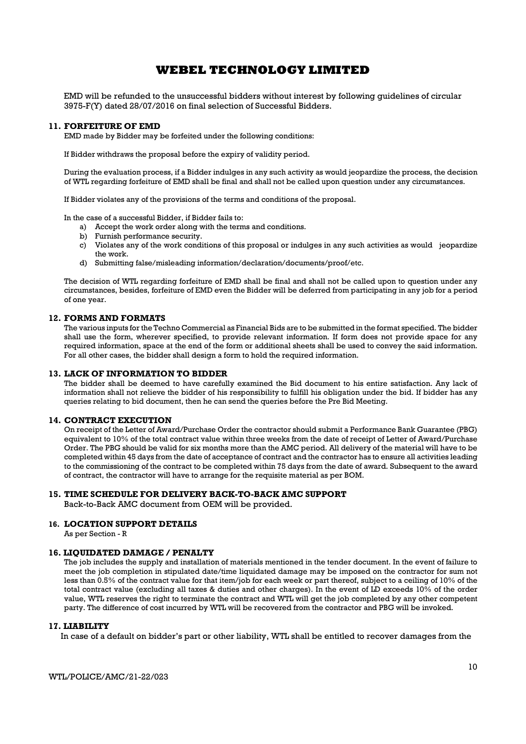EMD will be refunded to the unsuccessful bidders without interest by following guidelines of circular 3975-F(Y) dated 28/07/2016 on final selection of Successful Bidders.

### 11. FORFEITURE OF EMD

EMD made by Bidder may be forfeited under the following conditions:

If Bidder withdraws the proposal before the expiry of validity period.

During the evaluation process, if a Bidder indulges in any such activity as would jeopardize the process, the decision of WTL regarding forfeiture of EMD shall be final and shall not be called upon question under any circumstances.

If Bidder violates any of the provisions of the terms and conditions of the proposal.

In the case of a successful Bidder, if Bidder fails to:

a) Accept the work order along with the terms and conditions.
b) Furnish performance security.
c) Violates any of the work conditions of this proposal or indulges in any such activities as would jeopardize the work.
d) Submitting false/misleading information/declaration/documents/proof/etc.

The decision of WTL regarding forfeiture of EMD shall be final and shall not be called upon to question under any circumstances, besides, forfeiture of EMD even the Bidder will be deferred from participating in any job for a period of one year.

### 12. FORMS AND FORMATS

The various inputs for the Techno Commercial as Financial Bids are to be submitted in the format specified. The bidder shall use the form, wherever specified, to provide relevant information. If form does not provide space for any required information, space at the end of the form or additional sheets shall be used to convey the said information. For all other cases, the bidder shall design a form to hold the required information.

### 13. LACK OF INFORMATION TO BIDDER

The bidder shall be deemed to have carefully examined the Bid document to his entire satisfaction. Any lack of information shall not relieve the bidder of his responsibility to fulfill his obligation under the bid. If bidder has any queries relating to bid document, then he can send the queries before the Pre Bid Meeting.

### 14. CONTRACT EXECUTION

On receipt of the Letter of Award/Purchase Order the contractor should submit a Performance Bank Guarantee (PBG) equivalent to 10% of the total contract value within three weeks from the date of receipt of Letter of Award/Purchase Order. The PBG should be valid for six months more than the AMC period. All delivery of the material will have to be completed within 45 days from the date of acceptance of contract and the contractor has to ensure all activities leading to the commissioning of the contract to be completed within 75 days from the date of award. Subsequent to the award of contract, the contractor will have to arrange for the requisite material as per BOM.

### 15. TIME SCHEDULE FOR DELIVERY BACK-TO-BACK AMC SUPPORT

Back-to-Back AMC document from OEM will be provided.

### 16. LOCATION SUPPORT DETAILS

As per Section - R

### 16. LIQUIDATED DAMAGE / PENALTY

The job includes the supply and installation of materials mentioned in the tender document. In the event of failure to meet the job completion in stipulated date/time liquidated damage may be imposed on the contractor for sum not less than 0.5% of the contract value for that item/job for each week or part thereof, subject to a ceiling of 10% of the total contract value (excluding all taxes & duties and other charges). In the event of LD exceeds 10% of the order value, WTL reserves the right to terminate the contract and WTL will get the job completed by any other competent party. The difference of cost incurred by WTL will be recovered from the contractor and PBG will be invoked.

### 17. LIABILITY

In case of a default on bidder's part or other liability, WTL shall be entitled to recover damages from the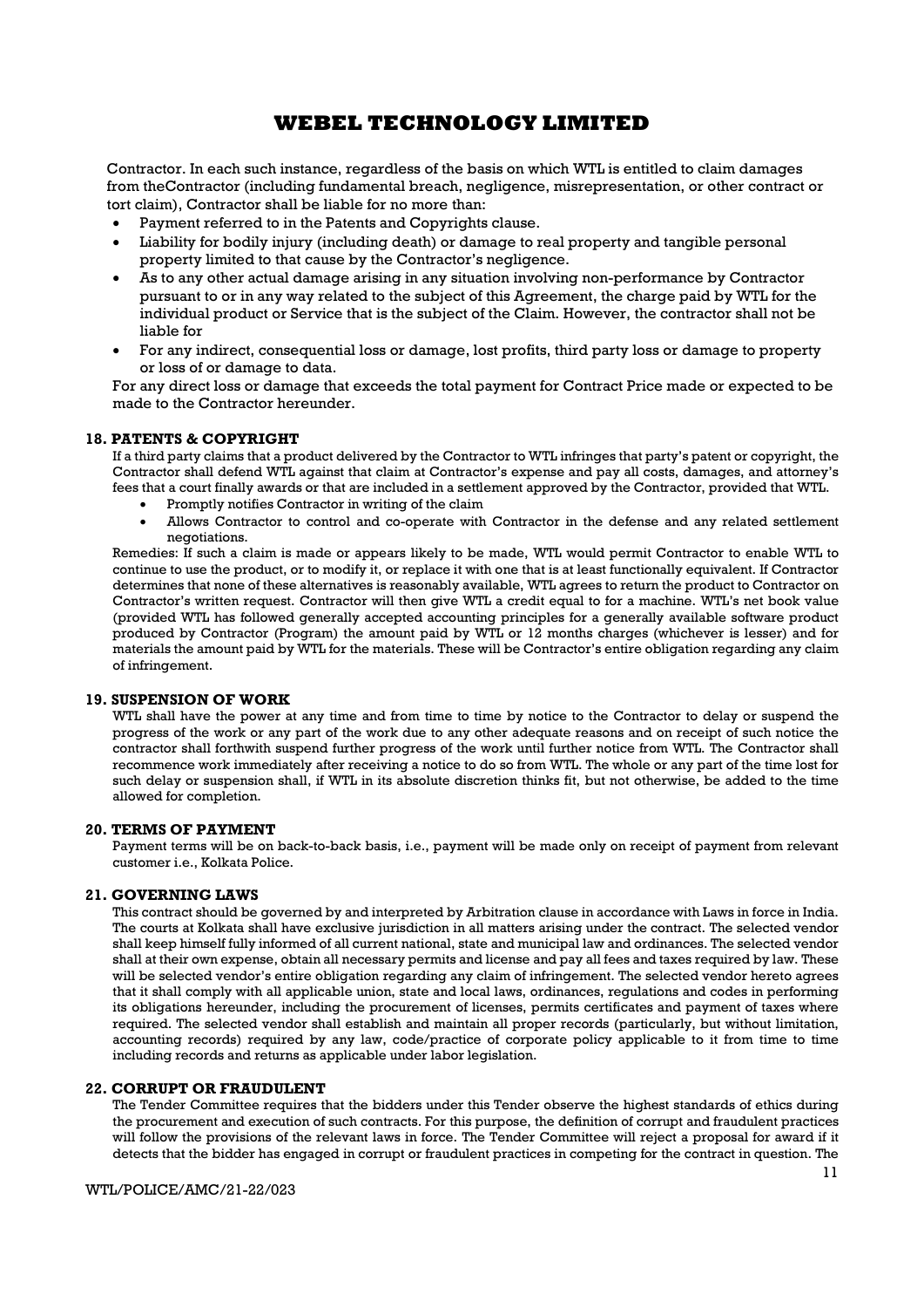Contractor. In each such instance, regardless of the basis on which WTL is entitled to claim damages from theContractor (including fundamental breach, negligence, misrepresentation, or other contract or tort claim), Contractor shall be liable for no more than:

- Payment referred to in the Patents and Copyrights clause.
- Liability for bodily injury (including death) or damage to real property and tangible personal property limited to that cause by the Contractor's negligence.
- As to any other actual damage arising in any situation involving non-performance by Contractor pursuant to or in any way related to the subject of this Agreement, the charge paid by WTL for the individual product or Service that is the subject of the Claim. However, the contractor shall not be liable for
- For any indirect, consequential loss or damage, lost profits, third party loss or damage to property or loss of or damage to data.

For any direct loss or damage that exceeds the total payment for Contract Price made or expected to be made to the Contractor hereunder.

## 18. PATENTS & COPYRIGHT

If a third party claims that a product delivered by the Contractor to WTL infringes that party's patent or copyright, the Contractor shall defend WTL against that claim at Contractor's expense and pay all costs, damages, and attorney's fees that a court finally awards or that are included in a settlement approved by the Contractor, provided that WTL.

- Promptly notifies Contractor in writing of the claim
- Allows Contractor to control and co-operate with Contractor in the defense and any related settlement negotiations.

Remedies: If such a claim is made or appears likely to be made, WTL would permit Contractor to enable WTL to continue to use the product, or to modify it, or replace it with one that is at least functionally equivalent. If Contractor determines that none of these alternatives is reasonably available, WTL agrees to return the product to Contractor on Contractor's written request. Contractor will then give WTL a credit equal to for a machine. WTL's net book value (provided WTL has followed generally accepted accounting principles for a generally available software product produced by Contractor (Program) the amount paid by WTL or 12 months charges (whichever is lesser) and for materials the amount paid by WTL for the materials. These will be Contractor's entire obligation regarding any claim of infringement.

## 19. SUSPENSION OF WORK

WTL shall have the power at any time and from time to time by notice to the Contractor to delay or suspend the progress of the work or any part of the work due to any other adequate reasons and on receipt of such notice the contractor shall forthwith suspend further progress of the work until further notice from WTL. The Contractor shall recommence work immediately after receiving a notice to do so from WTL. The whole or any part of the time lost for such delay or suspension shall, if WTL in its absolute discretion thinks fit, but not otherwise, be added to the time allowed for completion.

## 20. TERMS OF PAYMENT

Payment terms will be on back-to-back basis, i.e., payment will be made only on receipt of payment from relevant customer i.e., Kolkata Police.

## 21. GOVERNING LAWS

This contract should be governed by and interpreted by Arbitration clause in accordance with Laws in force in India. The courts at Kolkata shall have exclusive jurisdiction in all matters arising under the contract. The selected vendor shall keep himself fully informed of all current national, state and municipal law and ordinances. The selected vendor shall at their own expense, obtain all necessary permits and license and pay all fees and taxes required by law. These will be selected vendor's entire obligation regarding any claim of infringement. The selected vendor hereto agrees that it shall comply with all applicable union, state and local laws, ordinances, regulations and codes in performing its obligations hereunder, including the procurement of licenses, permits certificates and payment of taxes where required. The selected vendor shall establish and maintain all proper records (particularly, but without limitation, accounting records) required by any law, code/practice of corporate policy applicable to it from time to time including records and returns as applicable under labor legislation.

## 22. CORRUPT OR FRAUDULENT

The Tender Committee requires that the bidders under this Tender observe the highest standards of ethics during the procurement and execution of such contracts. For this purpose, the definition of corrupt and fraudulent practices will follow the provisions of the relevant laws in force. The Tender Committee will reject a proposal for award if it detects that the bidder has engaged in corrupt or fraudulent practices in competing for the contract in question. The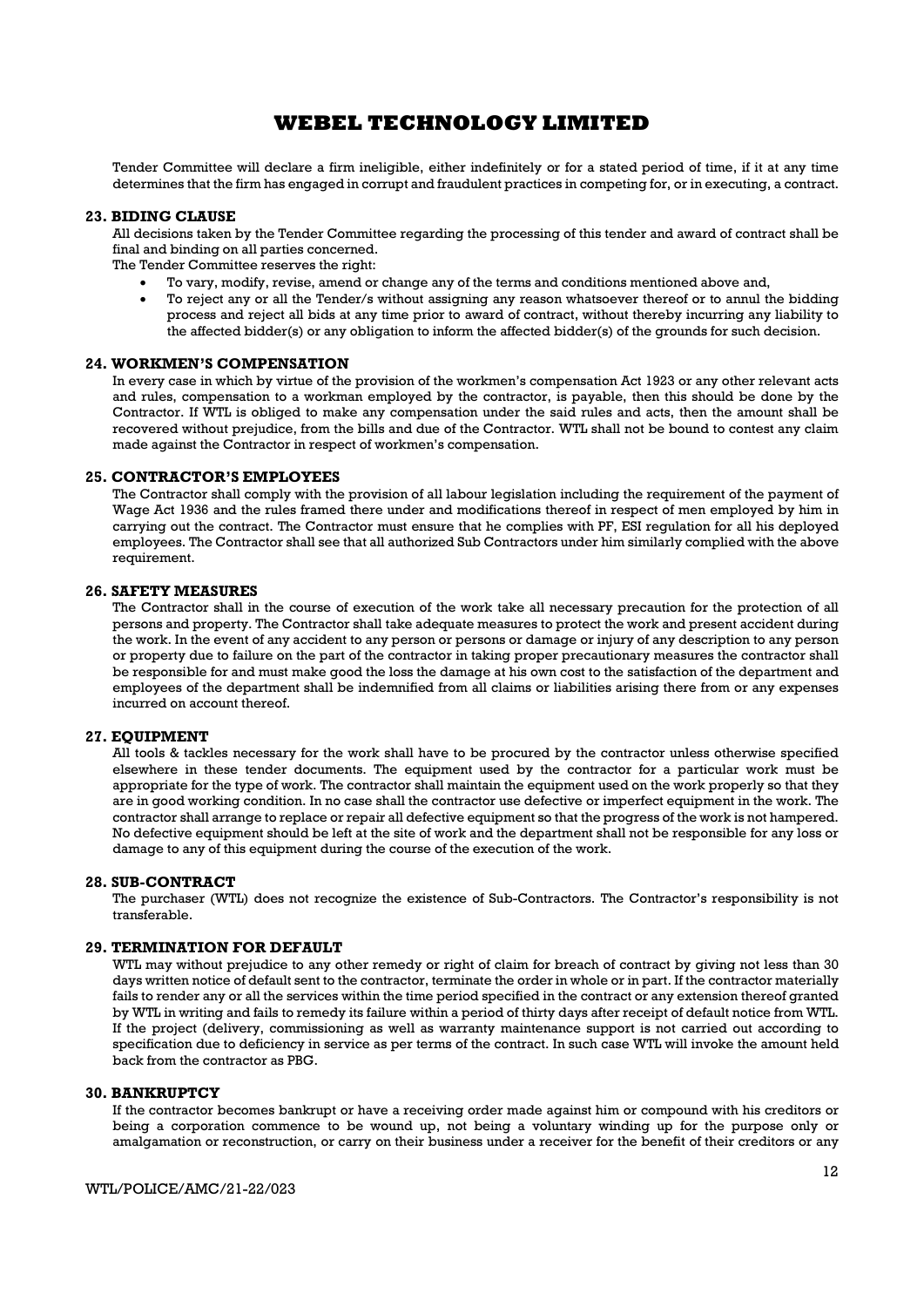Tender Committee will declare a firm ineligible, either indefinitely or for a stated period of time, if it at any time determines that the firm has engaged in corrupt and fraudulent practices in competing for, or in executing, a contract.

### 23. BIDING CLAUSE

All decisions taken by the Tender Committee regarding the processing of this tender and award of contract shall be final and binding on all parties concerned.

The Tender Committee reserves the right:

- To vary, modify, revise, amend or change any of the terms and conditions mentioned above and,
- To reject any or all the Tender/s without assigning any reason whatsoever thereof or to annul the bidding process and reject all bids at any time prior to award of contract, without thereby incurring any liability to the affected bidder(s) or any obligation to inform the affected bidder(s) of the grounds for such decision.

### 24. WORKMEN'S COMPENSATION

In every case in which by virtue of the provision of the workmen's compensation Act 1923 or any other relevant acts and rules, compensation to a workman employed by the contractor, is payable, then this should be done by the Contractor. If WTL is obliged to make any compensation under the said rules and acts, then the amount shall be recovered without prejudice, from the bills and due of the Contractor. WTL shall not be bound to contest any claim made against the Contractor in respect of workmen's compensation.

### 25. CONTRACTOR'S EMPLOYEES

The Contractor shall comply with the provision of all labour legislation including the requirement of the payment of Wage Act 1936 and the rules framed there under and modifications thereof in respect of men employed by him in carrying out the contract. The Contractor must ensure that he complies with PF, ESI regulation for all his deployed employees. The Contractor shall see that all authorized Sub Contractors under him similarly complied with the above requirement.

### 26. SAFETY MEASURES

The Contractor shall in the course of execution of the work take all necessary precaution for the protection of all persons and property. The Contractor shall take adequate measures to protect the work and present accident during the work. In the event of any accident to any person or persons or damage or injury of any description to any person or property due to failure on the part of the contractor in taking proper precautionary measures the contractor shall be responsible for and must make good the loss the damage at his own cost to the satisfaction of the department and employees of the department shall be indemnified from all claims or liabilities arising there from or any expenses incurred on account thereof.

### 27. EQUIPMENT

All tools & tackles necessary for the work shall have to be procured by the contractor unless otherwise specified elsewhere in these tender documents. The equipment used by the contractor for a particular work must be appropriate for the type of work. The contractor shall maintain the equipment used on the work properly so that they are in good working condition. In no case shall the contractor use defective or imperfect equipment in the work. The contractor shall arrange to replace or repair all defective equipment so that the progress of the work is not hampered. No defective equipment should be left at the site of work and the department shall not be responsible for any loss or damage to any of this equipment during the course of the execution of the work.

### 28. SUB-CONTRACT

The purchaser (WTL) does not recognize the existence of Sub-Contractors. The Contractor's responsibility is not transferable.

### 29. TERMINATION FOR DEFAULT

WTL may without prejudice to any other remedy or right of claim for breach of contract by giving not less than 30 days written notice of default sent to the contractor, terminate the order in whole or in part. If the contractor materially fails to render any or all the services within the time period specified in the contract or any extension thereof granted by WTL in writing and fails to remedy its failure within a period of thirty days after receipt of default notice from WTL. If the project (delivery, commissioning as well as warranty maintenance support is not carried out according to specification due to deficiency in service as per terms of the contract. In such case WTL will invoke the amount held back from the contractor as PBG.

### 30. BANKRUPTCY

If the contractor becomes bankrupt or have a receiving order made against him or compound with his creditors or being a corporation commence to be wound up, not being a voluntary winding up for the purpose only or amalgamation or reconstruction, or carry on their business under a receiver for the benefit of their creditors or any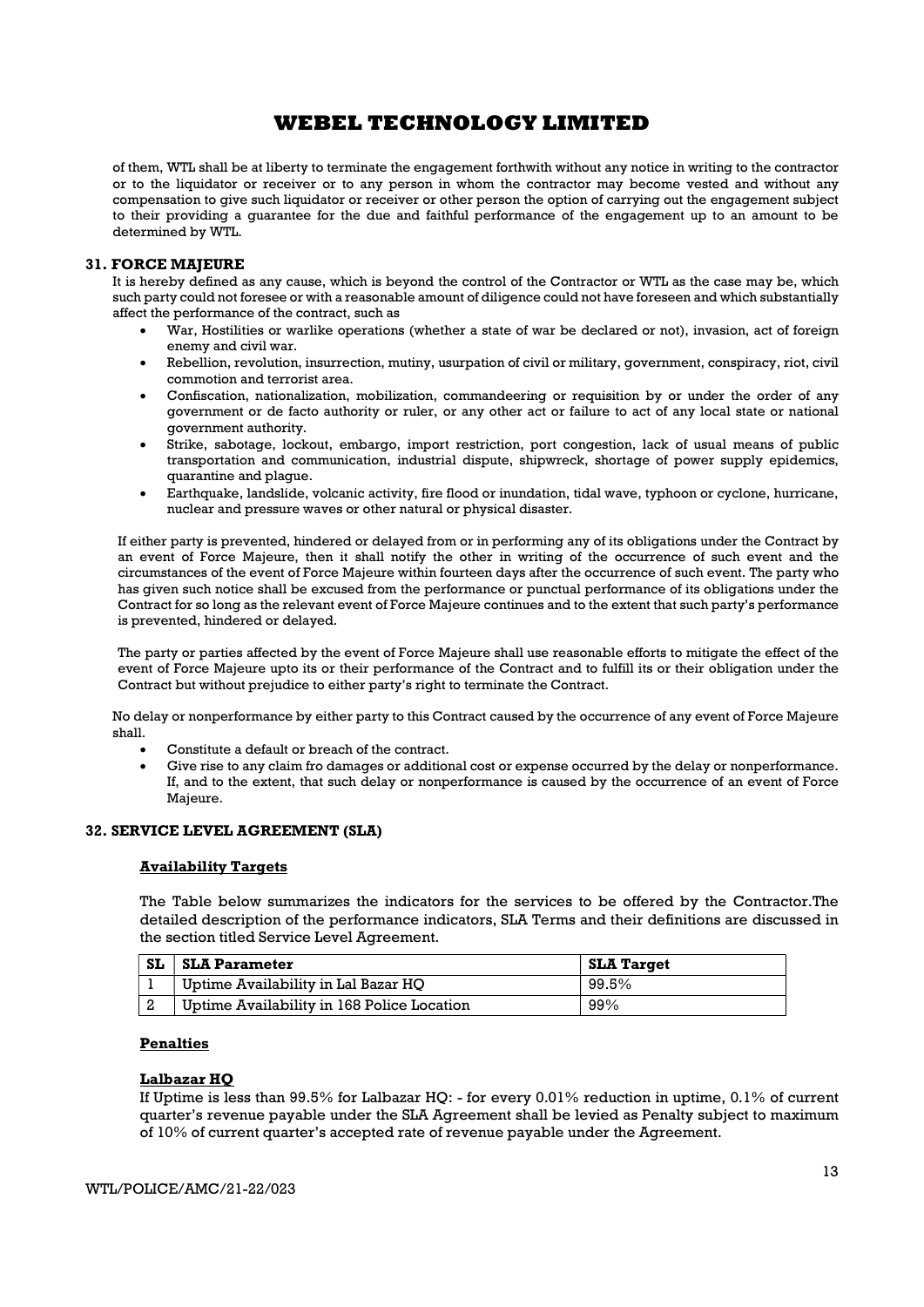of them, WTL shall be at liberty to terminate the engagement forthwith without any notice in writing to the contractor or to the liquidator or receiver or to any person in whom the contractor may become vested and without any compensation to give such liquidator or receiver or other person the option of carrying out the engagement subject to their providing a guarantee for the due and faithful performance of the engagement up to an amount to be determined by WTL.

## 31. FORCE MAJEURE

It is hereby defined as any cause, which is beyond the control of the Contractor or WTL as the case may be, which such party could not foresee or with a reasonable amount of diligence could not have foreseen and which substantially affect the performance of the contract, such as

- War, Hostilities or warlike operations (whether a state of war be declared or not), invasion, act of foreign enemy and civil war.
- Rebellion, revolution, insurrection, mutiny, usurpation of civil or military, government, conspiracy, riot, civil commotion and terrorist area.
- Confiscation, nationalization, mobilization, commandeering or requisition by or under the order of any government or de facto authority or ruler, or any other act or failure to act of any local state or national government authority.
- Strike, sabotage, lockout, embargo, import restriction, port congestion, lack of usual means of public transportation and communication, industrial dispute, shipwreck, shortage of power supply epidemics, quarantine and plague.
- Earthquake, landslide, volcanic activity, fire flood or inundation, tidal wave, typhoon or cyclone, hurricane, nuclear and pressure waves or other natural or physical disaster.

If either party is prevented, hindered or delayed from or in performing any of its obligations under the Contract by an event of Force Majeure, then it shall notify the other in writing of the occurrence of such event and the circumstances of the event of Force Majeure within fourteen days after the occurrence of such event. The party who has given such notice shall be excused from the performance or punctual performance of its obligations under the Contract for so long as the relevant event of Force Majeure continues and to the extent that such party's performance is prevented, hindered or delayed.

The party or parties affected by the event of Force Majeure shall use reasonable efforts to mitigate the effect of the event of Force Majeure upto its or their performance of the Contract and to fulfill its or their obligation under the Contract but without prejudice to either party's right to terminate the Contract.

No delay or nonperformance by either party to this Contract caused by the occurrence of any event of Force Majeure shall.

- Constitute a default or breach of the contract.
- Give rise to any claim fro damages or additional cost or expense occurred by the delay or nonperformance. If, and to the extent, that such delay or nonperformance is caused by the occurrence of an event of Force Majeure.

## 32. SERVICE LEVEL AGREEMENT (SLA)

**Availability Targets**

The Table below summarizes the indicators for the services to be offered by the Contractor.The detailed description of the performance indicators, SLA Terms and their definitions are discussed in the section titled Service Level Agreement.

| SL | SLA Parameter | SLA Target |
|---|---|---|
| 1 | Uptime Availability in Lal Bazar HQ | 99.5% |
| 2 | Uptime Availability in 168 Police Location | 99% |

**Penalties**

**Lalbazar HQ**

If Uptime is less than 99.5% for Lalbazar HQ: - for every 0.01% reduction in uptime, 0.1% of current quarter's revenue payable under the SLA Agreement shall be levied as Penalty subject to maximum of 10% of current quarter's accepted rate of revenue payable under the Agreement.

WTL/POLICE/AMC/21-22/023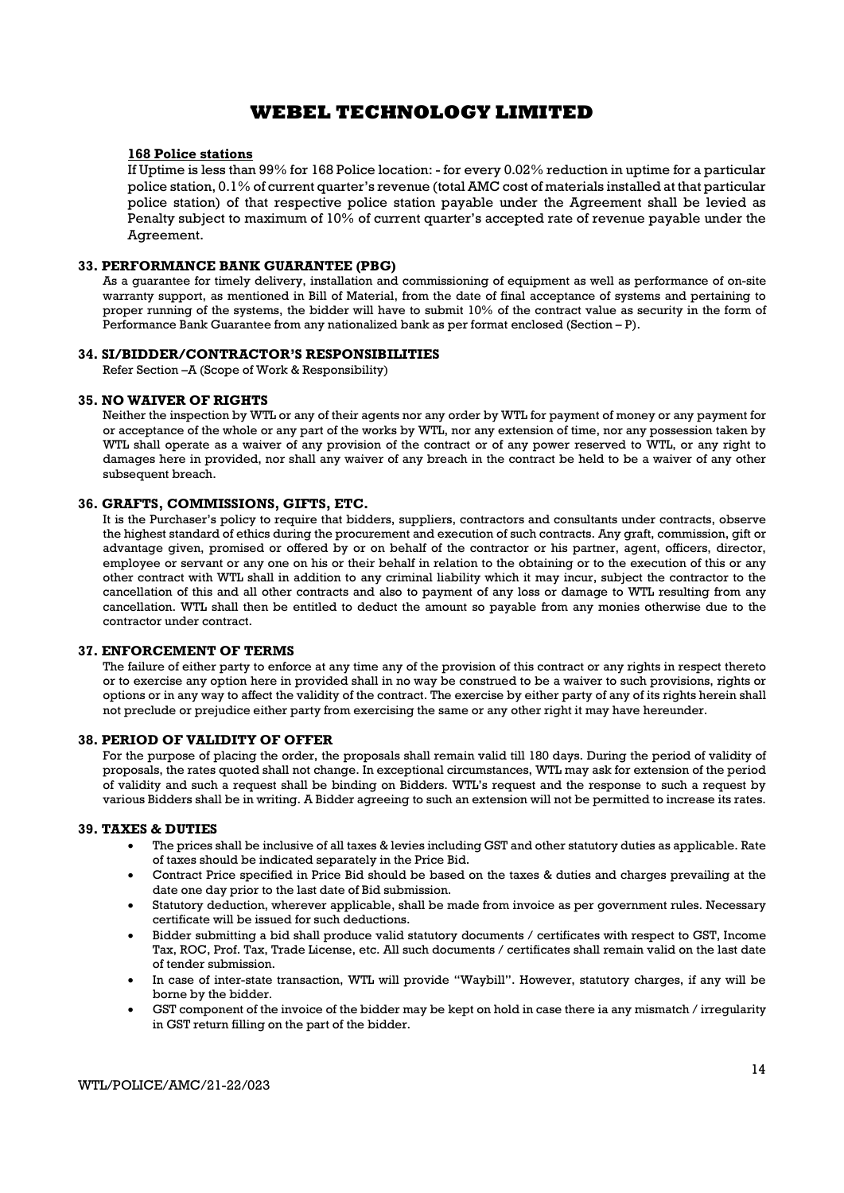**168 Police stations**

If Uptime is less than 99% for 168 Police location: - for every 0.02% reduction in uptime for a particular police station, 0.1% of current quarter's revenue (total AMC cost of materials installed at that particular police station) of that respective police station payable under the Agreement shall be levied as Penalty subject to maximum of 10% of current quarter's accepted rate of revenue payable under the Agreement.

### 33. PERFORMANCE BANK GUARANTEE (PBG)

As a guarantee for timely delivery, installation and commissioning of equipment as well as performance of on-site warranty support, as mentioned in Bill of Material, from the date of final acceptance of systems and pertaining to proper running of the systems, the bidder will have to submit 10% of the contract value as security in the form of Performance Bank Guarantee from any nationalized bank as per format enclosed (Section – P).

### 34. SI/BIDDER/CONTRACTOR'S RESPONSIBILITIES

Refer Section –A (Scope of Work & Responsibility)

### 35. NO WAIVER OF RIGHTS

Neither the inspection by WTL or any of their agents nor any order by WTL for payment of money or any payment for or acceptance of the whole or any part of the works by WTL, nor any extension of time, nor any possession taken by WTL shall operate as a waiver of any provision of the contract or of any power reserved to WTL, or any right to damages here in provided, nor shall any waiver of any breach in the contract be held to be a waiver of any other subsequent breach.

### 36. GRAFTS, COMMISSIONS, GIFTS, ETC.

It is the Purchaser's policy to require that bidders, suppliers, contractors and consultants under contracts, observe the highest standard of ethics during the procurement and execution of such contracts. Any graft, commission, gift or advantage given, promised or offered by or on behalf of the contractor or his partner, agent, officers, director, employee or servant or any one on his or their behalf in relation to the obtaining or to the execution of this or any other contract with WTL shall in addition to any criminal liability which it may incur, subject the contractor to the cancellation of this and all other contracts and also to payment of any loss or damage to WTL resulting from any cancellation. WTL shall then be entitled to deduct the amount so payable from any monies otherwise due to the contractor under contract.

### 37. ENFORCEMENT OF TERMS

The failure of either party to enforce at any time any of the provision of this contract or any rights in respect thereto or to exercise any option here in provided shall in no way be construed to be a waiver to such provisions, rights or options or in any way to affect the validity of the contract. The exercise by either party of any of its rights herein shall not preclude or prejudice either party from exercising the same or any other right it may have hereunder.

### 38. PERIOD OF VALIDITY OF OFFER

For the purpose of placing the order, the proposals shall remain valid till 180 days. During the period of validity of proposals, the rates quoted shall not change. In exceptional circumstances, WTL may ask for extension of the period of validity and such a request shall be binding on Bidders. WTL's request and the response to such a request by various Bidders shall be in writing. A Bidder agreeing to such an extension will not be permitted to increase its rates.

### 39. TAXES & DUTIES

- The prices shall be inclusive of all taxes & levies including GST and other statutory duties as applicable. Rate of taxes should be indicated separately in the Price Bid.
- Contract Price specified in Price Bid should be based on the taxes & duties and charges prevailing at the date one day prior to the last date of Bid submission.
- Statutory deduction, wherever applicable, shall be made from invoice as per government rules. Necessary certificate will be issued for such deductions.
- Bidder submitting a bid shall produce valid statutory documents / certificates with respect to GST, Income Tax, ROC, Prof. Tax, Trade License, etc. All such documents / certificates shall remain valid on the last date of tender submission.
- In case of inter-state transaction, WTL will provide "Waybill". However, statutory charges, if any will be borne by the bidder.
- GST component of the invoice of the bidder may be kept on hold in case there ia any mismatch / irregularity in GST return filling on the part of the bidder.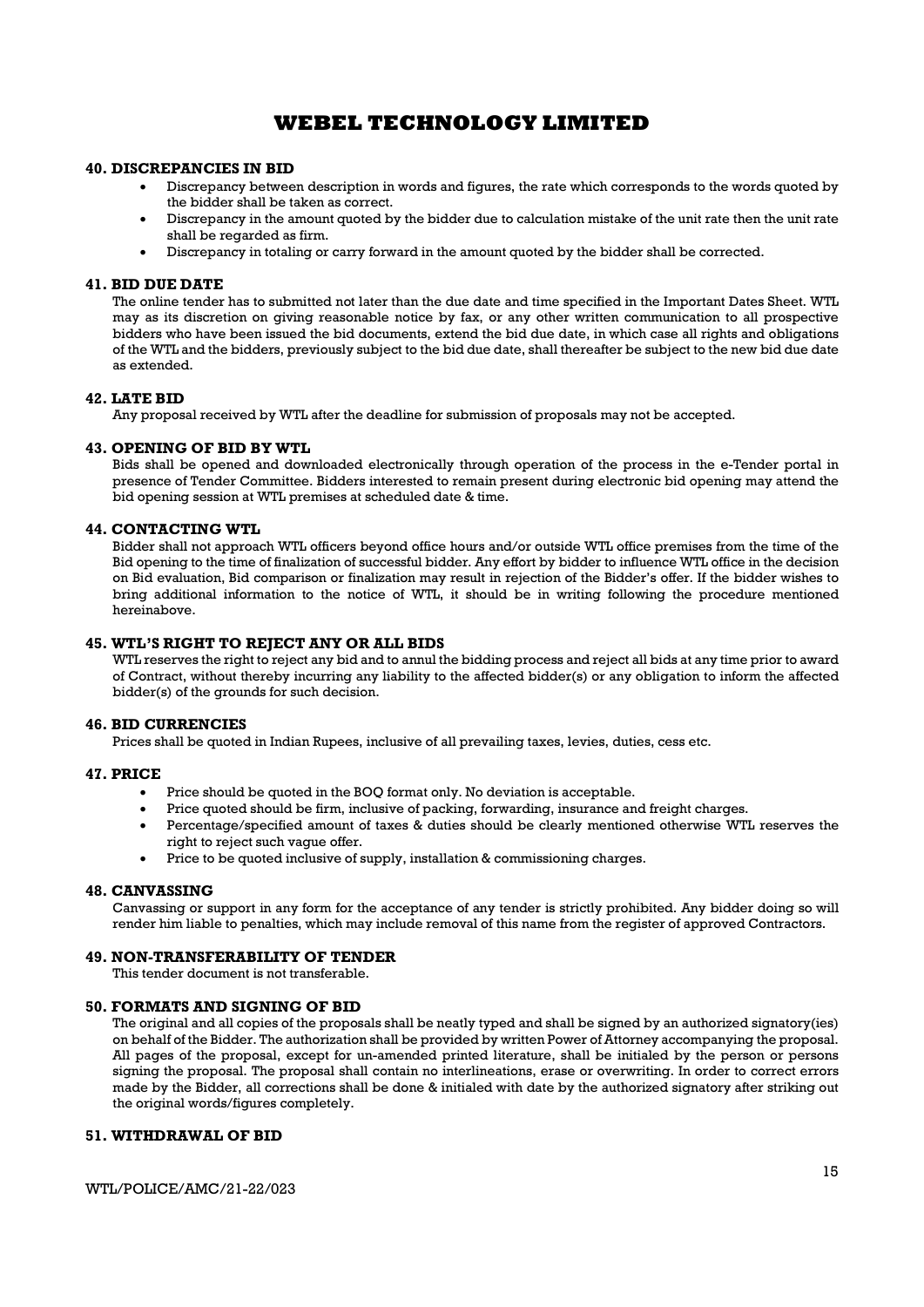### 40. DISCREPANCIES IN BID

- Discrepancy between description in words and figures, the rate which corresponds to the words quoted by the bidder shall be taken as correct.
- Discrepancy in the amount quoted by the bidder due to calculation mistake of the unit rate then the unit rate shall be regarded as firm.
- Discrepancy in totaling or carry forward in the amount quoted by the bidder shall be corrected.

### 41. BID DUE DATE

The online tender has to submitted not later than the due date and time specified in the Important Dates Sheet. WTL may as its discretion on giving reasonable notice by fax, or any other written communication to all prospective bidders who have been issued the bid documents, extend the bid due date, in which case all rights and obligations of the WTL and the bidders, previously subject to the bid due date, shall thereafter be subject to the new bid due date as extended.

### 42. LATE BID

Any proposal received by WTL after the deadline for submission of proposals may not be accepted.

### 43. OPENING OF BID BY WTL

Bids shall be opened and downloaded electronically through operation of the process in the e-Tender portal in presence of Tender Committee. Bidders interested to remain present during electronic bid opening may attend the bid opening session at WTL premises at scheduled date & time.

### 44. CONTACTING WTL

Bidder shall not approach WTL officers beyond office hours and/or outside WTL office premises from the time of the Bid opening to the time of finalization of successful bidder. Any effort by bidder to influence WTL office in the decision on Bid evaluation, Bid comparison or finalization may result in rejection of the Bidder's offer. If the bidder wishes to bring additional information to the notice of WTL, it should be in writing following the procedure mentioned hereinabove.

### 45. WTL'S RIGHT TO REJECT ANY OR ALL BIDS

WTL reserves the right to reject any bid and to annul the bidding process and reject all bids at any time prior to award of Contract, without thereby incurring any liability to the affected bidder(s) or any obligation to inform the affected bidder(s) of the grounds for such decision.

### 46. BID CURRENCIES

Prices shall be quoted in Indian Rupees, inclusive of all prevailing taxes, levies, duties, cess etc.

### 47. PRICE

- Price should be quoted in the BOQ format only. No deviation is acceptable.
- Price quoted should be firm, inclusive of packing, forwarding, insurance and freight charges.
- Percentage/specified amount of taxes & duties should be clearly mentioned otherwise WTL reserves the right to reject such vague offer.
- Price to be quoted inclusive of supply, installation & commissioning charges.

### 48. CANVASSING

Canvassing or support in any form for the acceptance of any tender is strictly prohibited. Any bidder doing so will render him liable to penalties, which may include removal of this name from the register of approved Contractors.

### 49. NON-TRANSFERABILITY OF TENDER

This tender document is not transferable.

### 50. FORMATS AND SIGNING OF BID

The original and all copies of the proposals shall be neatly typed and shall be signed by an authorized signatory(ies) on behalf of the Bidder. The authorization shall be provided by written Power of Attorney accompanying the proposal. All pages of the proposal, except for un-amended printed literature, shall be initialed by the person or persons signing the proposal. The proposal shall contain no interlineations, erase or overwriting. In order to correct errors made by the Bidder, all corrections shall be done & initialed with date by the authorized signatory after striking out the original words/figures completely.

### 51. WITHDRAWAL OF BID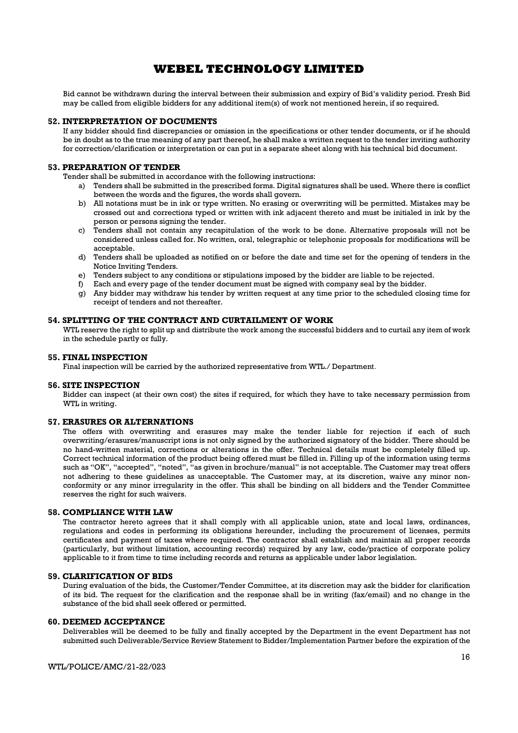Bid cannot be withdrawn during the interval between their submission and expiry of Bid's validity period. Fresh Bid may be called from eligible bidders for any additional item(s) of work not mentioned herein, if so required.

## 52. INTERPRETATION OF DOCUMENTS

If any bidder should find discrepancies or omission in the specifications or other tender documents, or if he should be in doubt as to the true meaning of any part thereof, he shall make a written request to the tender inviting authority for correction/clarification or interpretation or can put in a separate sheet along with his technical bid document.

## 53. PREPARATION OF TENDER

Tender shall be submitted in accordance with the following instructions:

a) Tenders shall be submitted in the prescribed forms. Digital signatures shall be used. Where there is conflict between the words and the figures, the words shall govern.
b) All notations must be in ink or type written. No erasing or overwriting will be permitted. Mistakes may be crossed out and corrections typed or written with ink adjacent thereto and must be initialed in ink by the person or persons signing the tender.
c) Tenders shall not contain any recapitulation of the work to be done. Alternative proposals will not be considered unless called for. No written, oral, telegraphic or telephonic proposals for modifications will be acceptable.
d) Tenders shall be uploaded as notified on or before the date and time set for the opening of tenders in the Notice Inviting Tenders.
e) Tenders subject to any conditions or stipulations imposed by the bidder are liable to be rejected.
f) Each and every page of the tender document must be signed with company seal by the bidder.
g) Any bidder may withdraw his tender by written request at any time prior to the scheduled closing time for receipt of tenders and not thereafter.

## 54. SPLITTING OF THE CONTRACT AND CURTAILMENT OF WORK

WTL reserve the right to split up and distribute the work among the successful bidders and to curtail any item of work in the schedule partly or fully.

## 55. FINAL INSPECTION

Final inspection will be carried by the authorized representative from WTL./ Department.

## 56. SITE INSPECTION

Bidder can inspect (at their own cost) the sites if required, for which they have to take necessary permission from WTL in writing.

## 57. ERASURES OR ALTERNATIONS

The offers with overwriting and erasures may make the tender liable for rejection if each of such overwriting/erasures/manuscript ions is not only signed by the authorized signatory of the bidder. There should be no hand-written material, corrections or alterations in the offer. Technical details must be completely filled up. Correct technical information of the product being offered must be filled in. Filling up of the information using terms such as "OK", "accepted", "noted", "as given in brochure/manual" is not acceptable. The Customer may treat offers not adhering to these guidelines as unacceptable. The Customer may, at its discretion, waive any minor non-conformity or any minor irregularity in the offer. This shall be binding on all bidders and the Tender Committee reserves the right for such waivers.

## 58. COMPLIANCE WITH LAW

The contractor hereto agrees that it shall comply with all applicable union, state and local laws, ordinances, regulations and codes in performing its obligations hereunder, including the procurement of licenses, permits certificates and payment of taxes where required. The contractor shall establish and maintain all proper records (particularly, but without limitation, accounting records) required by any law, code/practice of corporate policy applicable to it from time to time including records and returns as applicable under labor legislation.

## 59. CLARIFICATION OF BIDS

During evaluation of the bids, the Customer/Tender Committee, at its discretion may ask the bidder for clarification of its bid. The request for the clarification and the response shall be in writing (fax/email) and no change in the substance of the bid shall seek offered or permitted.

## 60. DEEMED ACCEPTANCE

Deliverables will be deemed to be fully and finally accepted by the Department in the event Department has not submitted such Deliverable/Service Review Statement to Bidder/Implementation Partner before the expiration of the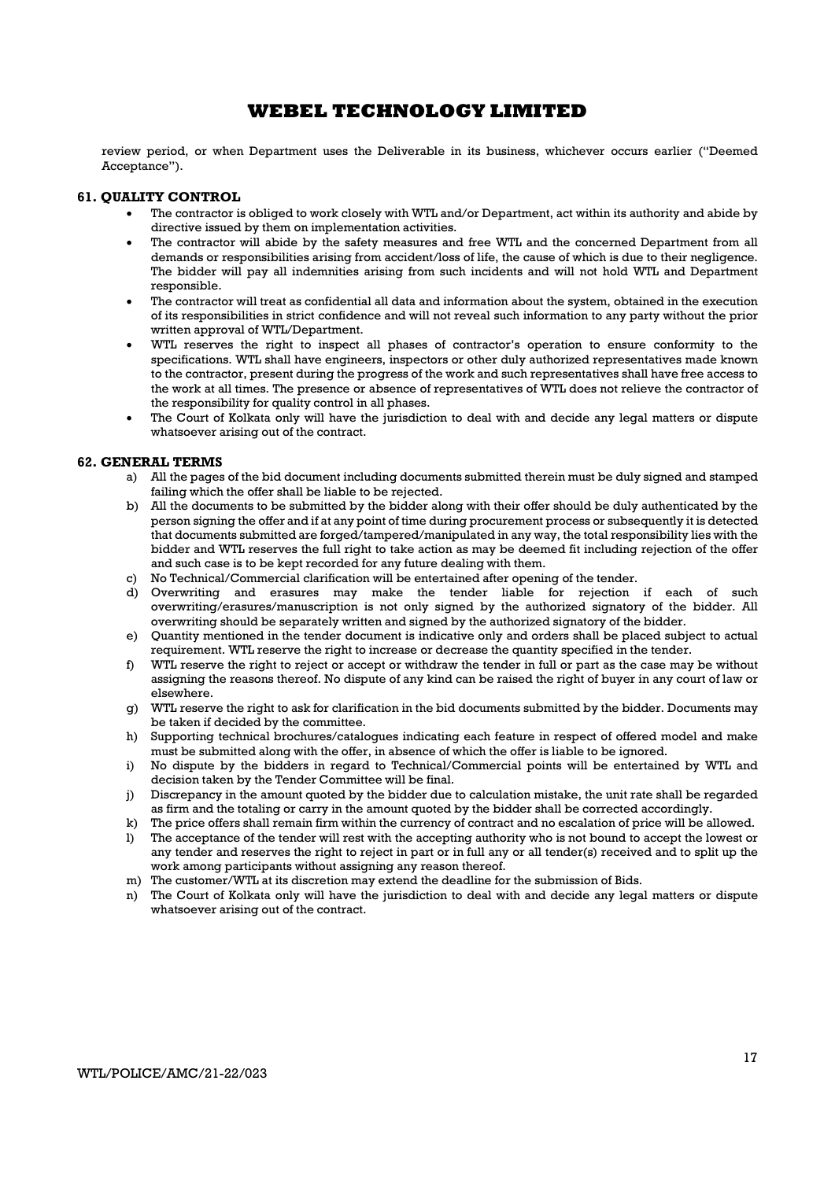review period, or when Department uses the Deliverable in its business, whichever occurs earlier ("Deemed Acceptance").

## 61. QUALITY CONTROL

- The contractor is obliged to work closely with WTL and/or Department, act within its authority and abide by directive issued by them on implementation activities.
- The contractor will abide by the safety measures and free WTL and the concerned Department from all demands or responsibilities arising from accident/loss of life, the cause of which is due to their negligence. The bidder will pay all indemnities arising from such incidents and will not hold WTL and Department responsible.
- The contractor will treat as confidential all data and information about the system, obtained in the execution of its responsibilities in strict confidence and will not reveal such information to any party without the prior written approval of WTL/Department.
- WTL reserves the right to inspect all phases of contractor's operation to ensure conformity to the specifications. WTL shall have engineers, inspectors or other duly authorized representatives made known to the contractor, present during the progress of the work and such representatives shall have free access to the work at all times. The presence or absence of representatives of WTL does not relieve the contractor of the responsibility for quality control in all phases.
- The Court of Kolkata only will have the jurisdiction to deal with and decide any legal matters or dispute whatsoever arising out of the contract.

## 62. GENERAL TERMS

a) All the pages of the bid document including documents submitted therein must be duly signed and stamped failing which the offer shall be liable to be rejected.

b) All the documents to be submitted by the bidder along with their offer should be duly authenticated by the person signing the offer and if at any point of time during procurement process or subsequently it is detected that documents submitted are forged/tampered/manipulated in any way, the total responsibility lies with the bidder and WTL reserves the full right to take action as may be deemed fit including rejection of the offer and such case is to be kept recorded for any future dealing with them.

c) No Technical/Commercial clarification will be entertained after opening of the tender.

d) Overwriting and erasures may make the tender liable for rejection if each of such overwriting/erasures/manuscription is not only signed by the authorized signatory of the bidder. All overwriting should be separately written and signed by the authorized signatory of the bidder.

e) Quantity mentioned in the tender document is indicative only and orders shall be placed subject to actual requirement. WTL reserve the right to increase or decrease the quantity specified in the tender.

f) WTL reserve the right to reject or accept or withdraw the tender in full or part as the case may be without assigning the reasons thereof. No dispute of any kind can be raised the right of buyer in any court of law or elsewhere.

g) WTL reserve the right to ask for clarification in the bid documents submitted by the bidder. Documents may be taken if decided by the committee.

h) Supporting technical brochures/catalogues indicating each feature in respect of offered model and make must be submitted along with the offer, in absence of which the offer is liable to be ignored.

i) No dispute by the bidders in regard to Technical/Commercial points will be entertained by WTL and decision taken by the Tender Committee will be final.

j) Discrepancy in the amount quoted by the bidder due to calculation mistake, the unit rate shall be regarded as firm and the totaling or carry in the amount quoted by the bidder shall be corrected accordingly.

k) The price offers shall remain firm within the currency of contract and no escalation of price will be allowed.

l) The acceptance of the tender will rest with the accepting authority who is not bound to accept the lowest or any tender and reserves the right to reject in part or in full any or all tender(s) received and to split up the work among participants without assigning any reason thereof.

m) The customer/WTL at its discretion may extend the deadline for the submission of Bids.

n) The Court of Kolkata only will have the jurisdiction to deal with and decide any legal matters or dispute whatsoever arising out of the contract.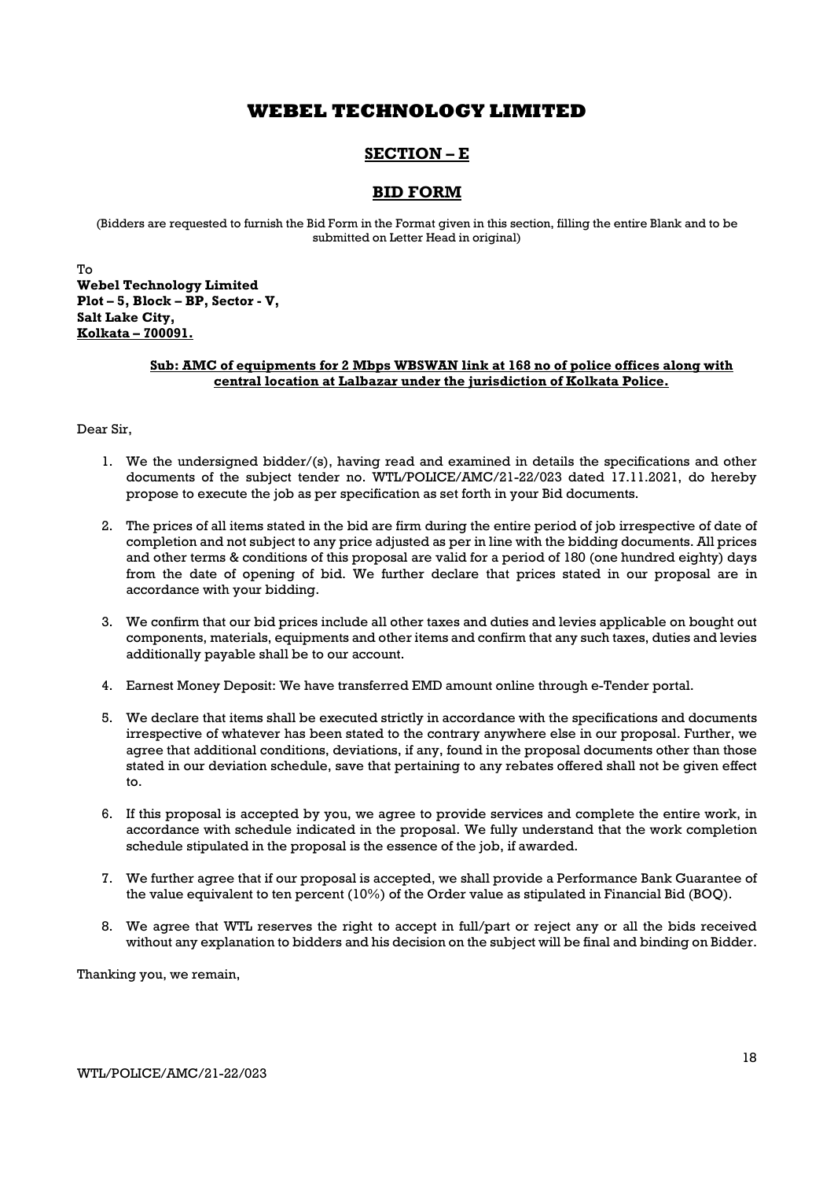# WEBEL TECHNOLOGY LIMITED

## SECTION – E

## BID FORM

(Bidders are requested to furnish the Bid Form in the Format given in this section, filling the entire Blank and to be submitted on Letter Head in original)

To
**Webel Technology Limited**
**Plot – 5, Block – BP, Sector - V,**
**Salt Lake City,**
**Kolkata – 700091.**

**Sub: AMC of equipments for 2 Mbps WBSWAN link at 168 no of police offices along with central location at Lalbazar under the jurisdiction of Kolkata Police.**

Dear Sir,

1. We the undersigned bidder/(s), having read and examined in details the specifications and other documents of the subject tender no. WTL/POLICE/AMC/21-22/023 dated 17.11.2021, do hereby propose to execute the job as per specification as set forth in your Bid documents.

2. The prices of all items stated in the bid are firm during the entire period of job irrespective of date of completion and not subject to any price adjusted as per in line with the bidding documents. All prices and other terms & conditions of this proposal are valid for a period of 180 (one hundred eighty) days from the date of opening of bid. We further declare that prices stated in our proposal are in accordance with your bidding.

3. We confirm that our bid prices include all other taxes and duties and levies applicable on bought out components, materials, equipments and other items and confirm that any such taxes, duties and levies additionally payable shall be to our account.

4. Earnest Money Deposit: We have transferred EMD amount online through e-Tender portal.

5. We declare that items shall be executed strictly in accordance with the specifications and documents irrespective of whatever has been stated to the contrary anywhere else in our proposal. Further, we agree that additional conditions, deviations, if any, found in the proposal documents other than those stated in our deviation schedule, save that pertaining to any rebates offered shall not be given effect to.

6. If this proposal is accepted by you, we agree to provide services and complete the entire work, in accordance with schedule indicated in the proposal. We fully understand that the work completion schedule stipulated in the proposal is the essence of the job, if awarded.

7. We further agree that if our proposal is accepted, we shall provide a Performance Bank Guarantee of the value equivalent to ten percent (10%) of the Order value as stipulated in Financial Bid (BOQ).

8. We agree that WTL reserves the right to accept in full/part or reject any or all the bids received without any explanation to bidders and his decision on the subject will be final and binding on Bidder.

Thanking you, we remain,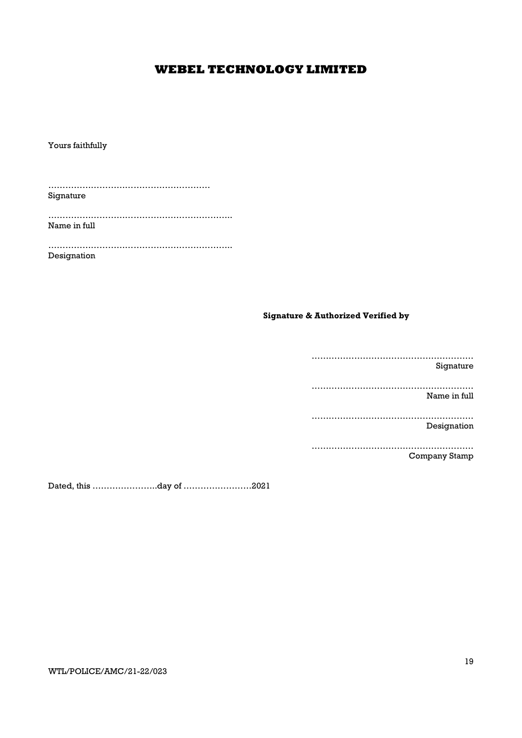# WEBEL TECHNOLOGY LIMITED

Yours faithfully

…………………………………………………
Signature

………………………………………………………
Name in full

………………………………………………………
Designation

**Signature & Authorized Verified by**

…………………………………………………
Signature

…………………………………………………
Name in full

…………………………………………………
Designation

…………………………………………………
Company Stamp

Dated, this …………………..day of ……………………2021

WTL/POLICE/AMC/21-22/023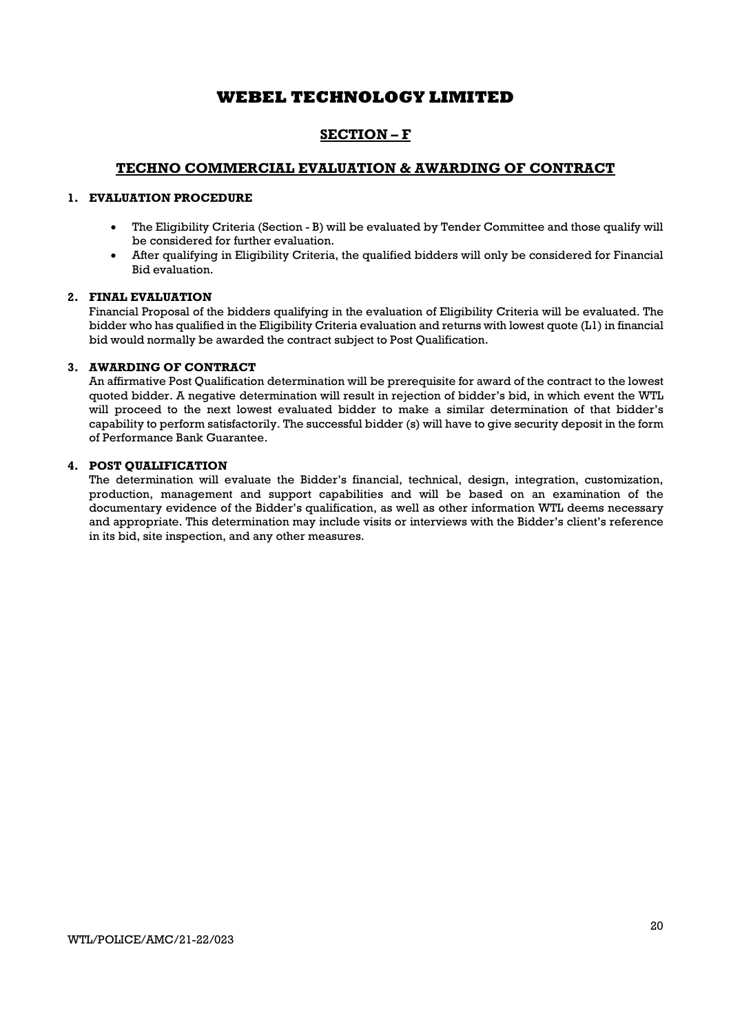# WEBEL TECHNOLOGY LIMITED

## SECTION – F

## TECHNO COMMERCIAL EVALUATION & AWARDING OF CONTRACT

### 1. EVALUATION PROCEDURE

- The Eligibility Criteria (Section - B) will be evaluated by Tender Committee and those qualify will be considered for further evaluation.
- After qualifying in Eligibility Criteria, the qualified bidders will only be considered for Financial Bid evaluation.

### 2. FINAL EVALUATION

Financial Proposal of the bidders qualifying in the evaluation of Eligibility Criteria will be evaluated. The bidder who has qualified in the Eligibility Criteria evaluation and returns with lowest quote (L1) in financial bid would normally be awarded the contract subject to Post Qualification.

### 3. AWARDING OF CONTRACT

An affirmative Post Qualification determination will be prerequisite for award of the contract to the lowest quoted bidder. A negative determination will result in rejection of bidder's bid, in which event the WTL will proceed to the next lowest evaluated bidder to make a similar determination of that bidder's capability to perform satisfactorily. The successful bidder (s) will have to give security deposit in the form of Performance Bank Guarantee.

### 4. POST QUALIFICATION

The determination will evaluate the Bidder's financial, technical, design, integration, customization, production, management and support capabilities and will be based on an examination of the documentary evidence of the Bidder's qualification, as well as other information WTL deems necessary and appropriate. This determination may include visits or interviews with the Bidder's client's reference in its bid, site inspection, and any other measures.

WTL/POLICE/AMC/21-22/023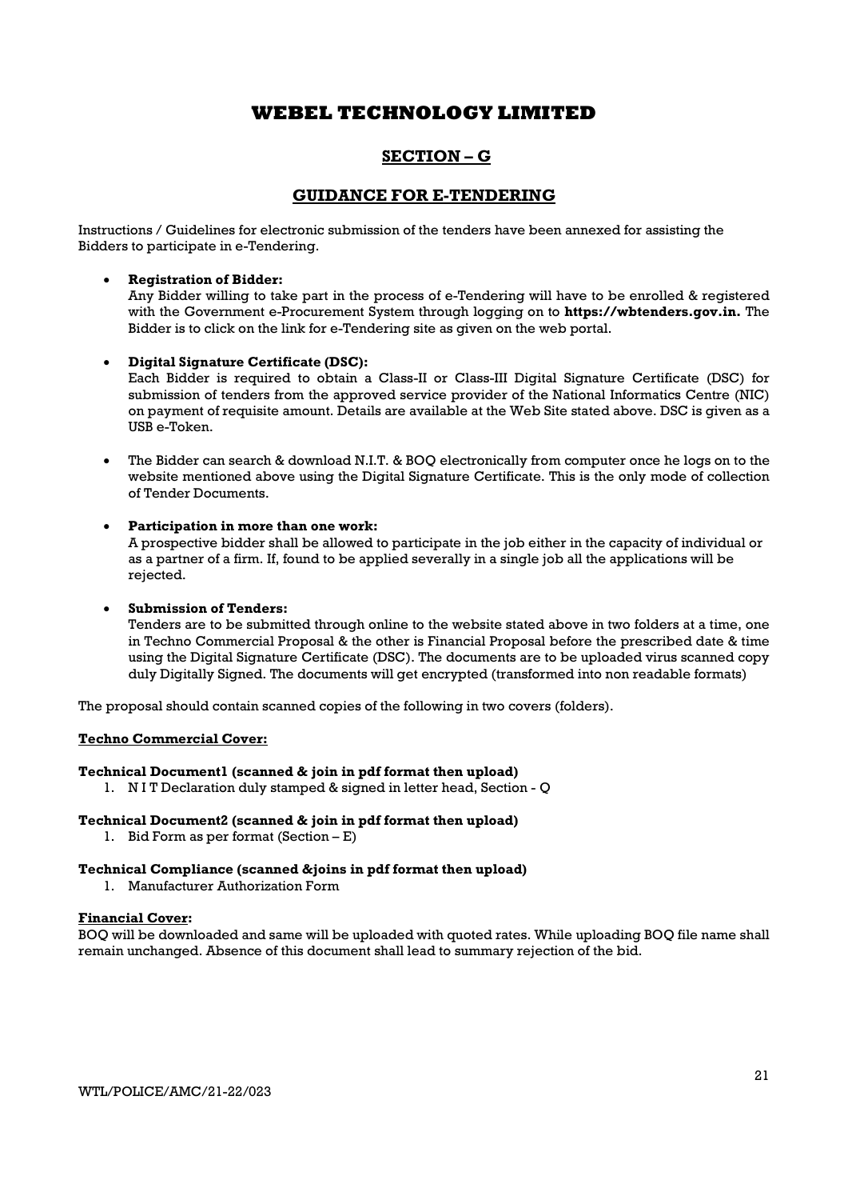# WEBEL TECHNOLOGY LIMITED

## SECTION – G

## GUIDANCE FOR E-TENDERING

Instructions / Guidelines for electronic submission of the tenders have been annexed for assisting the Bidders to participate in e-Tendering.

- **Registration of Bidder:**
  Any Bidder willing to take part in the process of e-Tendering will have to be enrolled & registered with the Government e-Procurement System through logging on to **https://wbtenders.gov.in.** The Bidder is to click on the link for e-Tendering site as given on the web portal.

- **Digital Signature Certificate (DSC):**
  Each Bidder is required to obtain a Class-II or Class-III Digital Signature Certificate (DSC) for submission of tenders from the approved service provider of the National Informatics Centre (NIC) on payment of requisite amount. Details are available at the Web Site stated above. DSC is given as a USB e-Token.

- The Bidder can search & download N.I.T. & BOQ electronically from computer once he logs on to the website mentioned above using the Digital Signature Certificate. This is the only mode of collection of Tender Documents.

- **Participation in more than one work:**
  A prospective bidder shall be allowed to participate in the job either in the capacity of individual or as a partner of a firm. If, found to be applied severally in a single job all the applications will be rejected.

- **Submission of Tenders:**
  Tenders are to be submitted through online to the website stated above in two folders at a time, one in Techno Commercial Proposal & the other is Financial Proposal before the prescribed date & time using the Digital Signature Certificate (DSC). The documents are to be uploaded virus scanned copy duly Digitally Signed. The documents will get encrypted (transformed into non readable formats)

The proposal should contain scanned copies of the following in two covers (folders).

**Techno Commercial Cover:**

**Technical Document1 (scanned & join in pdf format then upload)**

1. N I T Declaration duly stamped & signed in letter head, Section - Q

**Technical Document2 (scanned & join in pdf format then upload)**

1. Bid Form as per format (Section – E)

**Technical Compliance (scanned &joins in pdf format then upload)**

1. Manufacturer Authorization Form

**Financial Cover:**

BOQ will be downloaded and same will be uploaded with quoted rates. While uploading BOQ file name shall remain unchanged. Absence of this document shall lead to summary rejection of the bid.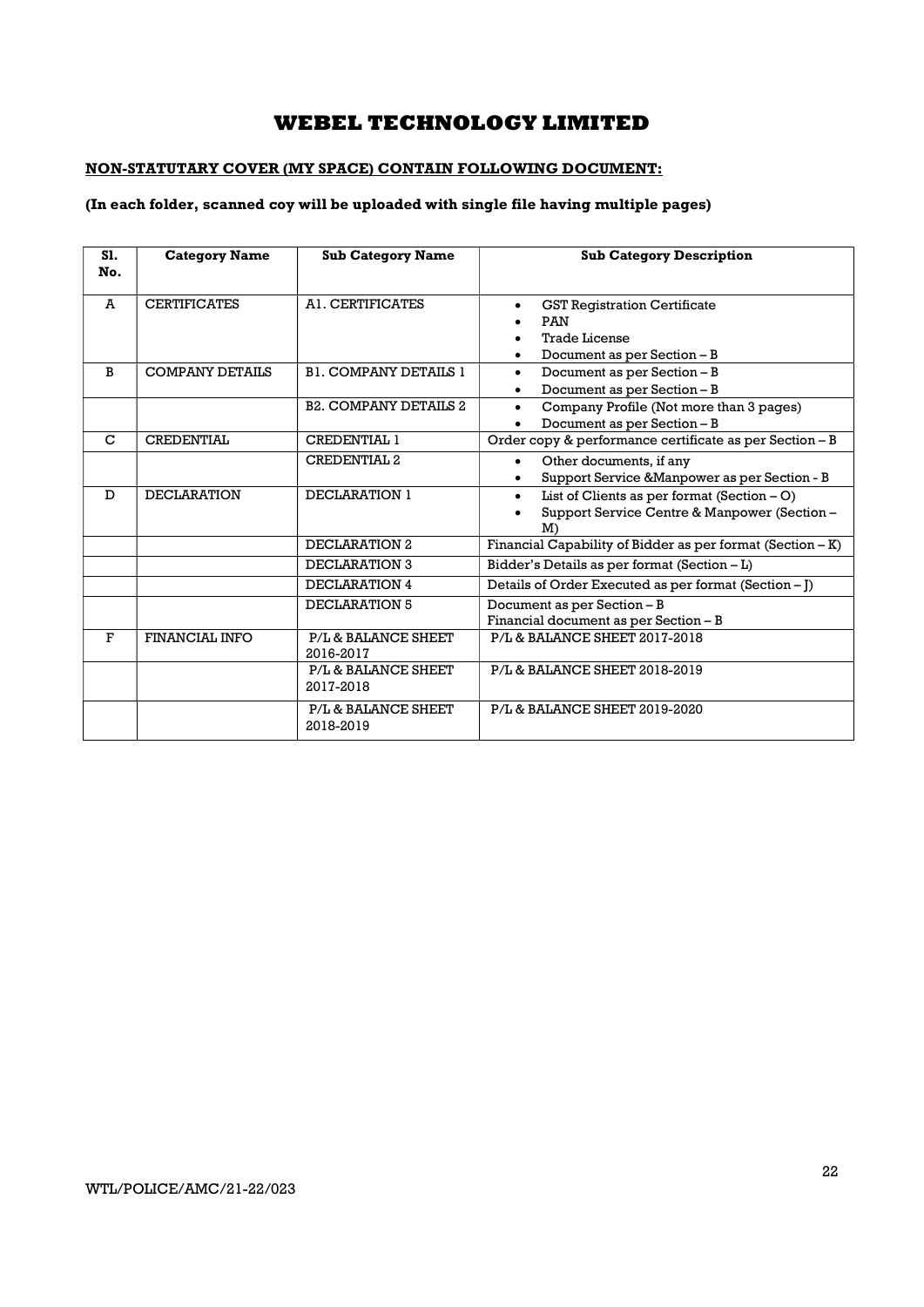# WEBEL TECHNOLOGY LIMITED

**NON-STATUTARY COVER (MY SPACE) CONTAIN FOLLOWING DOCUMENT:**

**(In each folder, scanned coy will be uploaded with single file having multiple pages)**

| Sl. No. | Category Name | Sub Category Name | Sub Category Description |
|---|---|---|---|
| A | CERTIFICATES | A1. CERTIFICATES | • GST Registration Certificate<br>• PAN<br>• Trade License<br>• Document as per Section – B |
| B | COMPANY DETAILS | B1. COMPANY DETAILS 1 | • Document as per Section – B<br>• Document as per Section – B |
| | | B2. COMPANY DETAILS 2 | • Company Profile (Not more than 3 pages)<br>• Document as per Section – B |
| C | CREDENTIAL | CREDENTIAL 1 | Order copy & performance certificate as per Section – B |
| | | CREDENTIAL 2 | • Other documents, if any<br>• Support Service &Manpower as per Section - B |
| D | DECLARATION | DECLARATION 1 | • List of Clients as per format (Section – O)<br>• Support Service Centre & Manpower (Section – M) |
| | | DECLARATION 2 | Financial Capability of Bidder as per format (Section – K) |
| | | DECLARATION 3 | Bidder's Details as per format (Section – L) |
| | | DECLARATION 4 | Details of Order Executed as per format (Section – J) |
| | | DECLARATION 5 | Document as per Section – B<br>Financial document as per Section – B |
| F | FINANCIAL INFO | P/L & BALANCE SHEET 2016-2017 | P/L & BALANCE SHEET 2017-2018 |
| | | P/L & BALANCE SHEET 2017-2018 | P/L & BALANCE SHEET 2018-2019 |
| | | P/L & BALANCE SHEET 2018-2019 | P/L & BALANCE SHEET 2019-2020 |

WTL/POLICE/AMC/21-22/023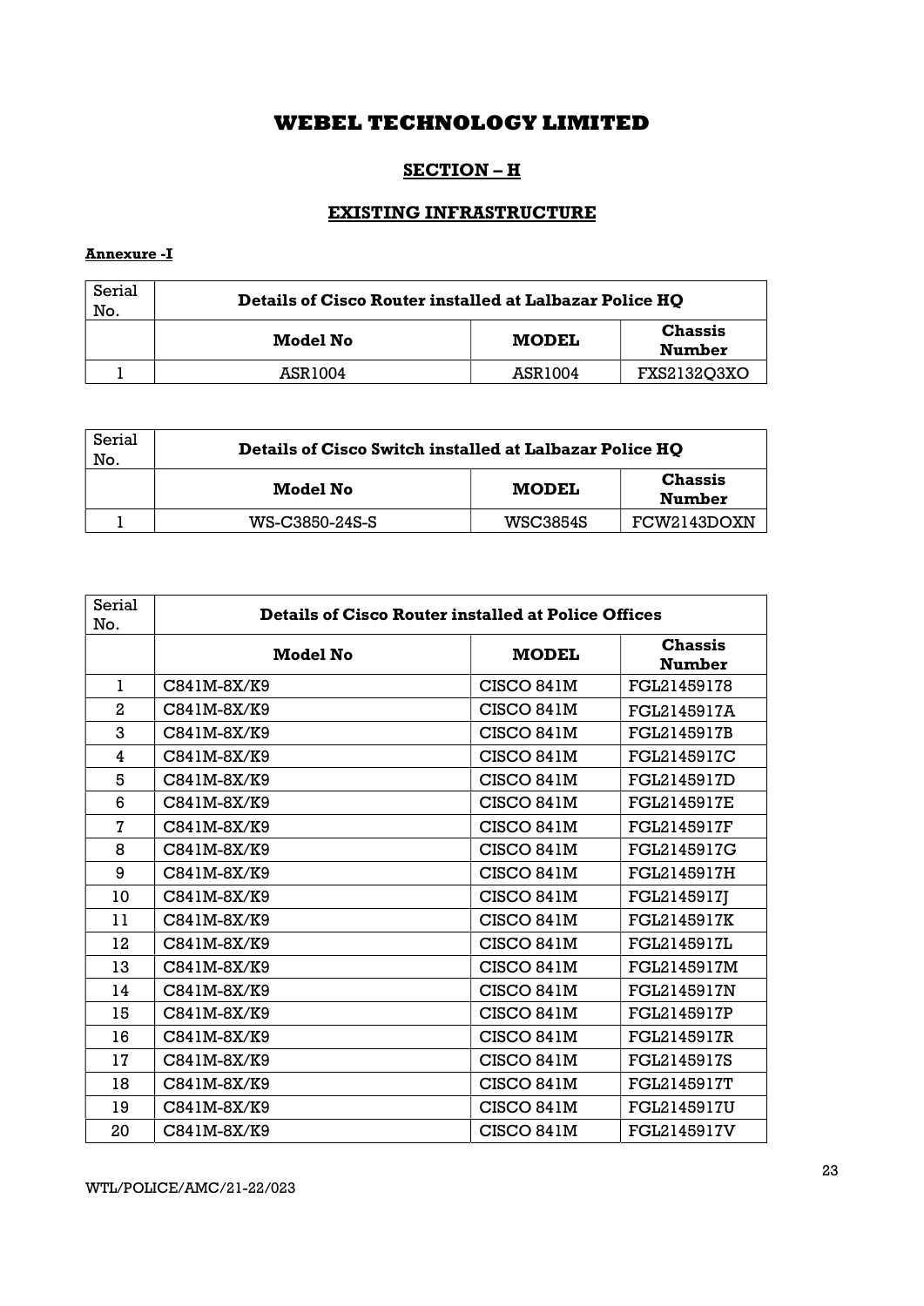# WEBEL TECHNOLOGY LIMITED

## SECTION – H

## EXISTING INFRASTRUCTURE

**Annexure -I**

| Serial No. | Details of Cisco Router installed at Lalbazar Police HQ | | |
|---|---|---|---|
| | **Model No** | **MODEL** | **Chassis Number** |
| 1 | ASR1004 | ASR1004 | FXS2132Q3XO |

| Serial No. | Details of Cisco Switch installed at Lalbazar Police HQ | | |
|---|---|---|---|
| | **Model No** | **MODEL** | **Chassis Number** |
| 1 | WS-C3850-24S-S | WSC3854S | FCW2143DOXN |

| Serial No. | Details of Cisco Router installed at Police Offices | | |
|---|---|---|---|
| | **Model No** | **MODEL** | **Chassis Number** |
| 1 | C841M-8X/K9 | CISCO 841M | FGL21459178 |
| 2 | C841M-8X/K9 | CISCO 841M | FGL2145917A |
| 3 | C841M-8X/K9 | CISCO 841M | FGL2145917B |
| 4 | C841M-8X/K9 | CISCO 841M | FGL2145917C |
| 5 | C841M-8X/K9 | CISCO 841M | FGL2145917D |
| 6 | C841M-8X/K9 | CISCO 841M | FGL2145917E |
| 7 | C841M-8X/K9 | CISCO 841M | FGL2145917F |
| 8 | C841M-8X/K9 | CISCO 841M | FGL2145917G |
| 9 | C841M-8X/K9 | CISCO 841M | FGL2145917H |
| 10 | C841M-8X/K9 | CISCO 841M | FGL2145917J |
| 11 | C841M-8X/K9 | CISCO 841M | FGL2145917K |
| 12 | C841M-8X/K9 | CISCO 841M | FGL2145917L |
| 13 | C841M-8X/K9 | CISCO 841M | FGL2145917M |
| 14 | C841M-8X/K9 | CISCO 841M | FGL2145917N |
| 15 | C841M-8X/K9 | CISCO 841M | FGL2145917P |
| 16 | C841M-8X/K9 | CISCO 841M | FGL2145917R |
| 17 | C841M-8X/K9 | CISCO 841M | FGL2145917S |
| 18 | C841M-8X/K9 | CISCO 841M | FGL2145917T |
| 19 | C841M-8X/K9 | CISCO 841M | FGL2145917U |
| 20 | C841M-8X/K9 | CISCO 841M | FGL2145917V |

WTL/POLICE/AMC/21-22/023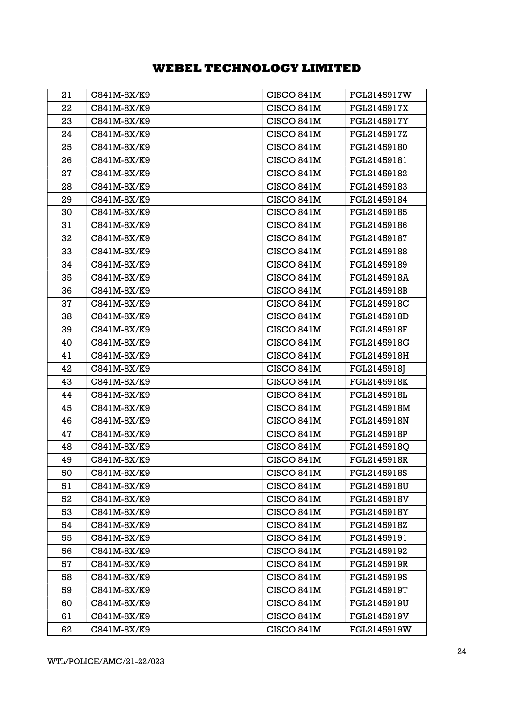| | | | |
|---|---|---|---|
| 21 | C841M-8X/K9 | CISCO 841M | FGL2145917W |
| 22 | C841M-8X/K9 | CISCO 841M | FGL2145917X |
| 23 | C841M-8X/K9 | CISCO 841M | FGL2145917Y |
| 24 | C841M-8X/K9 | CISCO 841M | FGL2145917Z |
| 25 | C841M-8X/K9 | CISCO 841M | FGL21459180 |
| 26 | C841M-8X/K9 | CISCO 841M | FGL21459181 |
| 27 | C841M-8X/K9 | CISCO 841M | FGL21459182 |
| 28 | C841M-8X/K9 | CISCO 841M | FGL21459183 |
| 29 | C841M-8X/K9 | CISCO 841M | FGL21459184 |
| 30 | C841M-8X/K9 | CISCO 841M | FGL21459185 |
| 31 | C841M-8X/K9 | CISCO 841M | FGL21459186 |
| 32 | C841M-8X/K9 | CISCO 841M | FGL21459187 |
| 33 | C841M-8X/K9 | CISCO 841M | FGL21459188 |
| 34 | C841M-8X/K9 | CISCO 841M | FGL21459189 |
| 35 | C841M-8X/K9 | CISCO 841M | FGL2145918A |
| 36 | C841M-8X/K9 | CISCO 841M | FGL2145918B |
| 37 | C841M-8X/K9 | CISCO 841M | FGL2145918C |
| 38 | C841M-8X/K9 | CISCO 841M | FGL2145918D |
| 39 | C841M-8X/K9 | CISCO 841M | FGL2145918F |
| 40 | C841M-8X/K9 | CISCO 841M | FGL2145918G |
| 41 | C841M-8X/K9 | CISCO 841M | FGL2145918H |
| 42 | C841M-8X/K9 | CISCO 841M | FGL2145918J |
| 43 | C841M-8X/K9 | CISCO 841M | FGL2145918K |
| 44 | C841M-8X/K9 | CISCO 841M | FGL2145918L |
| 45 | C841M-8X/K9 | CISCO 841M | FGL2145918M |
| 46 | C841M-8X/K9 | CISCO 841M | FGL2145918N |
| 47 | C841M-8X/K9 | CISCO 841M | FGL2145918P |
| 48 | C841M-8X/K9 | CISCO 841M | FGL2145918Q |
| 49 | C841M-8X/K9 | CISCO 841M | FGL2145918R |
| 50 | C841M-8X/K9 | CISCO 841M | FGL2145918S |
| 51 | C841M-8X/K9 | CISCO 841M | FGL2145918U |
| 52 | C841M-8X/K9 | CISCO 841M | FGL2145918V |
| 53 | C841M-8X/K9 | CISCO 841M | FGL2145918Y |
| 54 | C841M-8X/K9 | CISCO 841M | FGL2145918Z |
| 55 | C841M-8X/K9 | CISCO 841M | FGL21459191 |
| 56 | C841M-8X/K9 | CISCO 841M | FGL21459192 |
| 57 | C841M-8X/K9 | CISCO 841M | FGL2145919R |
| 58 | C841M-8X/K9 | CISCO 841M | FGL2145919S |
| 59 | C841M-8X/K9 | CISCO 841M | FGL2145919T |
| 60 | C841M-8X/K9 | CISCO 841M | FGL2145919U |
| 61 | C841M-8X/K9 | CISCO 841M | FGL2145919V |
| 62 | C841M-8X/K9 | CISCO 841M | FGL2145919W |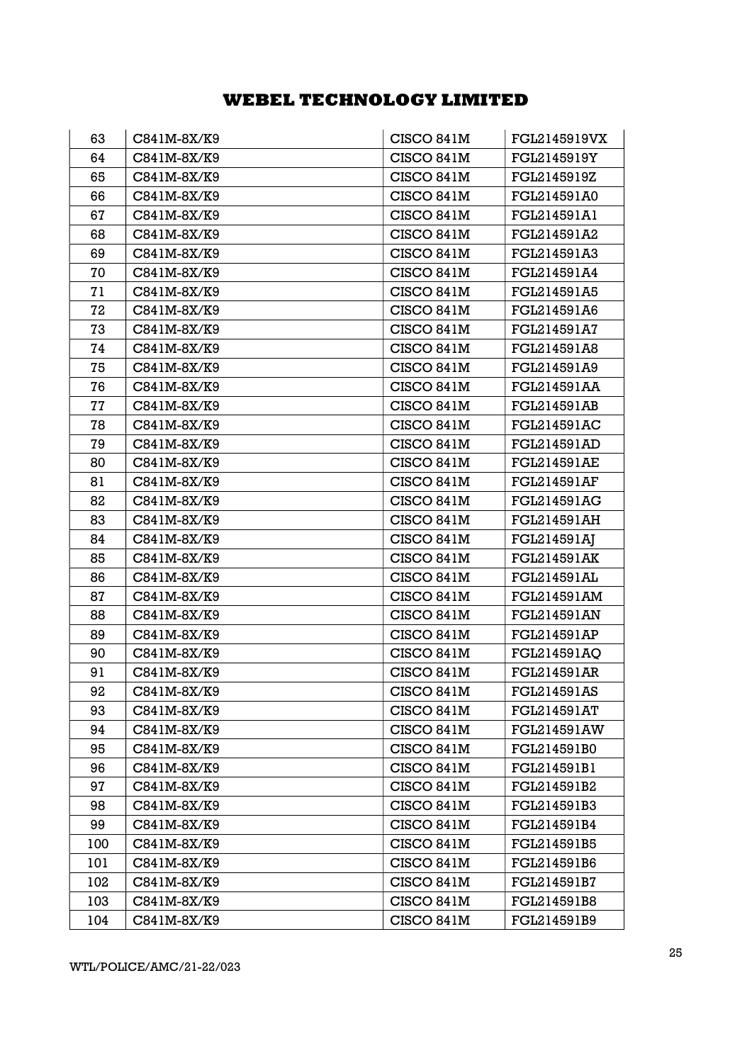| 63 | C841M-8X/K9 | CISCO 841M | FGL2145919VX |
|---|---|---|---|
| 64 | C841M-8X/K9 | CISCO 841M | FGL2145919Y |
| 65 | C841M-8X/K9 | CISCO 841M | FGL2145919Z |
| 66 | C841M-8X/K9 | CISCO 841M | FGL214591A0 |
| 67 | C841M-8X/K9 | CISCO 841M | FGL214591A1 |
| 68 | C841M-8X/K9 | CISCO 841M | FGL214591A2 |
| 69 | C841M-8X/K9 | CISCO 841M | FGL214591A3 |
| 70 | C841M-8X/K9 | CISCO 841M | FGL214591A4 |
| 71 | C841M-8X/K9 | CISCO 841M | FGL214591A5 |
| 72 | C841M-8X/K9 | CISCO 841M | FGL214591A6 |
| 73 | C841M-8X/K9 | CISCO 841M | FGL214591A7 |
| 74 | C841M-8X/K9 | CISCO 841M | FGL214591A8 |
| 75 | C841M-8X/K9 | CISCO 841M | FGL214591A9 |
| 76 | C841M-8X/K9 | CISCO 841M | FGL214591AA |
| 77 | C841M-8X/K9 | CISCO 841M | FGL214591AB |
| 78 | C841M-8X/K9 | CISCO 841M | FGL214591AC |
| 79 | C841M-8X/K9 | CISCO 841M | FGL214591AD |
| 80 | C841M-8X/K9 | CISCO 841M | FGL214591AE |
| 81 | C841M-8X/K9 | CISCO 841M | FGL214591AF |
| 82 | C841M-8X/K9 | CISCO 841M | FGL214591AG |
| 83 | C841M-8X/K9 | CISCO 841M | FGL214591AH |
| 84 | C841M-8X/K9 | CISCO 841M | FGL214591AJ |
| 85 | C841M-8X/K9 | CISCO 841M | FGL214591AK |
| 86 | C841M-8X/K9 | CISCO 841M | FGL214591AL |
| 87 | C841M-8X/K9 | CISCO 841M | FGL214591AM |
| 88 | C841M-8X/K9 | CISCO 841M | FGL214591AN |
| 89 | C841M-8X/K9 | CISCO 841M | FGL214591AP |
| 90 | C841M-8X/K9 | CISCO 841M | FGL214591AQ |
| 91 | C841M-8X/K9 | CISCO 841M | FGL214591AR |
| 92 | C841M-8X/K9 | CISCO 841M | FGL214591AS |
| 93 | C841M-8X/K9 | CISCO 841M | FGL214591AT |
| 94 | C841M-8X/K9 | CISCO 841M | FGL214591AW |
| 95 | C841M-8X/K9 | CISCO 841M | FGL214591B0 |
| 96 | C841M-8X/K9 | CISCO 841M | FGL214591B1 |
| 97 | C841M-8X/K9 | CISCO 841M | FGL214591B2 |
| 98 | C841M-8X/K9 | CISCO 841M | FGL214591B3 |
| 99 | C841M-8X/K9 | CISCO 841M | FGL214591B4 |
| 100 | C841M-8X/K9 | CISCO 841M | FGL214591B5 |
| 101 | C841M-8X/K9 | CISCO 841M | FGL214591B6 |
| 102 | C841M-8X/K9 | CISCO 841M | FGL214591B7 |
| 103 | C841M-8X/K9 | CISCO 841M | FGL214591B8 |
| 104 | C841M-8X/K9 | CISCO 841M | FGL214591B9 |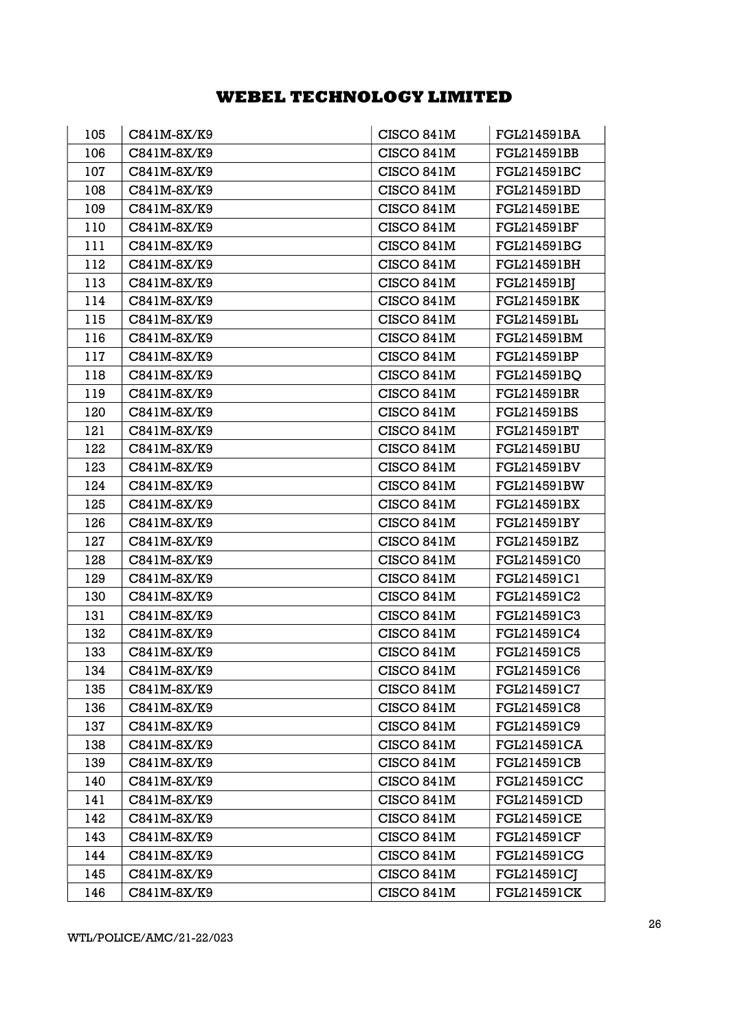| | | | |
|---|---|---|---|
| 105 | C841M-8X/K9 | CISCO 841M | FGL214591BA |
| 106 | C841M-8X/K9 | CISCO 841M | FGL214591BB |
| 107 | C841M-8X/K9 | CISCO 841M | FGL214591BC |
| 108 | C841M-8X/K9 | CISCO 841M | FGL214591BD |
| 109 | C841M-8X/K9 | CISCO 841M | FGL214591BE |
| 110 | C841M-8X/K9 | CISCO 841M | FGL214591BF |
| 111 | C841M-8X/K9 | CISCO 841M | FGL214591BG |
| 112 | C841M-8X/K9 | CISCO 841M | FGL214591BH |
| 113 | C841M-8X/K9 | CISCO 841M | FGL214591BJ |
| 114 | C841M-8X/K9 | CISCO 841M | FGL214591BK |
| 115 | C841M-8X/K9 | CISCO 841M | FGL214591BL |
| 116 | C841M-8X/K9 | CISCO 841M | FGL214591BM |
| 117 | C841M-8X/K9 | CISCO 841M | FGL214591BP |
| 118 | C841M-8X/K9 | CISCO 841M | FGL214591BQ |
| 119 | C841M-8X/K9 | CISCO 841M | FGL214591BR |
| 120 | C841M-8X/K9 | CISCO 841M | FGL214591BS |
| 121 | C841M-8X/K9 | CISCO 841M | FGL214591BT |
| 122 | C841M-8X/K9 | CISCO 841M | FGL214591BU |
| 123 | C841M-8X/K9 | CISCO 841M | FGL214591BV |
| 124 | C841M-8X/K9 | CISCO 841M | FGL214591BW |
| 125 | C841M-8X/K9 | CISCO 841M | FGL214591BX |
| 126 | C841M-8X/K9 | CISCO 841M | FGL214591BY |
| 127 | C841M-8X/K9 | CISCO 841M | FGL214591BZ |
| 128 | C841M-8X/K9 | CISCO 841M | FGL214591C0 |
| 129 | C841M-8X/K9 | CISCO 841M | FGL214591C1 |
| 130 | C841M-8X/K9 | CISCO 841M | FGL214591C2 |
| 131 | C841M-8X/K9 | CISCO 841M | FGL214591C3 |
| 132 | C841M-8X/K9 | CISCO 841M | FGL214591C4 |
| 133 | C841M-8X/K9 | CISCO 841M | FGL214591C5 |
| 134 | C841M-8X/K9 | CISCO 841M | FGL214591C6 |
| 135 | C841M-8X/K9 | CISCO 841M | FGL214591C7 |
| 136 | C841M-8X/K9 | CISCO 841M | FGL214591C8 |
| 137 | C841M-8X/K9 | CISCO 841M | FGL214591C9 |
| 138 | C841M-8X/K9 | CISCO 841M | FGL214591CA |
| 139 | C841M-8X/K9 | CISCO 841M | FGL214591CB |
| 140 | C841M-8X/K9 | CISCO 841M | FGL214591CC |
| 141 | C841M-8X/K9 | CISCO 841M | FGL214591CD |
| 142 | C841M-8X/K9 | CISCO 841M | FGL214591CE |
| 143 | C841M-8X/K9 | CISCO 841M | FGL214591CF |
| 144 | C841M-8X/K9 | CISCO 841M | FGL214591CG |
| 145 | C841M-8X/K9 | CISCO 841M | FGL214591CJ |
| 146 | C841M-8X/K9 | CISCO 841M | FGL214591CK |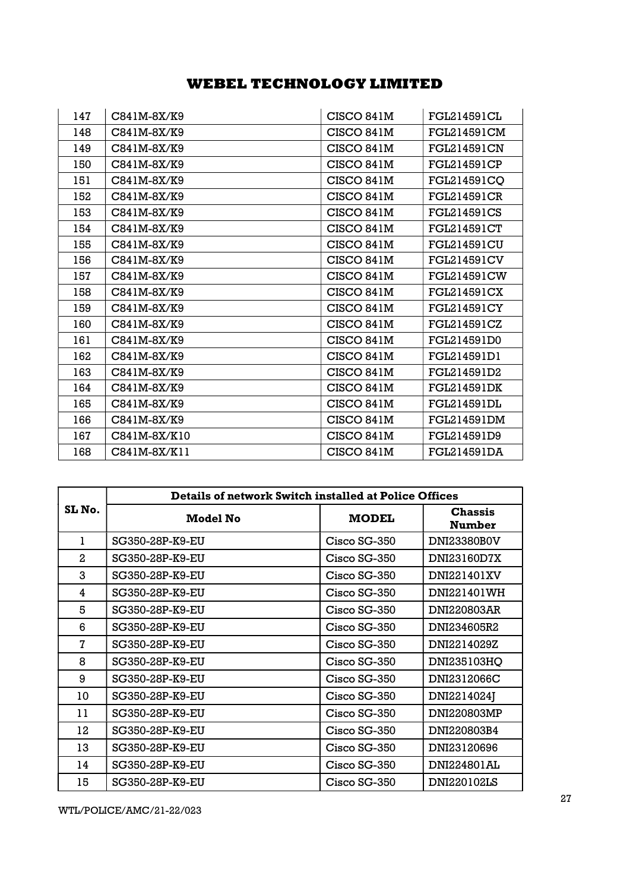# WEBEL TECHNOLOGY LIMITED

| | | | |
|---|---|---|---|
| 147 | C841M-8X/K9 | CISCO 841M | FGL214591CL |
| 148 | C841M-8X/K9 | CISCO 841M | FGL214591CM |
| 149 | C841M-8X/K9 | CISCO 841M | FGL214591CN |
| 150 | C841M-8X/K9 | CISCO 841M | FGL214591CP |
| 151 | C841M-8X/K9 | CISCO 841M | FGL214591CQ |
| 152 | C841M-8X/K9 | CISCO 841M | FGL214591CR |
| 153 | C841M-8X/K9 | CISCO 841M | FGL214591CS |
| 154 | C841M-8X/K9 | CISCO 841M | FGL214591CT |
| 155 | C841M-8X/K9 | CISCO 841M | FGL214591CU |
| 156 | C841M-8X/K9 | CISCO 841M | FGL214591CV |
| 157 | C841M-8X/K9 | CISCO 841M | FGL214591CW |
| 158 | C841M-8X/K9 | CISCO 841M | FGL214591CX |
| 159 | C841M-8X/K9 | CISCO 841M | FGL214591CY |
| 160 | C841M-8X/K9 | CISCO 841M | FGL214591CZ |
| 161 | C841M-8X/K9 | CISCO 841M | FGL214591D0 |
| 162 | C841M-8X/K9 | CISCO 841M | FGL214591D1 |
| 163 | C841M-8X/K9 | CISCO 841M | FGL214591D2 |
| 164 | C841M-8X/K9 | CISCO 841M | FGL214591DK |
| 165 | C841M-8X/K9 | CISCO 841M | FGL214591DL |
| 166 | C841M-8X/K9 | CISCO 841M | FGL214591DM |
| 167 | C841M-8X/K10 | CISCO 841M | FGL214591D9 |
| 168 | C841M-8X/K11 | CISCO 841M | FGL214591DA |

| SL No. | Details of network Switch installed at Police Offices | | |
|---|---|---|---|
| | **Model No** | **MODEL** | **Chassis Number** |
| 1 | SG350-28P-K9-EU | Cisco SG-350 | DNI23380B0V |
| 2 | SG350-28P-K9-EU | Cisco SG-350 | DNI23160D7X |
| 3 | SG350-28P-K9-EU | Cisco SG-350 | DNI221401XV |
| 4 | SG350-28P-K9-EU | Cisco SG-350 | DNI221401WH |
| 5 | SG350-28P-K9-EU | Cisco SG-350 | DNI220803AR |
| 6 | SG350-28P-K9-EU | Cisco SG-350 | DNI234605R2 |
| 7 | SG350-28P-K9-EU | Cisco SG-350 | DNI2214029Z |
| 8 | SG350-28P-K9-EU | Cisco SG-350 | DNI235103HQ |
| 9 | SG350-28P-K9-EU | Cisco SG-350 | DNI2312066C |
| 10 | SG350-28P-K9-EU | Cisco SG-350 | DNI2214024J |
| 11 | SG350-28P-K9-EU | Cisco SG-350 | DNI220803MP |
| 12 | SG350-28P-K9-EU | Cisco SG-350 | DNI220803B4 |
| 13 | SG350-28P-K9-EU | Cisco SG-350 | DNI23120696 |
| 14 | SG350-28P-K9-EU | Cisco SG-350 | DNI224801AL |
| 15 | SG350-28P-K9-EU | Cisco SG-350 | DNI220102LS |

WTL/POLICE/AMC/21-22/023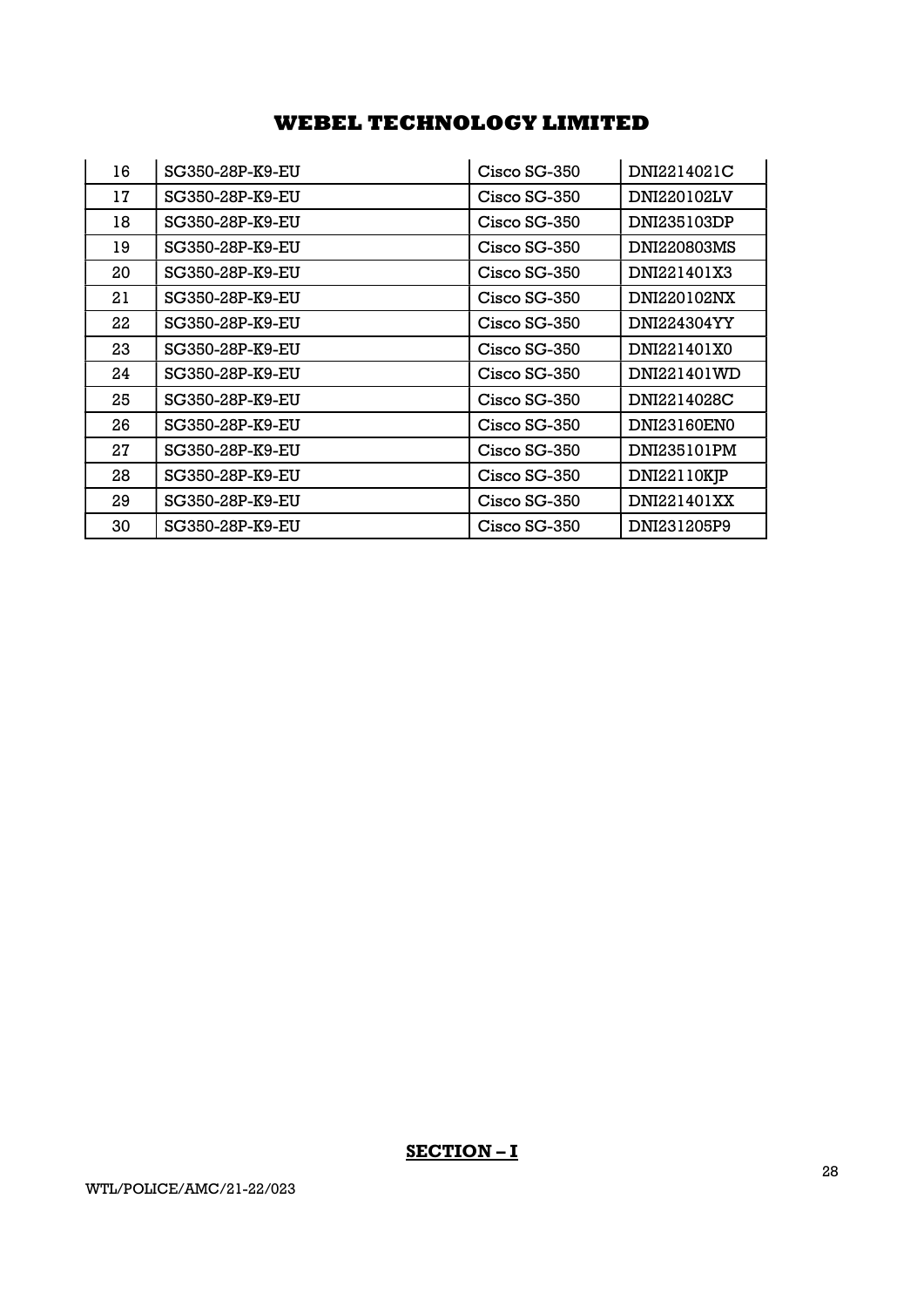| 16 | SG350-28P-K9-EU | Cisco SG-350 | DNI2214021C |
|---|---|---|---|
| 17 | SG350-28P-K9-EU | Cisco SG-350 | DNI220102LV |
| 18 | SG350-28P-K9-EU | Cisco SG-350 | DNI235103DP |
| 19 | SG350-28P-K9-EU | Cisco SG-350 | DNI220803MS |
| 20 | SG350-28P-K9-EU | Cisco SG-350 | DNI221401X3 |
| 21 | SG350-28P-K9-EU | Cisco SG-350 | DNI220102NX |
| 22 | SG350-28P-K9-EU | Cisco SG-350 | DNI224304YY |
| 23 | SG350-28P-K9-EU | Cisco SG-350 | DNI221401X0 |
| 24 | SG350-28P-K9-EU | Cisco SG-350 | DNI221401WD |
| 25 | SG350-28P-K9-EU | Cisco SG-350 | DNI2214028C |
| 26 | SG350-28P-K9-EU | Cisco SG-350 | DNI23160EN0 |
| 27 | SG350-28P-K9-EU | Cisco SG-350 | DNI235101PM |
| 28 | SG350-28P-K9-EU | Cisco SG-350 | DNI22110KJP |
| 29 | SG350-28P-K9-EU | Cisco SG-350 | DNI221401XX |
| 30 | SG350-28P-K9-EU | Cisco SG-350 | DNI231205P9 |

## SECTION – I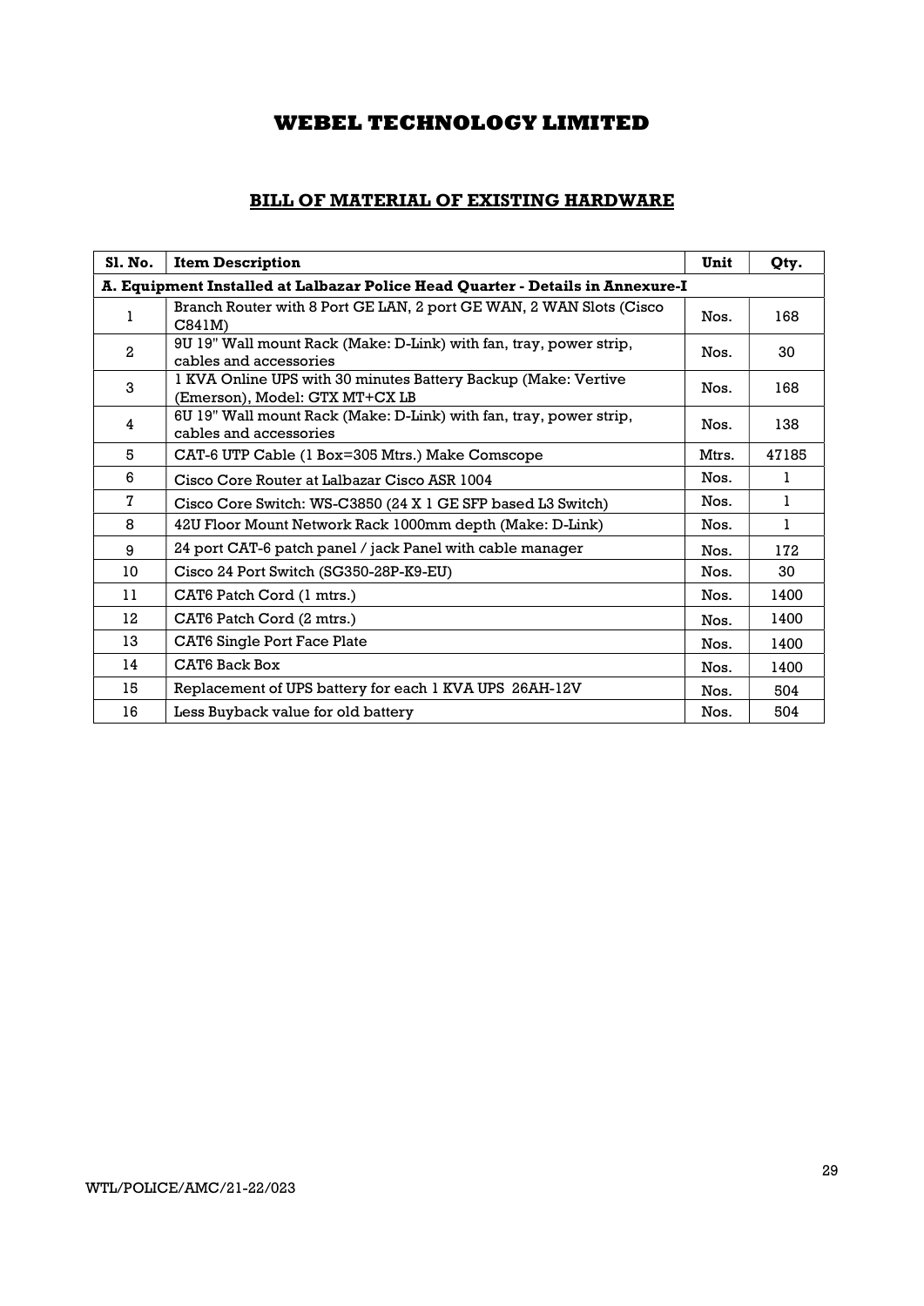# WEBEL TECHNOLOGY LIMITED

## BILL OF MATERIAL OF EXISTING HARDWARE

| Sl. No. | Item Description | Unit | Qty. |
|---|---|---|---|
| **A. Equipment Installed at Lalbazar Police Head Quarter - Details in Annexure-I** | | | |
| 1 | Branch Router with 8 Port GE LAN, 2 port GE WAN, 2 WAN Slots (Cisco C841M) | Nos. | 168 |
| 2 | 9U 19" Wall mount Rack (Make: D-Link) with fan, tray, power strip, cables and accessories | Nos. | 30 |
| 3 | 1 KVA Online UPS with 30 minutes Battery Backup (Make: Vertive (Emerson), Model: GTX MT+CX LB | Nos. | 168 |
| 4 | 6U 19" Wall mount Rack (Make: D-Link) with fan, tray, power strip, cables and accessories | Nos. | 138 |
| 5 | CAT-6 UTP Cable (1 Box=305 Mtrs.) Make Comscope | Mtrs. | 47185 |
| 6 | Cisco Core Router at Lalbazar Cisco ASR 1004 | Nos. | 1 |
| 7 | Cisco Core Switch: WS-C3850 (24 X 1 GE SFP based L3 Switch) | Nos. | 1 |
| 8 | 42U Floor Mount Network Rack 1000mm depth (Make: D-Link) | Nos. | 1 |
| 9 | 24 port CAT-6 patch panel / jack Panel with cable manager | Nos. | 172 |
| 10 | Cisco 24 Port Switch (SG350-28P-K9-EU) | Nos. | 30 |
| 11 | CAT6 Patch Cord (1 mtrs.) | Nos. | 1400 |
| 12 | CAT6 Patch Cord (2 mtrs.) | Nos. | 1400 |
| 13 | CAT6 Single Port Face Plate | Nos. | 1400 |
| 14 | CAT6 Back Box | Nos. | 1400 |
| 15 | Replacement of UPS battery for each 1 KVA UPS 26AH-12V | Nos. | 504 |
| 16 | Less Buyback value for old battery | Nos. | 504 |

WTL/POLICE/AMC/21-22/023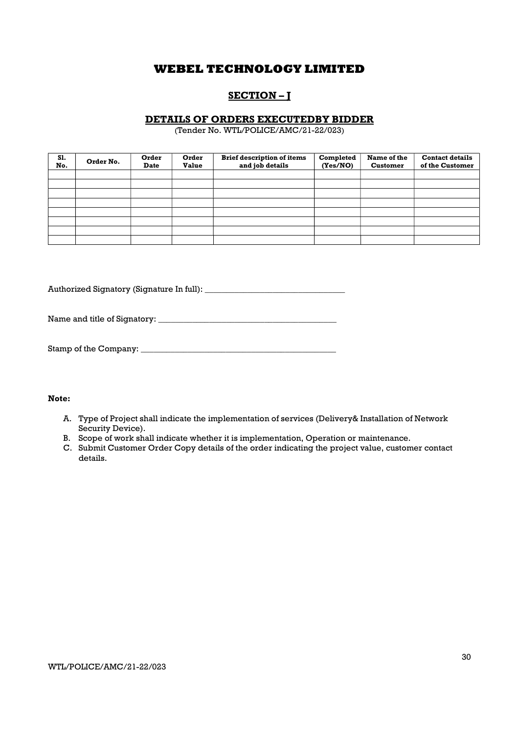# WEBEL TECHNOLOGY LIMITED

## SECTION – J

### DETAILS OF ORDERS EXECUTEDBY BIDDER

(Tender No. WTL/POLICE/AMC/21-22/023)

| Sl. No. | Order No. | Order Date | Order Value | Brief description of items and job details | Completed (Yes/NO) | Name of the Customer | Contact details of the Customer |
|---|---|---|---|---|---|---|---|
| | | | | | | | |
| | | | | | | | |
| | | | | | | | |
| | | | | | | | |
| | | | | | | | |
| | | | | | | | |
| | | | | | | | |
| | | | | | | | |

Authorized Signatory (Signature In full): _________________________________

Name and title of Signatory: __________________________________________

Stamp of the Company: _____________________________________________

**Note:**

A. Type of Project shall indicate the implementation of services (Delivery& Installation of Network Security Device).
B. Scope of work shall indicate whether it is implementation, Operation or maintenance.
C. Submit Customer Order Copy details of the order indicating the project value, customer contact details.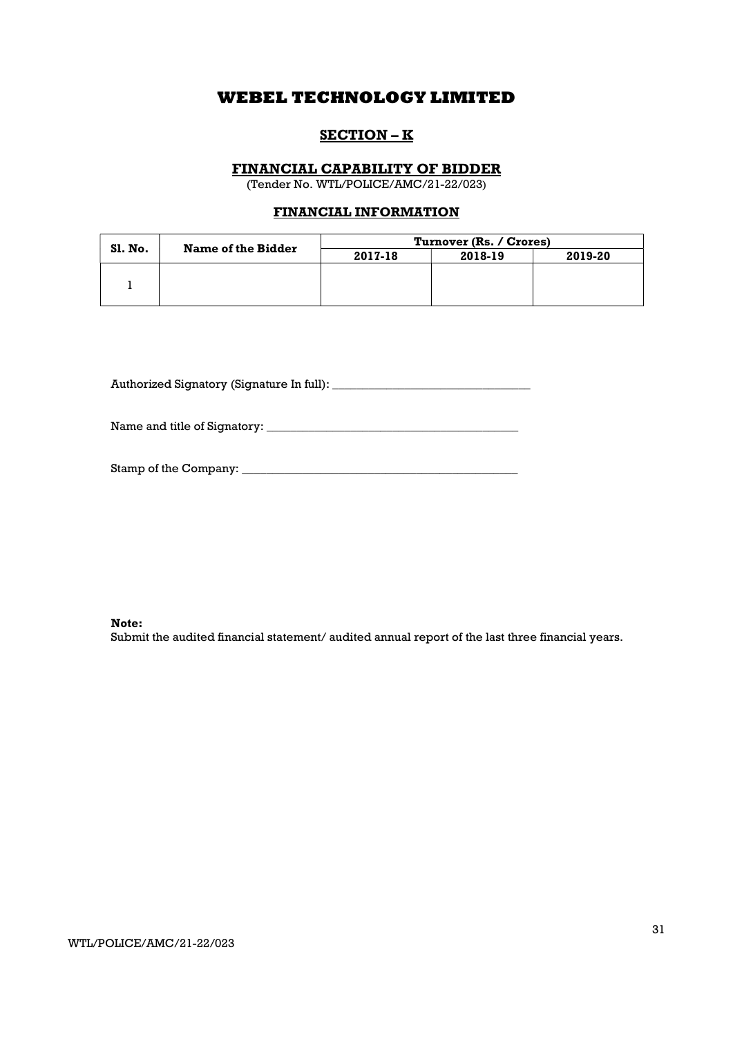# WEBEL TECHNOLOGY LIMITED

## SECTION – K

### FINANCIAL CAPABILITY OF BIDDER

(Tender No. WTL/POLICE/AMC/21-22/023)

### FINANCIAL INFORMATION

| Sl. No. | Name of the Bidder | Turnover (Rs. / Crores) | | |
|---|---|---|---|---|
| | | 2017-18 | 2018-19 | 2019-20 |
| 1 | | | | |

Authorized Signatory (Signature In full): _________________________________

Name and title of Signatory: __________________________________________

Stamp of the Company: ______________________________________________

**Note:**
Submit the audited financial statement/ audited annual report of the last three financial years.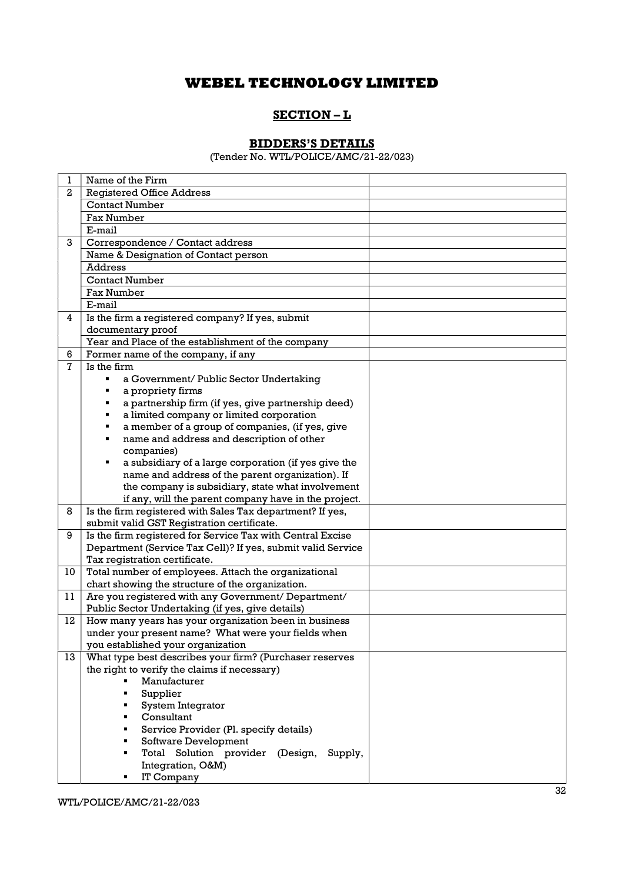# WEBEL TECHNOLOGY LIMITED

## SECTION – L

### BIDDERS'S DETAILS

(Tender No. WTL/POLICE/AMC/21-22/023)

| | | |
|---|---|---|
| 1 | Name of the Firm | |
| 2 | Registered Office Address | |
| | Contact Number | |
| | Fax Number | |
| | E-mail | |
| 3 | Correspondence / Contact address | |
| | Name & Designation of Contact person | |
| | Address | |
| | Contact Number | |
| | Fax Number | |
| | E-mail | |
| 4 | Is the firm a registered company? If yes, submit documentary proof | |
| | Year and Place of the establishment of the company | |
| 6 | Former name of the company, if any | |
| 7 | Is the firm<br>▪ a Government/ Public Sector Undertaking<br>▪ a propriety firms<br>▪ a partnership firm (if yes, give partnership deed)<br>▪ a limited company or limited corporation<br>▪ a member of a group of companies, (if yes, give<br>▪ name and address and description of other companies)<br>▪ a subsidiary of a large corporation (if yes give the name and address of the parent organization). If the company is subsidiary, state what involvement if any, will the parent company have in the project. | |
| 8 | Is the firm registered with Sales Tax department? If yes, submit valid GST Registration certificate. | |
| 9 | Is the firm registered for Service Tax with Central Excise Department (Service Tax Cell)? If yes, submit valid Service Tax registration certificate. | |
| 10 | Total number of employees. Attach the organizational chart showing the structure of the organization. | |
| 11 | Are you registered with any Government/ Department/ Public Sector Undertaking (if yes, give details) | |
| 12 | How many years has your organization been in business under your present name? What were your fields when you established your organization | |
| 13 | What type best describes your firm? (Purchaser reserves the right to verify the claims if necessary)<br>▪ Manufacturer<br>▪ Supplier<br>▪ System Integrator<br>▪ Consultant<br>▪ Service Provider (Pl. specify details)<br>▪ Software Development<br>▪ Total Solution provider (Design, Supply, Integration, O&M)<br>▪ IT Company | |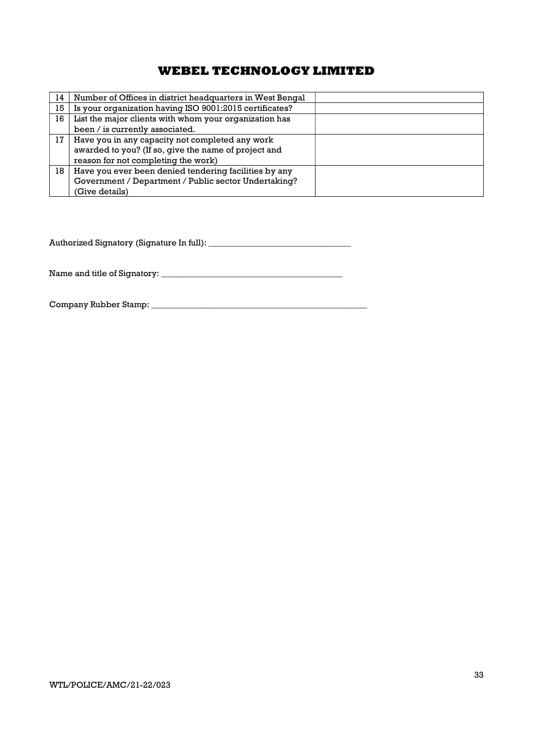# WEBEL TECHNOLOGY LIMITED

| | | |
|---|---|---|
| 14 | Number of Offices in district headquarters in West Bengal | |
| 15 | Is your organization having ISO 9001:2015 certificates? | |
| 16 | List the major clients with whom your organization has been / is currently associated. | |
| 17 | Have you in any capacity not completed any work awarded to you? (If so, give the name of project and reason for not completing the work) | |
| 18 | Have you ever been denied tendering facilities by any Government / Department / Public sector Undertaking? (Give details) | |

Authorized Signatory (Signature In full): _________________________________

Name and title of Signatory: __________________________________________

Company Rubber Stamp: ____________________________________________________

WTL/POLICE/AMC/21-22/023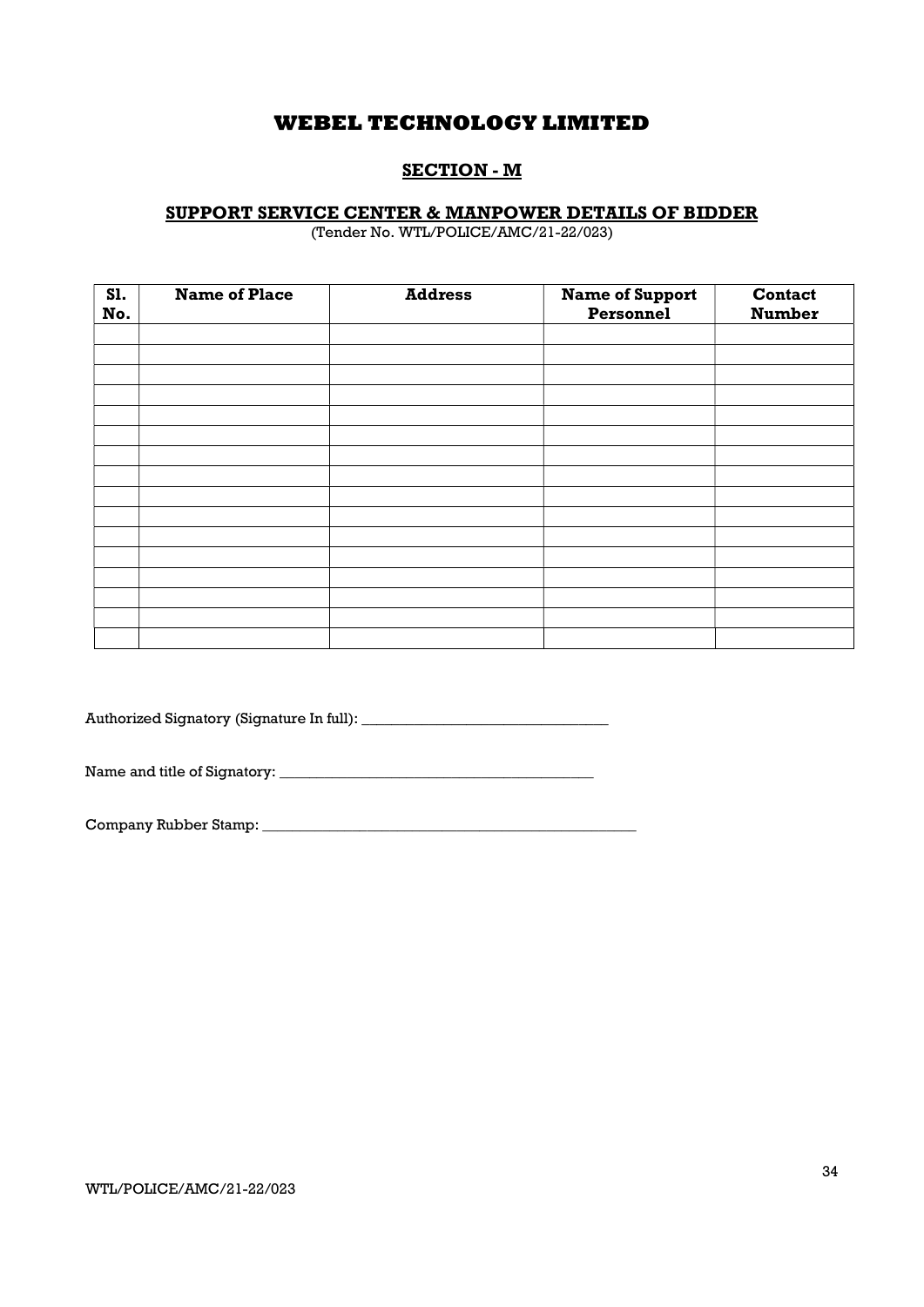# WEBEL TECHNOLOGY LIMITED

## SECTION - M

### SUPPORT SERVICE CENTER & MANPOWER DETAILS OF BIDDER

(Tender No. WTL/POLICE/AMC/21-22/023)

| Sl. No. | Name of Place | Address | Name of Support Personnel | Contact Number |
|---|---|---|---|---|
| | | | | |
| | | | | |
| | | | | |
| | | | | |
| | | | | |
| | | | | |
| | | | | |
| | | | | |
| | | | | |
| | | | | |
| | | | | |
| | | | | |
| | | | | |
| | | | | |
| | | | | |
| | | | | |

Authorized Signatory (Signature In full): _________________________________

Name and title of Signatory: __________________________________________

Company Rubber Stamp: ____________________________________________________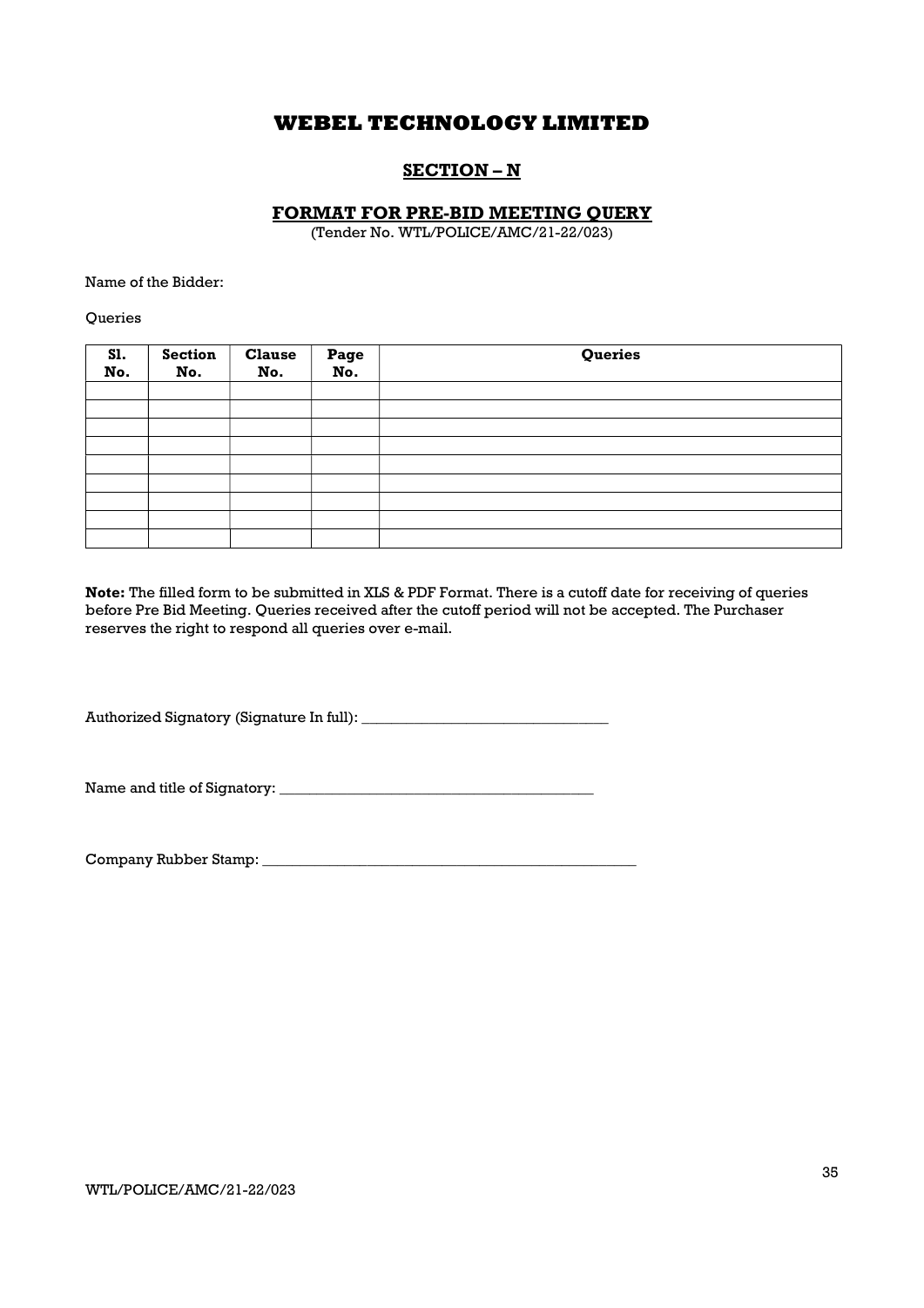# WEBEL TECHNOLOGY LIMITED

## SECTION – N

### FORMAT FOR PRE-BID MEETING QUERY

(Tender No. WTL/POLICE/AMC/21-22/023)

Name of the Bidder:

Queries

| Sl. No. | Section No. | Clause No. | Page No. | Queries |
|---|---|---|---|---|
| | | | | |
| | | | | |
| | | | | |
| | | | | |
| | | | | |
| | | | | |
| | | | | |
| | | | | |
| | | | | |

**Note:** The filled form to be submitted in XLS & PDF Format. There is a cutoff date for receiving of queries before Pre Bid Meeting. Queries received after the cutoff period will not be accepted. The Purchaser reserves the right to respond all queries over e-mail.

Authorized Signatory (Signature In full): _________________________________

Name and title of Signatory: __________________________________________

Company Rubber Stamp: ___________________________________________________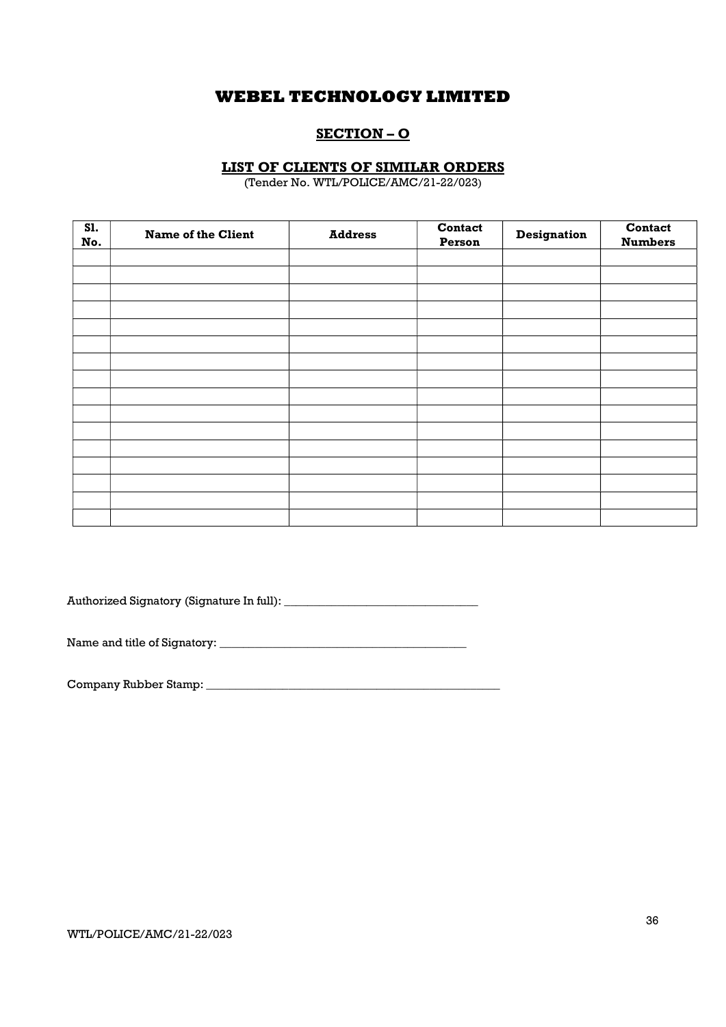# WEBEL TECHNOLOGY LIMITED

## SECTION – O

### LIST OF CLIENTS OF SIMILAR ORDERS

(Tender No. WTL/POLICE/AMC/21-22/023)

| Sl. No. | Name of the Client | Address | Contact Person | Designation | Contact Numbers |
|---|---|---|---|---|---|
| | | | | | |
| | | | | | |
| | | | | | |
| | | | | | |
| | | | | | |
| | | | | | |
| | | | | | |
| | | | | | |
| | | | | | |
| | | | | | |
| | | | | | |
| | | | | | |
| | | | | | |
| | | | | | |
| | | | | | |
| | | | | | |

Authorized Signatory (Signature In full): _________________________________

Name and title of Signatory: __________________________________________

Company Rubber Stamp: ____________________________________________________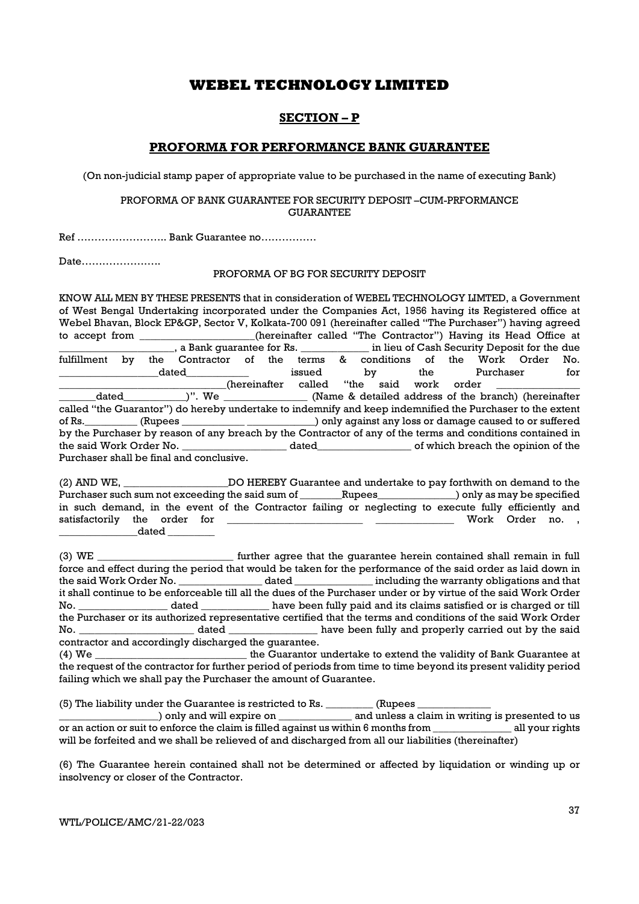# WEBEL TECHNOLOGY LIMITED

## SECTION – P

## PROFORMA FOR PERFORMANCE BANK GUARANTEE

(On non-judicial stamp paper of appropriate value to be purchased in the name of executing Bank)

PROFORMA OF BANK GUARANTEE FOR SECURITY DEPOSIT –CUM-PRFORMANCE GUARANTEE

Ref …………………….. Bank Guarantee no…………….

Date…………………..

PROFORMA OF BG FOR SECURITY DEPOSIT

KNOW ALL MEN BY THESE PRESENTS that in consideration of WEBEL TECHNOLOGY LIMTED, a Government of West Bengal Undertaking incorporated under the Companies Act, 1956 having its Registered office at Webel Bhavan, Block EP&GP, Sector V, Kolkata-700 091 (hereinafter called "The Purchaser") having agreed to accept from _____________________(hereinafter called "The Contractor") Having its Head Office at _____________________, a Bank guarantee for Rs. ____________ in lieu of Cash Security Deposit for the due fulfillment by the Contractor of the terms & conditions of the Work Order No. __________________dated___________ issued by the Purchaser for ______________________________(hereinafter called "the said work order _______________ _______dated___________)". We _______________ (Name & detailed address of the branch) (hereinafter called "the Guarantor") do hereby undertake to indemnify and keep indemnified the Purchaser to the extent of Rs._________ (Rupees ___________ ____________) only against any loss or damage caused to or suffered by the Purchaser by reason of any breach by the Contractor of any of the terms and conditions contained in the said Work Order No. ___________________ dated________________ of which breach the opinion of the Purchaser shall be final and conclusive.

(2) AND WE, ___________________DO HEREBY Guarantee and undertake to pay forthwith on demand to the Purchaser such sum not exceeding the said sum of ________Rupees______________) only as may be specified in such demand, in the event of the Contractor failing or neglecting to execute fully efficiently and satisfactorily the order for _________________________ ______________ Work Order no. , ______________dated ________

(3) WE _________________________ further agree that the guarantee herein contained shall remain in full force and effect during the period that would be taken for the performance of the said order as laid down in the said Work Order No. _______________ dated ______________ including the warranty obligations and that it shall continue to be enforceable till all the dues of the Purchaser under or by virtue of the said Work Order No. ________________ dated ____________ have been fully paid and its claims satisfied or is charged or till the Purchaser or its authorized representative certified that the terms and conditions of the said Work Order No. _____________________ dated ________________ have been fully and properly carried out by the said contractor and accordingly discharged the guarantee.

(4) We ____________________________ the Guarantor undertake to extend the validity of Bank Guarantee at the request of the contractor for further period of periods from time to time beyond its present validity period failing which we shall pay the Purchaser the amount of Guarantee.

(5) The liability under the Guarantee is restricted to Rs. _________ (Rupees _____________ __________________) only and will expire on _____________ and unless a claim in writing is presented to us or an action or suit to enforce the claim is filled against us within 6 months from ______________ all your rights will be forfeited and we shall be relieved of and discharged from all our liabilities (thereinafter)

(6) The Guarantee herein contained shall not be determined or affected by liquidation or winding up or insolvency or closer of the Contractor.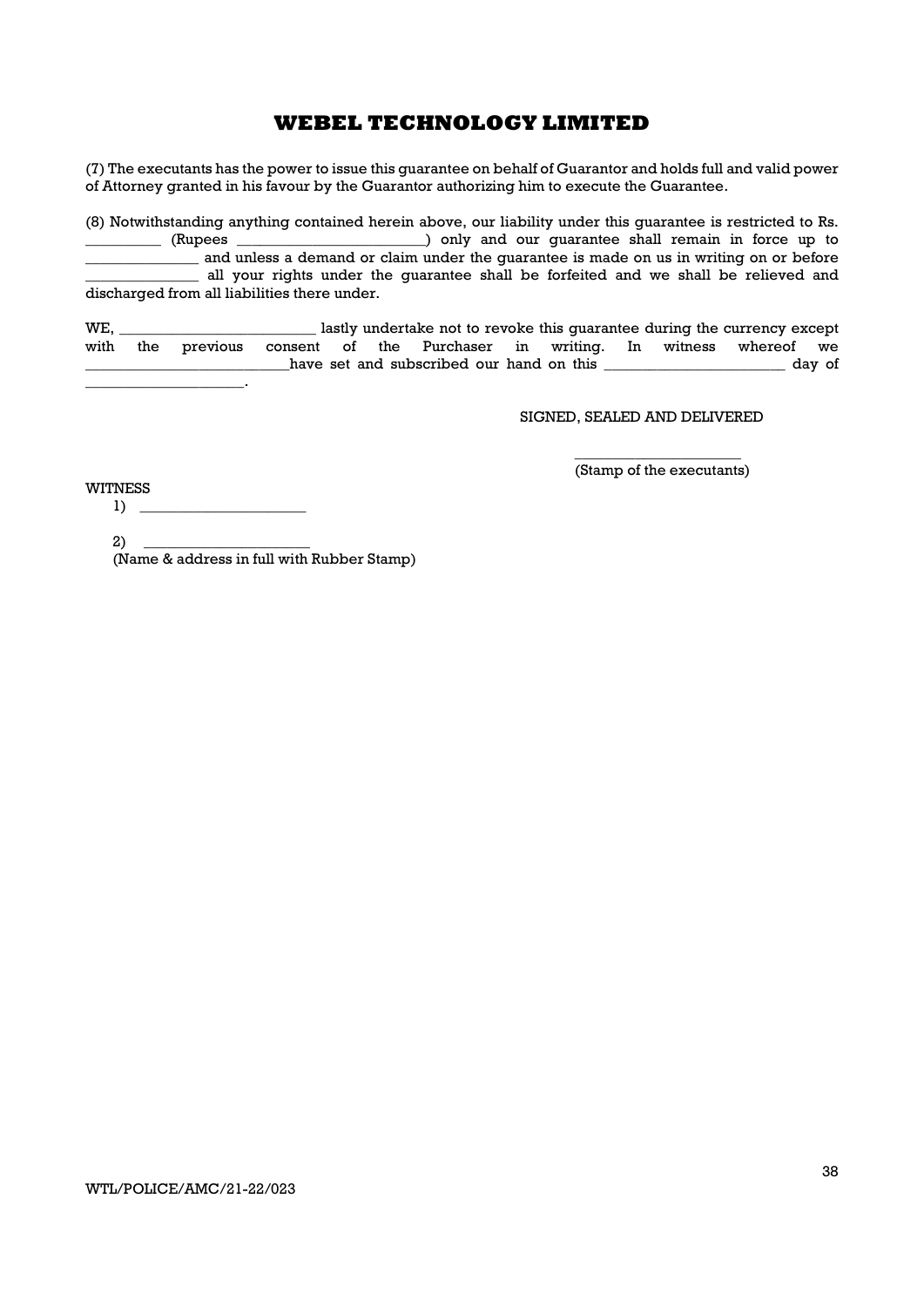# WEBEL TECHNOLOGY LIMITED

(7) The executants has the power to issue this guarantee on behalf of Guarantor and holds full and valid power of Attorney granted in his favour by the Guarantor authorizing him to execute the Guarantee.

(8) Notwithstanding anything contained herein above, our liability under this guarantee is restricted to Rs. __________ (Rupees ________________________) only and our guarantee shall remain in force up to ______________ and unless a demand or claim under the guarantee is made on us in writing on or before ______________ all your rights under the guarantee shall be forfeited and we shall be relieved and discharged from all liabilities there under.

WE, _________________________ lastly undertake not to revoke this guarantee during the currency except with the previous consent of the Purchaser in writing. In witness whereof we __________________________have set and subscribed our hand on this _______________________ day of _____________________.

SIGNED, SEALED AND DELIVERED

_____________________
(Stamp of the executants)

WITNESS

1) _____________________

2) _____________________

(Name & address in full with Rubber Stamp)

WTL/POLICE/AMC/21-22/023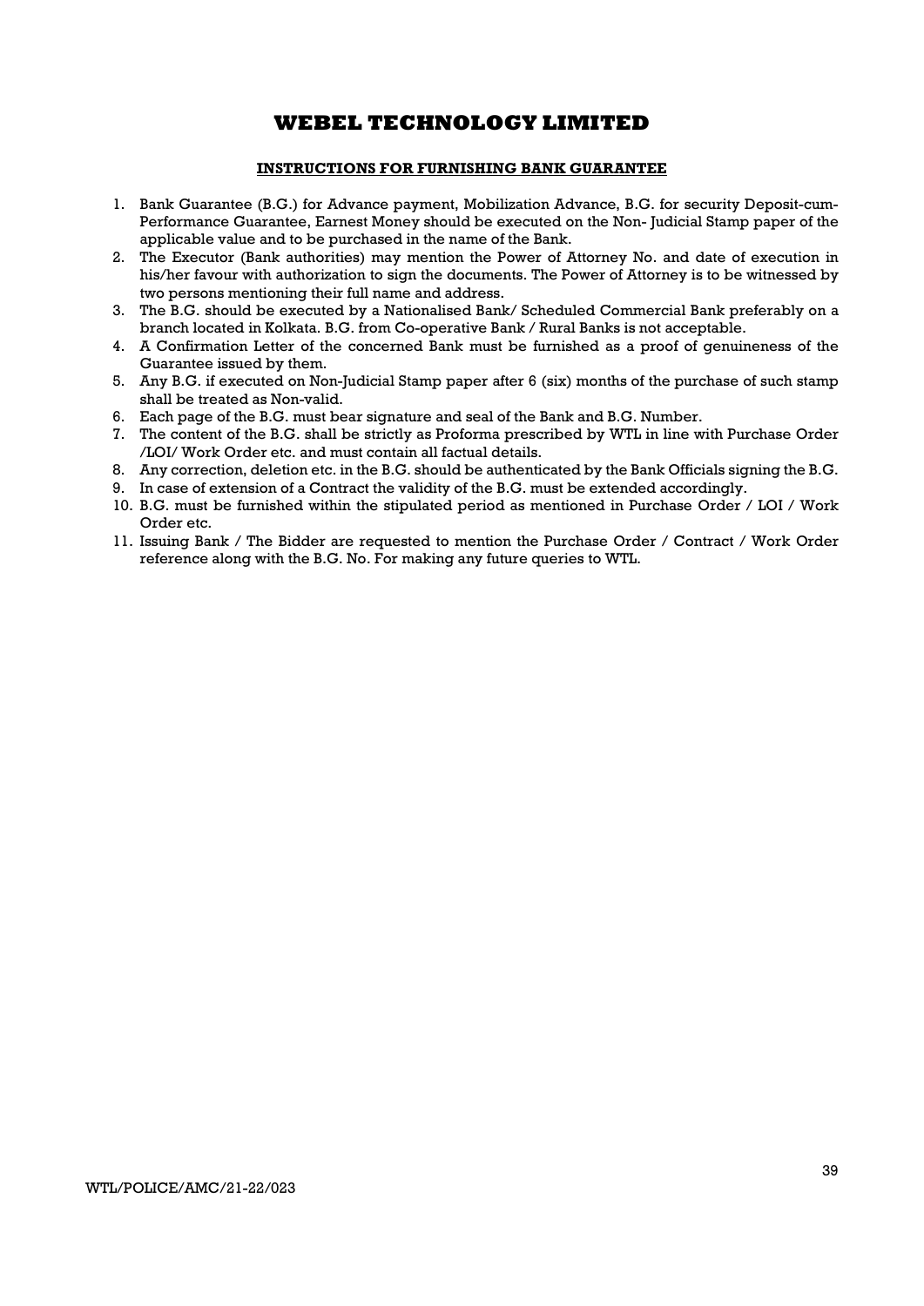# WEBEL TECHNOLOGY LIMITED

## INSTRUCTIONS FOR FURNISHING BANK GUARANTEE

1. Bank Guarantee (B.G.) for Advance payment, Mobilization Advance, B.G. for security Deposit-cum-Performance Guarantee, Earnest Money should be executed on the Non- Judicial Stamp paper of the applicable value and to be purchased in the name of the Bank.
2. The Executor (Bank authorities) may mention the Power of Attorney No. and date of execution in his/her favour with authorization to sign the documents. The Power of Attorney is to be witnessed by two persons mentioning their full name and address.
3. The B.G. should be executed by a Nationalised Bank/ Scheduled Commercial Bank preferably on a branch located in Kolkata. B.G. from Co-operative Bank / Rural Banks is not acceptable.
4. A Confirmation Letter of the concerned Bank must be furnished as a proof of genuineness of the Guarantee issued by them.
5. Any B.G. if executed on Non-Judicial Stamp paper after 6 (six) months of the purchase of such stamp shall be treated as Non-valid.
6. Each page of the B.G. must bear signature and seal of the Bank and B.G. Number.
7. The content of the B.G. shall be strictly as Proforma prescribed by WTL in line with Purchase Order /LOI/ Work Order etc. and must contain all factual details.
8. Any correction, deletion etc. in the B.G. should be authenticated by the Bank Officials signing the B.G.
9. In case of extension of a Contract the validity of the B.G. must be extended accordingly.
10. B.G. must be furnished within the stipulated period as mentioned in Purchase Order / LOI / Work Order etc.
11. Issuing Bank / The Bidder are requested to mention the Purchase Order / Contract / Work Order reference along with the B.G. No. For making any future queries to WTL.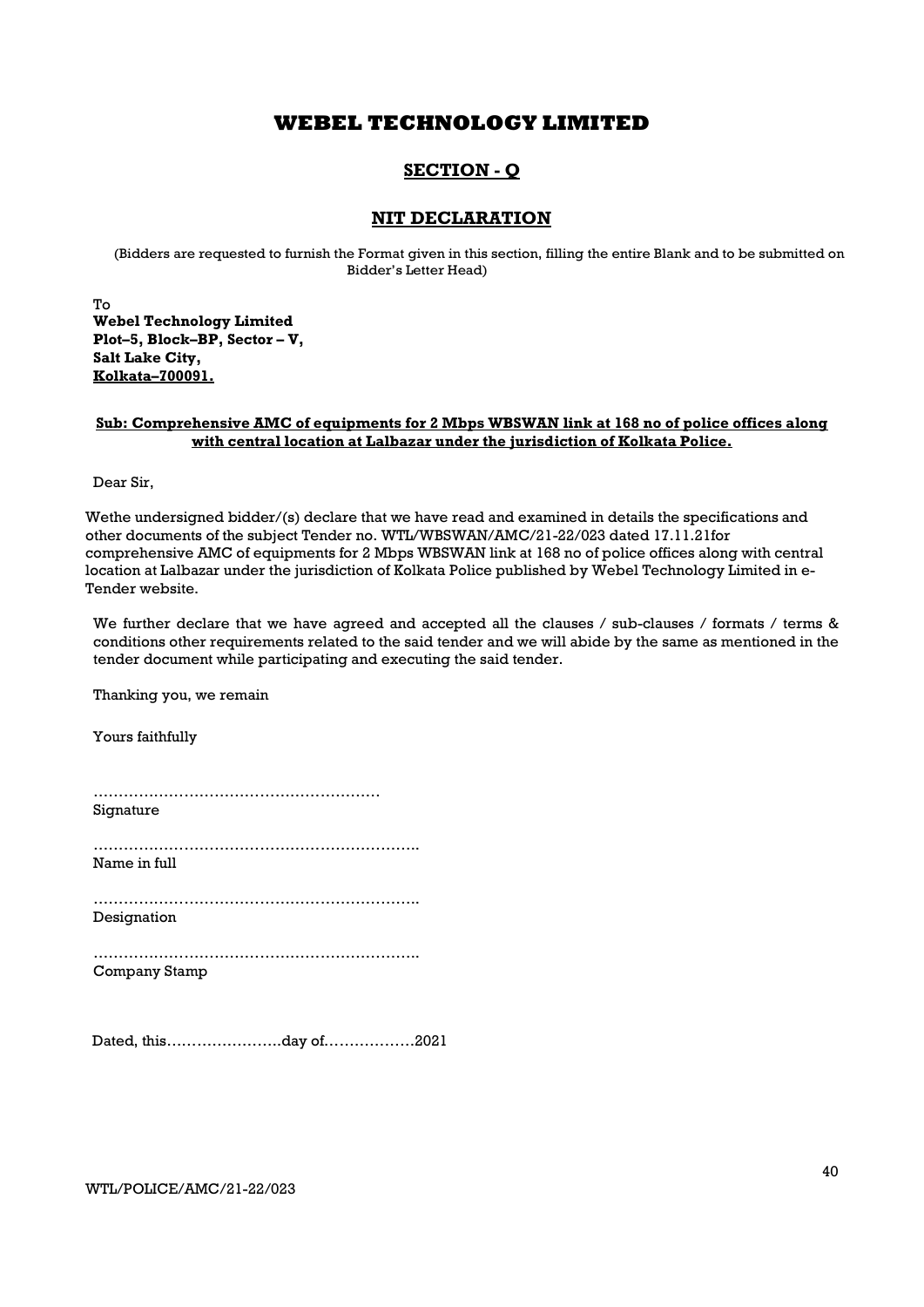# WEBEL TECHNOLOGY LIMITED

## SECTION - Q

## NIT DECLARATION

(Bidders are requested to furnish the Format given in this section, filling the entire Blank and to be submitted on Bidder's Letter Head)

To
**Webel Technology Limited**
**Plot–5, Block–BP, Sector – V,**
**Salt Lake City,**
**Kolkata–700091.**

**Sub: Comprehensive AMC of equipments for 2 Mbps WBSWAN link at 168 no of police offices along with central location at Lalbazar under the jurisdiction of Kolkata Police.**

Dear Sir,

Wethe undersigned bidder/(s) declare that we have read and examined in details the specifications and other documents of the subject Tender no. WTL/WBSWAN/AMC/21-22/023 dated 17.11.21for comprehensive AMC of equipments for 2 Mbps WBSWAN link at 168 no of police offices along with central location at Lalbazar under the jurisdiction of Kolkata Police published by Webel Technology Limited in e-Tender website.

We further declare that we have agreed and accepted all the clauses / sub-clauses / formats / terms & conditions other requirements related to the said tender and we will abide by the same as mentioned in the tender document while participating and executing the said tender.

Thanking you, we remain

Yours faithfully

…………………………………………………
Signature

……………………………………………………….
Name in full

……………………………………………………….
Designation

……………………………………………………….
Company Stamp

Dated, this…………………..day of………………2021

WTL/POLICE/AMC/21-22/023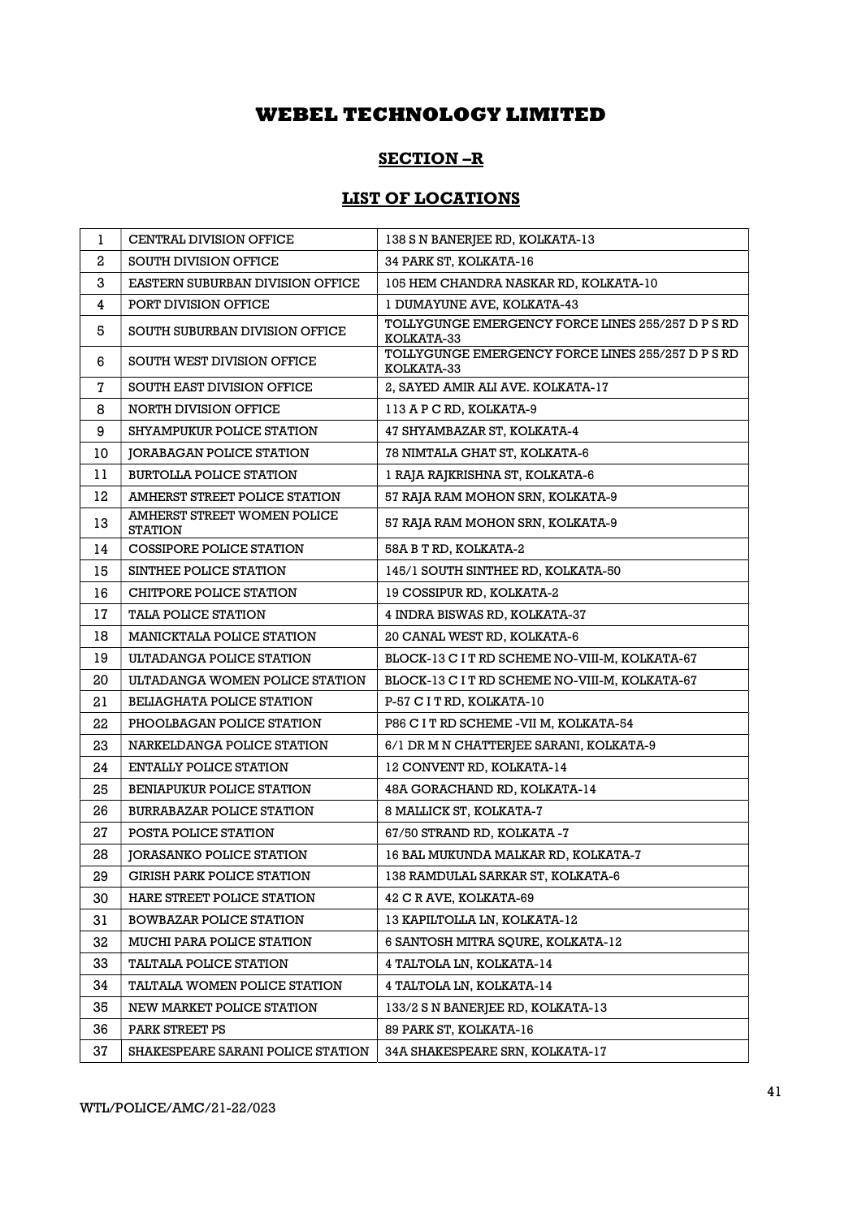# WEBEL TECHNOLOGY LIMITED

## SECTION –R

## LIST OF LOCATIONS

| | | |
|---|---|---|
| 1 | CENTRAL DIVISION OFFICE | 138 S N BANERJEE RD, KOLKATA-13 |
| 2 | SOUTH DIVISION OFFICE | 34 PARK ST, KOLKATA-16 |
| 3 | EASTERN SUBURBAN DIVISION OFFICE | 105 HEM CHANDRA NASKAR RD, KOLKATA-10 |
| 4 | PORT DIVISION OFFICE | 1 DUMAYUNE AVE, KOLKATA-43 |
| 5 | SOUTH SUBURBAN DIVISION OFFICE | TOLLYGUNGE EMERGENCY FORCE LINES 255/257 D P S RD KOLKATA-33 |
| 6 | SOUTH WEST DIVISION OFFICE | TOLLYGUNGE EMERGENCY FORCE LINES 255/257 D P S RD KOLKATA-33 |
| 7 | SOUTH EAST DIVISION OFFICE | 2, SAYED AMIR ALI AVE. KOLKATA-17 |
| 8 | NORTH DIVISION OFFICE | 113 A P C RD, KOLKATA-9 |
| 9 | SHYAMPUKUR POLICE STATION | 47 SHYAMBAZAR ST, KOLKATA-4 |
| 10 | JORABAGAN POLICE STATION | 78 NIMTALA GHAT ST, KOLKATA-6 |
| 11 | BURTOLLA POLICE STATION | 1 RAJA RAJKRISHNA ST, KOLKATA-6 |
| 12 | AMHERST STREET POLICE STATION | 57 RAJA RAM MOHON SRN, KOLKATA-9 |
| 13 | AMHERST STREET WOMEN POLICE STATION | 57 RAJA RAM MOHON SRN, KOLKATA-9 |
| 14 | COSSIPORE POLICE STATION | 58A B T RD, KOLKATA-2 |
| 15 | SINTHEE POLICE STATION | 145/1 SOUTH SINTHEE RD, KOLKATA-50 |
| 16 | CHITPORE POLICE STATION | 19 COSSIPUR RD, KOLKATA-2 |
| 17 | TALA POLICE STATION | 4 INDRA BISWAS RD, KOLKATA-37 |
| 18 | MANICKTALA POLICE STATION | 20 CANAL WEST RD, KOLKATA-6 |
| 19 | ULTADANGA POLICE STATION | BLOCK-13 C I T RD SCHEME NO-VIII-M, KOLKATA-67 |
| 20 | ULTADANGA WOMEN POLICE STATION | BLOCK-13 C I T RD SCHEME NO-VIII-M, KOLKATA-67 |
| 21 | BELIAGHATA POLICE STATION | P-57 C I T RD, KOLKATA-10 |
| 22 | PHOOLBAGAN POLICE STATION | P86 C I T RD SCHEME -VII M, KOLKATA-54 |
| 23 | NARKELDANGA POLICE STATION | 6/1 DR M N CHATTERJEE SARANI, KOLKATA-9 |
| 24 | ENTALLY POLICE STATION | 12 CONVENT RD, KOLKATA-14 |
| 25 | BENIAPUKUR POLICE STATION | 48A GORACHAND RD, KOLKATA-14 |
| 26 | BURRABAZAR POLICE STATION | 8 MALLICK ST, KOLKATA-7 |
| 27 | POSTA POLICE STATION | 67/50 STRAND RD, KOLKATA -7 |
| 28 | JORASANKO POLICE STATION | 16 BAL MUKUNDA MALKAR RD, KOLKATA-7 |
| 29 | GIRISH PARK POLICE STATION | 138 RAMDULAL SARKAR ST, KOLKATA-6 |
| 30 | HARE STREET POLICE STATION | 42 C R AVE, KOLKATA-69 |
| 31 | BOWBAZAR POLICE STATION | 13 KAPILTOLLA LN, KOLKATA-12 |
| 32 | MUCHI PARA POLICE STATION | 6 SANTOSH MITRA SQURE, KOLKATA-12 |
| 33 | TALTALA POLICE STATION | 4 TALTOLA LN, KOLKATA-14 |
| 34 | TALTALA WOMEN POLICE STATION | 4 TALTOLA LN, KOLKATA-14 |
| 35 | NEW MARKET POLICE STATION | 133/2 S N BANERJEE RD, KOLKATA-13 |
| 36 | PARK STREET PS | 89 PARK ST, KOLKATA-16 |
| 37 | SHAKESPEARE SARANI POLICE STATION | 34A SHAKESPEARE SRN, KOLKATA-17 |

WTL/POLICE/AMC/21-22/023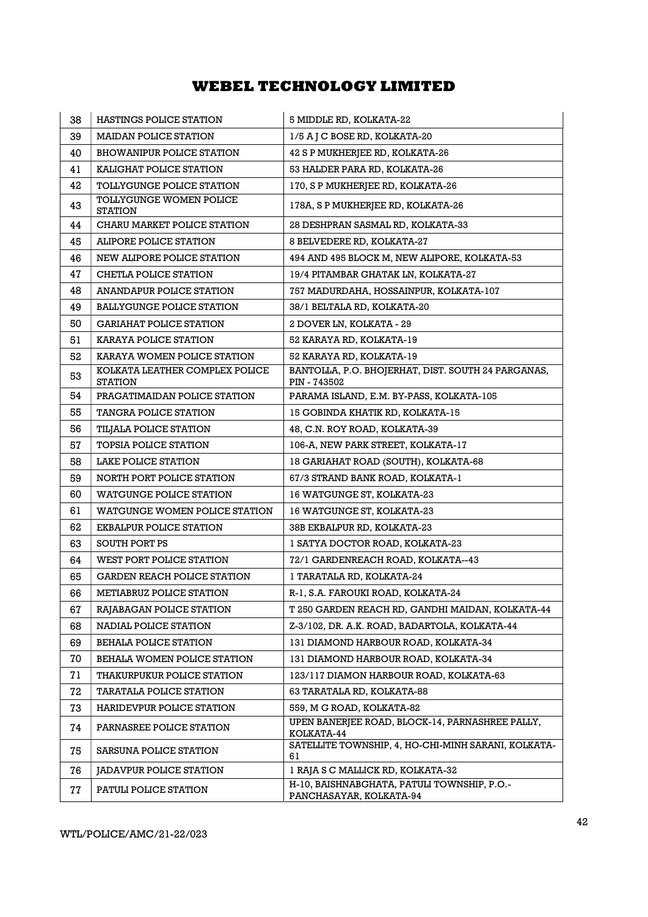# WEBEL TECHNOLOGY LIMITED

| 38 | HASTINGS POLICE STATION | 5 MIDDLE RD, KOLKATA-22 |
|---|---|---|
| 39 | MAIDAN POLICE STATION | 1/5 A J C BOSE RD, KOLKATA-20 |
| 40 | BHOWANIPUR POLICE STATION | 42 S P MUKHERJEE RD, KOLKATA-26 |
| 41 | KALIGHAT POLICE STATION | 53 HALDER PARA RD, KOLKATA-26 |
| 42 | TOLLYGUNGE POLICE STATION | 170, S P MUKHERJEE RD, KOLKATA-26 |
| 43 | TOLLYGUNGE WOMEN POLICE STATION | 178A, S P MUKHERJEE RD, KOLKATA-26 |
| 44 | CHARU MARKET POLICE STATION | 28 DESHPRAN SASMAL RD, KOLKATA-33 |
| 45 | ALIPORE POLICE STATION | 8 BELVEDERE RD, KOLKATA-27 |
| 46 | NEW ALIPORE POLICE STATION | 494 AND 495 BLOCK M, NEW ALIPORE, KOLKATA-53 |
| 47 | CHETLA POLICE STATION | 19/4 PITAMBAR GHATAK LN, KOLKATA-27 |
| 48 | ANANDAPUR POLICE STATION | 757 MADURDAHA, HOSSAINPUR, KOLKATA-107 |
| 49 | BALLYGUNGE POLICE STATION | 38/1 BELTALA RD, KOLKATA-20 |
| 50 | GARIAHAT POLICE STATION | 2 DOVER LN, KOLKATA - 29 |
| 51 | KARAYA POLICE STATION | 52 KARAYA RD, KOLKATA-19 |
| 52 | KARAYA WOMEN POLICE STATION | 52 KARAYA RD, KOLKATA-19 |
| 53 | KOLKATA LEATHER COMPLEX POLICE STATION | BANTOLLA, P.O. BHOJERHAT, DIST. SOUTH 24 PARGANAS, PIN - 743502 |
| 54 | PRAGATIMAIDAN POLICE STATION | PARAMA ISLAND, E.M. BY-PASS, KOLKATA-105 |
| 55 | TANGRA POLICE STATION | 15 GOBINDA KHATIK RD, KOLKATA-15 |
| 56 | TILJALA POLICE STATION | 48, C.N. ROY ROAD, KOLKATA-39 |
| 57 | TOPSIA POLICE STATION | 106-A, NEW PARK STREET, KOLKATA-17 |
| 58 | LAKE POLICE STATION | 18 GARIAHAT ROAD (SOUTH), KOLKATA-68 |
| 59 | NORTH PORT POLICE STATION | 67/3 STRAND BANK ROAD, KOLKATA-1 |
| 60 | WATGUNGE POLICE STATION | 16 WATGUNGE ST, KOLKATA-23 |
| 61 | WATGUNGE WOMEN POLICE STATION | 16 WATGUNGE ST, KOLKATA-23 |
| 62 | EKBALPUR POLICE STATION | 38B EKBALPUR RD, KOLKATA-23 |
| 63 | SOUTH PORT PS | 1 SATYA DOCTOR ROAD, KOLKATA-23 |
| 64 | WEST PORT POLICE STATION | 72/1 GARDENREACH ROAD, KOLKATA--43 |
| 65 | GARDEN REACH POLICE STATION | 1 TARATALA RD, KOLKATA-24 |
| 66 | METIABRUZ POLICE STATION | R-1, S.A. FAROUKI ROAD, KOLKATA-24 |
| 67 | RAJABAGAN POLICE STATION | T 250 GARDEN REACH RD, GANDHI MAIDAN, KOLKATA-44 |
| 68 | NADIAL POLICE STATION | Z-3/102, DR. A.K. ROAD, BADARTOLA, KOLKATA-44 |
| 69 | BEHALA POLICE STATION | 131 DIAMOND HARBOUR ROAD, KOLKATA-34 |
| 70 | BEHALA WOMEN POLICE STATION | 131 DIAMOND HARBOUR ROAD, KOLKATA-34 |
| 71 | THAKURPUKUR POLICE STATION | 123/117 DIAMON HARBOUR ROAD, KOLKATA-63 |
| 72 | TARATALA POLICE STATION | 63 TARATALA RD, KOLKATA-88 |
| 73 | HARIDEVPUR POLICE STATION | 559, M G ROAD, KOLKATA-82 |
| 74 | PARNASREE POLICE STATION | UPEN BANERJEE ROAD, BLOCK-14, PARNASHREE PALLY, KOLKATA-44 |
| 75 | SARSUNA POLICE STATION | SATELLITE TOWNSHIP, 4, HO-CHI-MINH SARANI, KOLKATA-61 |
| 76 | JADAVPUR POLICE STATION | 1 RAJA S C MALLICK RD, KOLKATA-32 |
| 77 | PATULI POLICE STATION | H-10, BAISHNABGHATA, PATULI TOWNSHIP, P.O.-PANCHASAYAR, KOLKATA-94 |

WTL/POLICE/AMC/21-22/023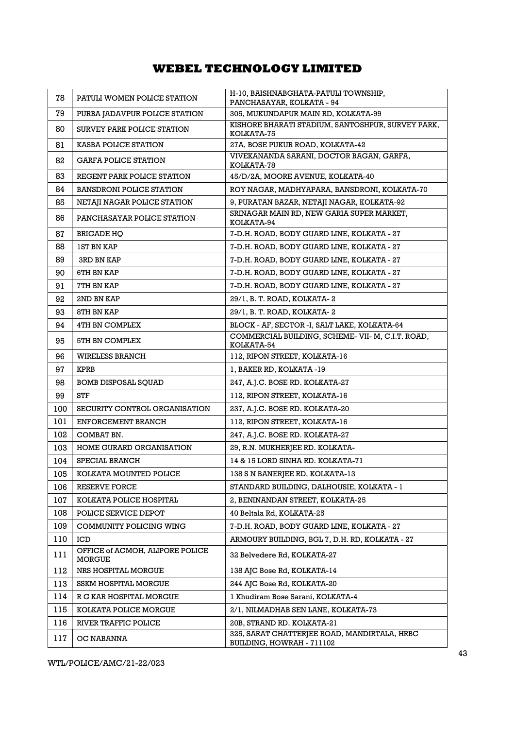# WEBEL TECHNOLOGY LIMITED

| | | |
|---|---|---|
| 78 | PATULI WOMEN POLICE STATION | H-10, BAISHNABGHATA-PATULI TOWNSHIP, PANCHASAYAR, KOLKATA - 94 |
| 79 | PURBA JADAVPUR POLICE STATION | 305, MUKUNDAPUR MAIN RD, KOLKATA-99 |
| 80 | SURVEY PARK POLICE STATION | KISHORE BHARATI STADIUM, SANTOSHPUR, SURVEY PARK, KOLKATA-75 |
| 81 | KASBA POLICE STATION | 27A, BOSE PUKUR ROAD, KOLKATA-42 |
| 82 | GARFA POLICE STATION | VIVEKANANDA SARANI, DOCTOR BAGAN, GARFA, KOLKATA-78 |
| 83 | REGENT PARK POLICE STATION | 45/D/2A, MOORE AVENUE, KOLKATA-40 |
| 84 | BANSDRONI POLICE STATION | ROY NAGAR, MADHYAPARA, BANSDRONI, KOLKATA-70 |
| 85 | NETAJI NAGAR POLICE STATION | 9, PURATAN BAZAR, NETAJI NAGAR, KOLKATA-92 |
| 86 | PANCHASAYAR POLICE STATION | SRINAGAR MAIN RD, NEW GARIA SUPER MARKET, KOLKATA-94 |
| 87 | BRIGADE HQ | 7-D.H. ROAD, BODY GUARD LINE, KOLKATA - 27 |
| 88 | 1ST BN KAP | 7-D.H. ROAD, BODY GUARD LINE, KOLKATA - 27 |
| 89 | 3RD BN KAP | 7-D.H. ROAD, BODY GUARD LINE, KOLKATA - 27 |
| 90 | 6TH BN KAP | 7-D.H. ROAD, BODY GUARD LINE, KOLKATA - 27 |
| 91 | 7TH BN KAP | 7-D.H. ROAD, BODY GUARD LINE, KOLKATA - 27 |
| 92 | 2ND BN KAP | 29/1, B. T. ROAD, KOLKATA- 2 |
| 93 | 8TH BN KAP | 29/1, B. T. ROAD, KOLKATA- 2 |
| 94 | 4TH BN COMPLEX | BLOCK - AF, SECTOR -I, SALT LAKE, KOLKATA-64 |
| 95 | 5TH BN COMPLEX | COMMERCIAL BUILDING, SCHEME- VII- M, C.I.T. ROAD, KOLKATA-54 |
| 96 | WIRELESS BRANCH | 112, RIPON STREET, KOLKATA-16 |
| 97 | KPRB | 1, BAKER RD, KOLKATA -19 |
| 98 | BOMB DISPOSAL SQUAD | 247, A.J.C. BOSE RD. KOLKATA-27 |
| 99 | STF | 112, RIPON STREET, KOLKATA-16 |
| 100 | SECURITY CONTROL ORGANISATION | 237, A.J.C. BOSE RD. KOLKATA-20 |
| 101 | ENFORCEMENT BRANCH | 112, RIPON STREET, KOLKATA-16 |
| 102 | COMBAT BN. | 247, A.J.C. BOSE RD. KOLKATA-27 |
| 103 | HOME GURARD ORGANISATION | 29, R.N. MUKHERJEE RD. KOLKATA- |
| 104 | SPECIAL BRANCH | 14 & 15 LORD SINHA RD. KOLKATA-71 |
| 105 | KOLKATA MOUNTED POLICE | 138 S N BANERJEE RD, KOLKATA-13 |
| 106 | RESERVE FORCE | STANDARD BUILDING, DALHOUSIE, KOLKATA - 1 |
| 107 | KOLKATA POLICE HOSPITAL | 2, BENINANDAN STREET, KOLKATA-25 |
| 108 | POLICE SERVICE DEPOT | 40 Beltala Rd, KOLKATA-25 |
| 109 | COMMUNITY POLICING WING | 7-D.H. ROAD, BODY GUARD LINE, KOLKATA - 27 |
| 110 | ICD | ARMOURY BUILDING, BGL 7, D.H. RD, KOLKATA - 27 |
| 111 | OFFICE of ACMOH, ALIPORE POLICE MORGUE | 32 Belvedere Rd, KOLKATA-27 |
| 112 | NRS HOSPITAL MORGUE | 138 AJC Bose Rd, KOLKATA-14 |
| 113 | SSKM HOSPITAL MORGUE | 244 AJC Bose Rd, KOLKATA-20 |
| 114 | R G KAR HOSPITAL MORGUE | 1 Khudiram Bose Sarani, KOLKATA-4 |
| 115 | KOLKATA POLICE MORGUE | 2/1, NILMADHAB SEN LANE, KOLKATA-73 |
| 116 | RIVER TRAFFIC POLICE | 20B, STRAND RD. KOLKATA-21 |
| 117 | OC NABANNA | 325, SARAT CHATTERJEE ROAD, MANDIRTALA, HRBC BUILDING, HOWRAH - 711102 |

WTL/POLICE/AMC/21-22/023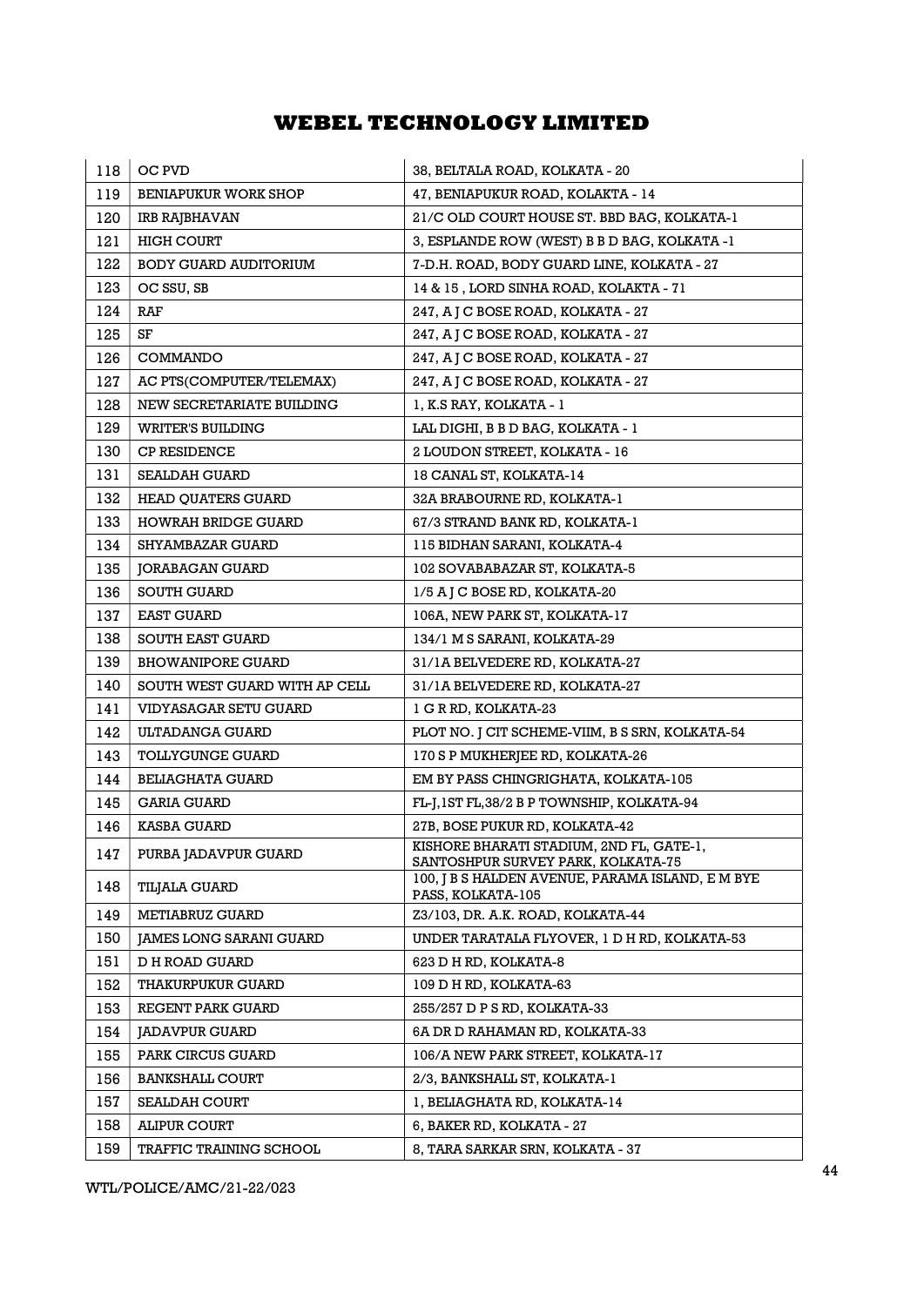# WEBEL TECHNOLOGY LIMITED

| 118 | OC PVD | 38, BELTALA ROAD, KOLKATA - 20 |
|---|---|---|
| 119 | BENIAPUKUR WORK SHOP | 47, BENIAPUKUR ROAD, KOLAKTA - 14 |
| 120 | IRB RAJBHAVAN | 21/C OLD COURT HOUSE ST. BBD BAG, KOLKATA-1 |
| 121 | HIGH COURT | 3, ESPLANDE ROW (WEST) B B D BAG, KOLKATA -1 |
| 122 | BODY GUARD AUDITORIUM | 7-D.H. ROAD, BODY GUARD LINE, KOLKATA - 27 |
| 123 | OC SSU, SB | 14 & 15 , LORD SINHA ROAD, KOLAKTA - 71 |
| 124 | RAF | 247, A J C BOSE ROAD, KOLKATA - 27 |
| 125 | SF | 247, A J C BOSE ROAD, KOLKATA - 27 |
| 126 | COMMANDO | 247, A J C BOSE ROAD, KOLKATA - 27 |
| 127 | AC PTS(COMPUTER/TELEMAX) | 247, A J C BOSE ROAD, KOLKATA - 27 |
| 128 | NEW SECRETARIATE BUILDING | 1, K.S RAY, KOLKATA - 1 |
| 129 | WRITER'S BUILDING | LAL DIGHI, B B D BAG, KOLKATA - 1 |
| 130 | CP RESIDENCE | 2 LOUDON STREET, KOLKATA - 16 |
| 131 | SEALDAH GUARD | 18 CANAL ST, KOLKATA-14 |
| 132 | HEAD QUATERS GUARD | 32A BRABOURNE RD, KOLKATA-1 |
| 133 | HOWRAH BRIDGE GUARD | 67/3 STRAND BANK RD, KOLKATA-1 |
| 134 | SHYAMBAZAR GUARD | 115 BIDHAN SARANI, KOLKATA-4 |
| 135 | JORABAGAN GUARD | 102 SOVABABAZAR ST, KOLKATA-5 |
| 136 | SOUTH GUARD | 1/5 A J C BOSE RD, KOLKATA-20 |
| 137 | EAST GUARD | 106A, NEW PARK ST, KOLKATA-17 |
| 138 | SOUTH EAST GUARD | 134/1 M S SARANI, KOLKATA-29 |
| 139 | BHOWANIPORE GUARD | 31/1A BELVEDERE RD, KOLKATA-27 |
| 140 | SOUTH WEST GUARD WITH AP CELL | 31/1A BELVEDERE RD, KOLKATA-27 |
| 141 | VIDYASAGAR SETU GUARD | 1 G R RD, KOLKATA-23 |
| 142 | ULTADANGA GUARD | PLOT NO. J CIT SCHEME-VIIM, B S SRN, KOLKATA-54 |
| 143 | TOLLYGUNGE GUARD | 170 S P MUKHERJEE RD, KOLKATA-26 |
| 144 | BELIAGHATA GUARD | EM BY PASS CHINGRIGHATA, KOLKATA-105 |
| 145 | GARIA GUARD | FL-J,1ST FL,38/2 B P TOWNSHIP, KOLKATA-94 |
| 146 | KASBA GUARD | 27B, BOSE PUKUR RD, KOLKATA-42 |
| 147 | PURBA JADAVPUR GUARD | KISHORE BHARATI STADIUM, 2ND FL, GATE-1, SANTOSHPUR SURVEY PARK, KOLKATA-75 |
| 148 | TILJALA GUARD | 100, J B S HALDEN AVENUE, PARAMA ISLAND, E M BYE PASS, KOLKATA-105 |
| 149 | METIABRUZ GUARD | Z3/103, DR. A.K. ROAD, KOLKATA-44 |
| 150 | JAMES LONG SARANI GUARD | UNDER TARATALA FLYOVER, 1 D H RD, KOLKATA-53 |
| 151 | D H ROAD GUARD | 623 D H RD, KOLKATA-8 |
| 152 | THAKURPUKUR GUARD | 109 D H RD, KOLKATA-63 |
| 153 | REGENT PARK GUARD | 255/257 D P S RD, KOLKATA-33 |
| 154 | JADAVPUR GUARD | 6A DR D RAHAMAN RD, KOLKATA-33 |
| 155 | PARK CIRCUS GUARD | 106/A NEW PARK STREET, KOLKATA-17 |
| 156 | BANKSHALL COURT | 2/3, BANKSHALL ST, KOLKATA-1 |
| 157 | SEALDAH COURT | 1, BELIAGHATA RD, KOLKATA-14 |
| 158 | ALIPUR COURT | 6, BAKER RD, KOLKATA - 27 |
| 159 | TRAFFIC TRAINING SCHOOL | 8, TARA SARKAR SRN, KOLKATA - 37 |

WTL/POLICE/AMC/21-22/023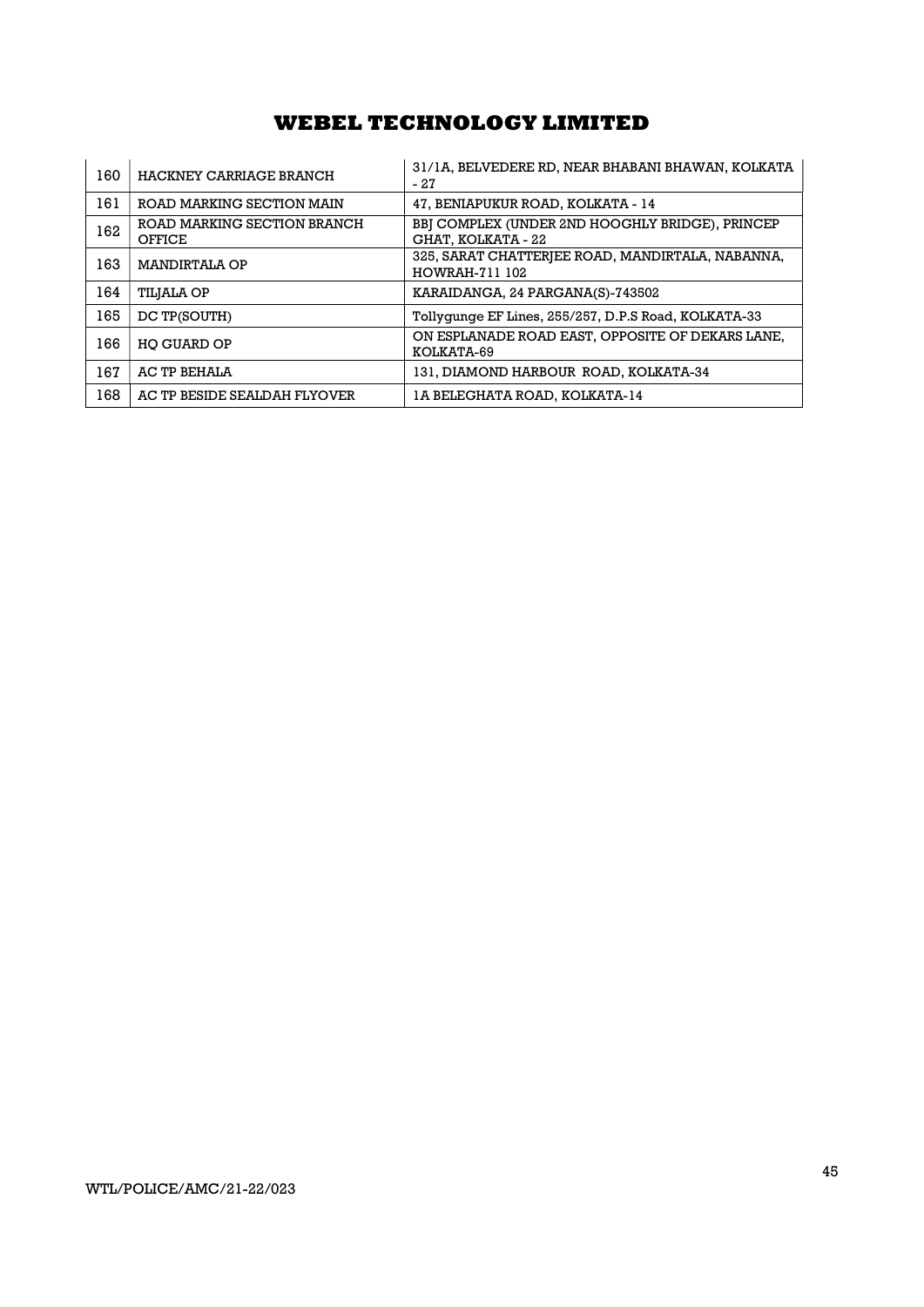| | | |
|---|---|---|
| 160 | HACKNEY CARRIAGE BRANCH | 31/1A, BELVEDERE RD, NEAR BHABANI BHAWAN, KOLKATA - 27 |
| 161 | ROAD MARKING SECTION MAIN | 47, BENIAPUKUR ROAD, KOLKATA - 14 |
| 162 | ROAD MARKING SECTION BRANCH OFFICE | BBJ COMPLEX (UNDER 2ND HOOGHLY BRIDGE), PRINCEP GHAT, KOLKATA - 22 |
| 163 | MANDIRTALA OP | 325, SARAT CHATTERJEE ROAD, MANDIRTALA, NABANNA, HOWRAH-711 102 |
| 164 | TILJALA OP | KARAIDANGA, 24 PARGANA(S)-743502 |
| 165 | DC TP(SOUTH) | Tollygunge EF Lines, 255/257, D.P.S Road, KOLKATA-33 |
| 166 | HQ GUARD OP | ON ESPLANADE ROAD EAST, OPPOSITE OF DEKARS LANE, KOLKATA-69 |
| 167 | AC TP BEHALA | 131, DIAMOND HARBOUR ROAD, KOLKATA-34 |
| 168 | AC TP BESIDE SEALDAH FLYOVER | 1A BELEGHATA ROAD, KOLKATA-14 |